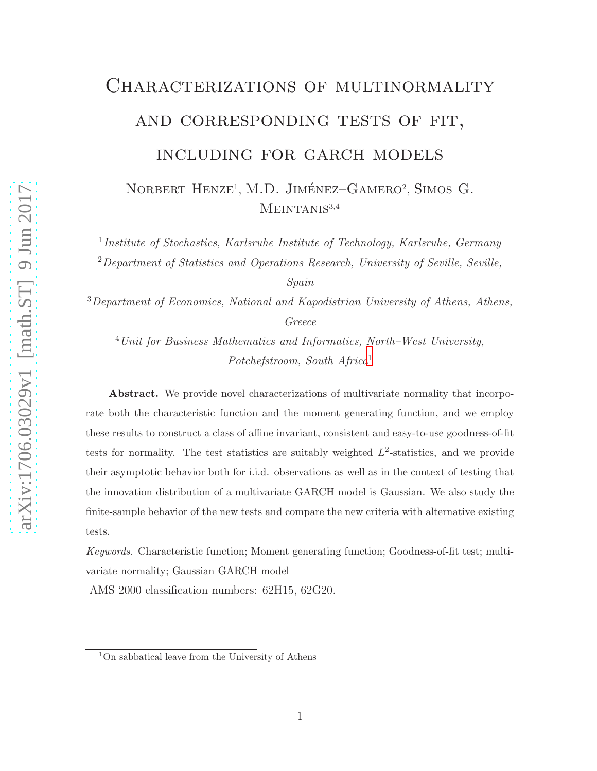# Characterizations of multinormality and corresponding tests of fit, including for GARCH models

Norbert Henze[1], M.D. Jiménez–Gamero[2], Simos G. Meintanis[3,4]

[1] *Institute of Stochastics, Karlsruhe Institute of Technology, Karlsruhe, Germany*

[2] *Department of Statistics and Operations Research, University of Seville, Seville, Spain*

[3] *Department of Economics, National and Kapodistrian University of Athens, Athens, Greece*

[4] *Unit for Business Mathematics and Informatics, North–West University, Potchefstroom, South Africa*[1]

**Abstract.** We provide novel characterizations of multivariate normality that incorporate both the characteristic function and the moment generating function, and we employ these results to construct a class of affine invariant, consistent and easy-to-use goodness-of-fit tests for normality. The test statistics are suitably weighted $L^2$-statistics, and we provide their asymptotic behavior both for i.i.d. observations as well as in the context of testing that the innovation distribution of a multivariate GARCH model is Gaussian. We also study the finite-sample behavior of the new tests and compare the new criteria with alternative existing tests.

*Keywords.* Characteristic function; Moment generating function; Goodness-of-fit test; multivariate normality; Gaussian GARCH model

AMS 2000 classification numbers: 62H15, 62G20.

---

[1] On sabbatical leave from the University of Athens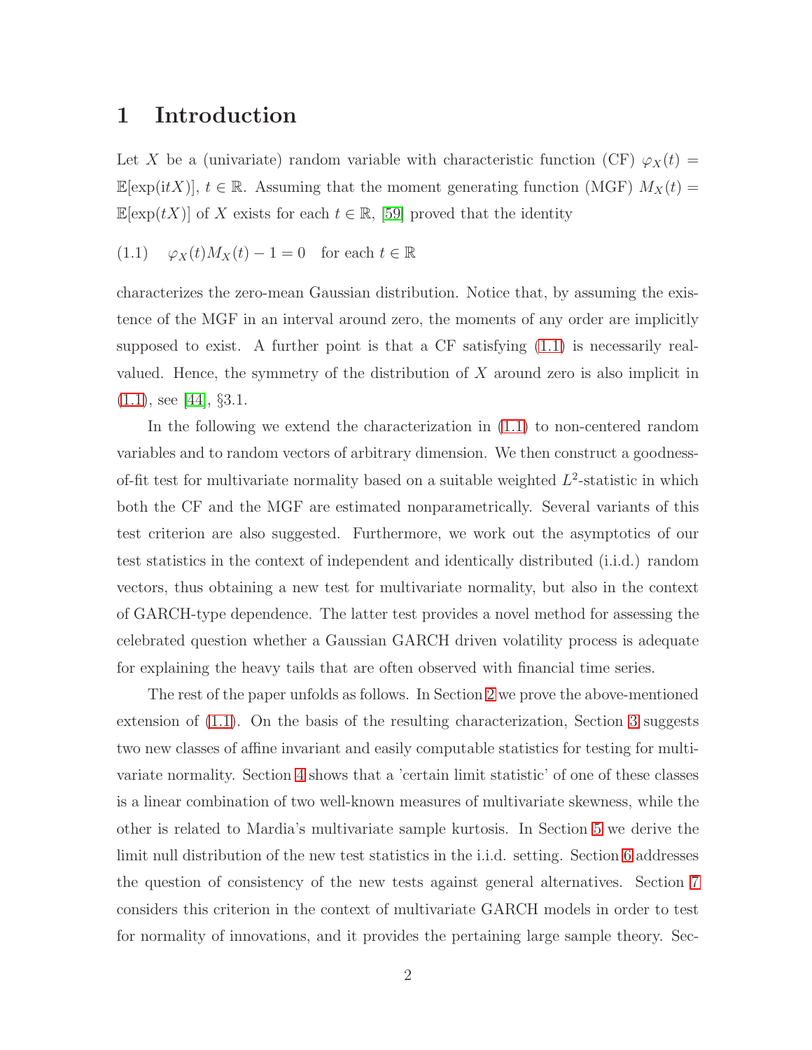# 1 Introduction

Let $X$ be a (univariate) random variable with characteristic function (CF) $\varphi_X(t) = \mathbb{E}[\exp(\mathrm{i}tX)]$, $t \in \mathbb{R}$. Assuming that the moment generating function (MGF) $M_X(t) = \mathbb{E}[\exp(tX)]$ of $X$ exists for each $t \in \mathbb{R}$, [59] proved that the identity

$$(1.1) \quad \varphi_X(t)M_X(t) - 1 = 0 \quad \text{for each } t \in \mathbb{R}$$

characterizes the zero-mean Gaussian distribution. Notice that, by assuming the existence of the MGF in an interval around zero, the moments of any order are implicitly supposed to exist. A further point is that a CF satisfying (1.1) is necessarily real-valued. Hence, the symmetry of the distribution of $X$ around zero is also implicit in (1.1), see [44], §3.1.

In the following we extend the characterization in (1.1) to non-centered random variables and to random vectors of arbitrary dimension. We then construct a goodness-of-fit test for multivariate normality based on a suitable weighted $L^2$-statistic in which both the CF and the MGF are estimated nonparametrically. Several variants of this test criterion are also suggested. Furthermore, we work out the asymptotics of our test statistics in the context of independent and identically distributed (i.i.d.) random vectors, thus obtaining a new test for multivariate normality, but also in the context of GARCH-type dependence. The latter test provides a novel method for assessing the celebrated question whether a Gaussian GARCH driven volatility process is adequate for explaining the heavy tails that are often observed with financial time series.

The rest of the paper unfolds as follows. In Section 2 we prove the above-mentioned extension of (1.1). On the basis of the resulting characterization, Section 3 suggests two new classes of affine invariant and easily computable statistics for testing for multivariate normality. Section 4 shows that a 'certain limit statistic' of one of these classes is a linear combination of two well-known measures of multivariate skewness, while the other is related to Mardia's multivariate sample kurtosis. In Section 5 we derive the limit null distribution of the new test statistics in the i.i.d. setting. Section 6 addresses the question of consistency of the new tests against general alternatives. Section 7 considers this criterion in the context of multivariate GARCH models in order to test for normality of innovations, and it provides the pertaining large sample theory. Sec-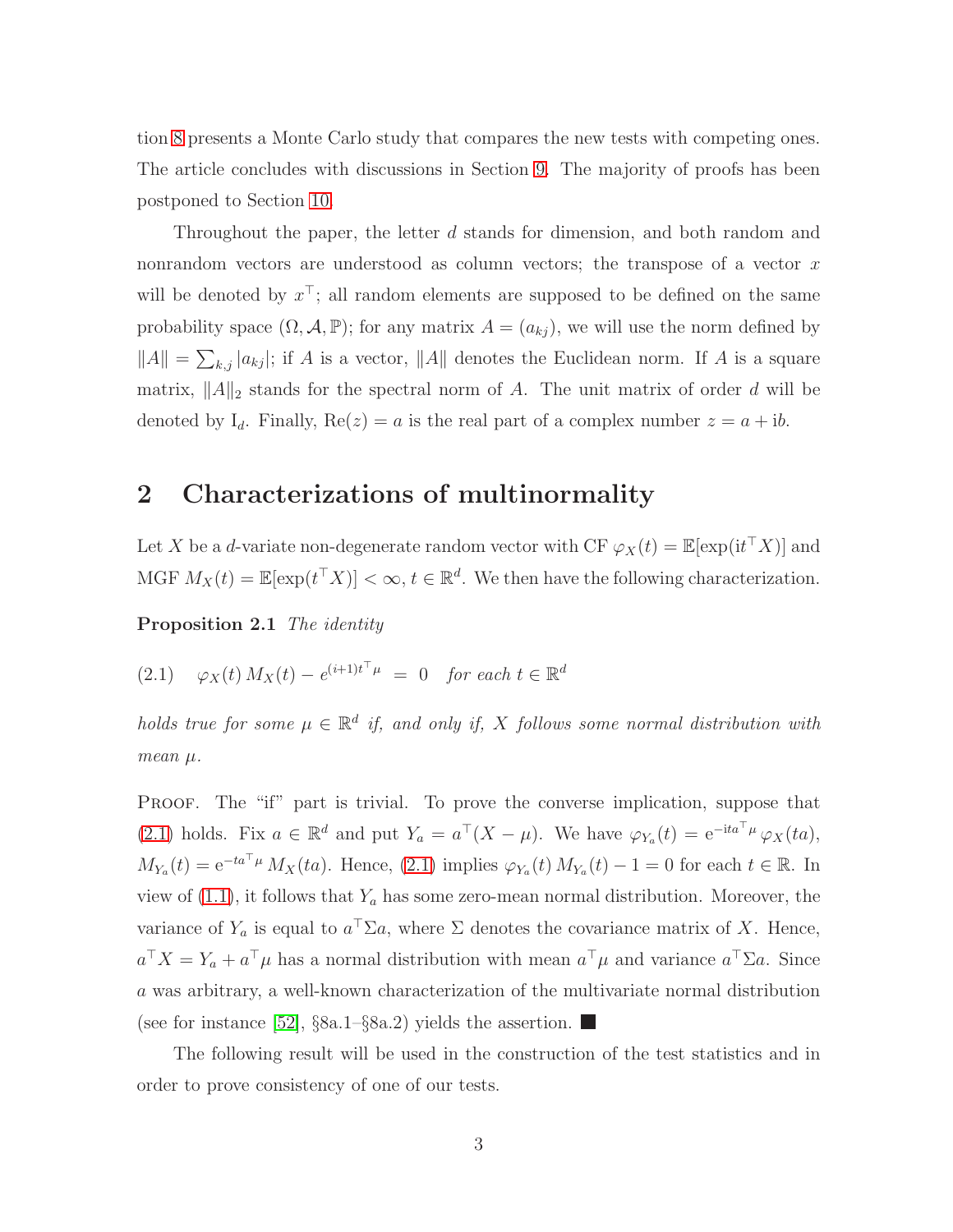tion 8 presents a Monte Carlo study that compares the new tests with competing ones. The article concludes with discussions in Section 9. The majority of proofs has been postponed to Section 10.

Throughout the paper, the letter $d$ stands for dimension, and both random and nonrandom vectors are understood as column vectors; the transpose of a vector $x$ will be denoted by $x^\top$; all random elements are supposed to be defined on the same probability space $(\Omega, \mathcal{A}, \mathbb{P})$; for any matrix $A = (a_{kj})$, we will use the norm defined by $\|A\| = \sum_{k,j} |a_{kj}|$; if $A$ is a vector, $\|A\|$ denotes the Euclidean norm. If $A$ is a square matrix, $\|A\|_2$ stands for the spectral norm of $A$. The unit matrix of order $d$ will be denoted by $\mathrm{I}_d$. Finally, $\mathrm{Re}(z) = a$ is the real part of a complex number $z = a + \mathrm{i}b$.

## 2 Characterizations of multinormality

Let $X$ be a $d$-variate non-degenerate random vector with CF $\varphi_X(t) = \mathbb{E}[\exp(\mathrm{i}t^\top X)]$ and MGF $M_X(t) = \mathbb{E}[\exp(t^\top X)] < \infty$, $t \in \mathbb{R}^d$. We then have the following characterization.

**Proposition 2.1** *The identity*

$$(2.1) \quad \varphi_X(t)\, M_X(t) - e^{(i+1)t^\top \mu} \;=\; 0 \quad \text{for each } t \in \mathbb{R}^d$$

*holds true for some $\mu \in \mathbb{R}^d$ if, and only if, $X$ follows some normal distribution with mean $\mu$.*

Proof. The "if" part is trivial. To prove the converse implication, suppose that (2.1) holds. Fix $a \in \mathbb{R}^d$ and put $Y_a = a^\top(X - \mu)$. We have $\varphi_{Y_a}(t) = \mathrm{e}^{-\mathrm{i}ta^\top\mu}\, \varphi_X(ta)$, $M_{Y_a}(t) = \mathrm{e}^{-ta^\top\mu}\, M_X(ta)$. Hence, (2.1) implies $\varphi_{Y_a}(t)\, M_{Y_a}(t) - 1 = 0$ for each $t \in \mathbb{R}$. In view of (1.1), it follows that $Y_a$ has some zero-mean normal distribution. Moreover, the variance of $Y_a$ is equal to $a^\top \Sigma a$, where $\Sigma$ denotes the covariance matrix of $X$. Hence, $a^\top X = Y_a + a^\top \mu$ has a normal distribution with mean $a^\top \mu$ and variance $a^\top \Sigma a$. Since $a$ was arbitrary, a well-known characterization of the multivariate normal distribution (see for instance [52], §8a.1–§8a.2) yields the assertion. ■

The following result will be used in the construction of the test statistics and in order to prove consistency of one of our tests.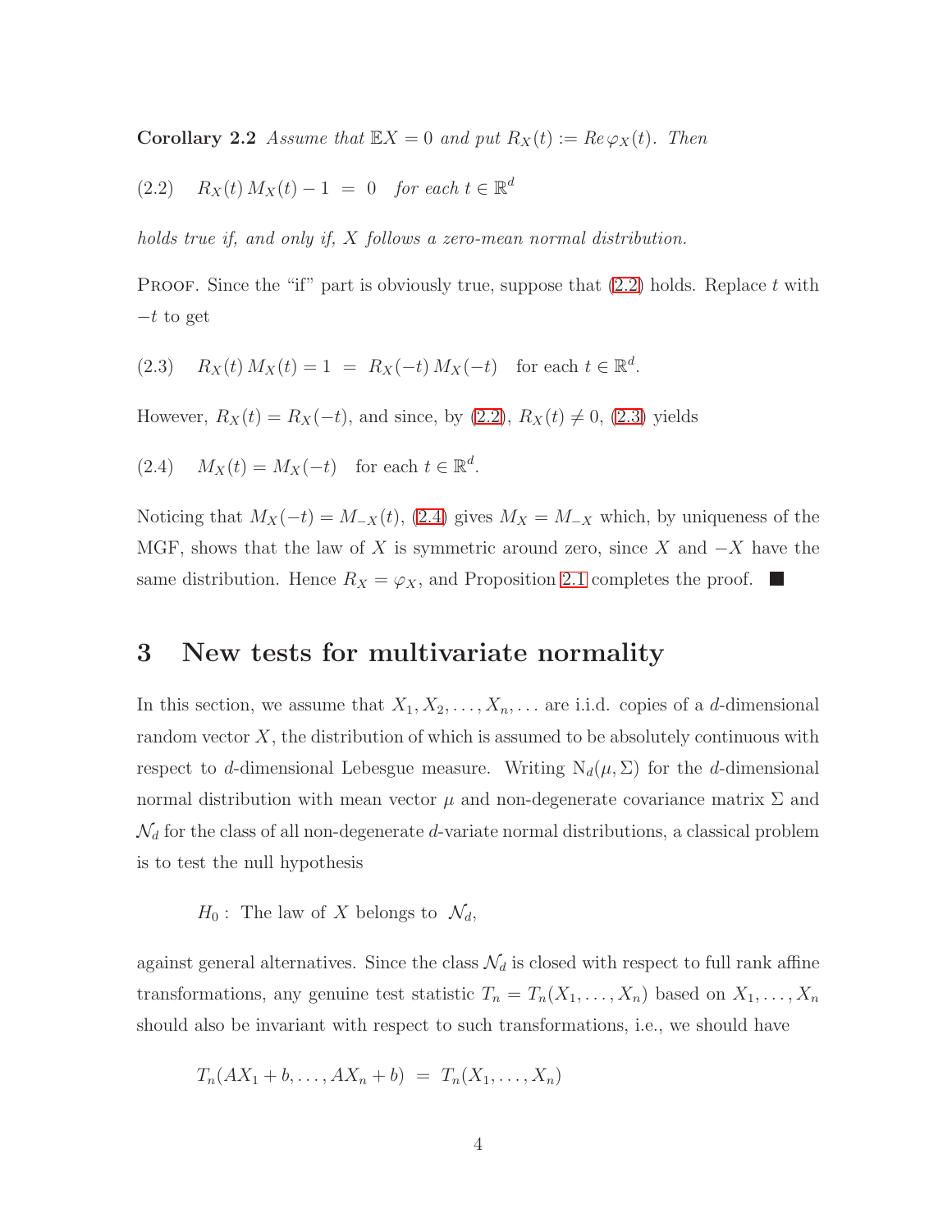**Corollary 2.2** *Assume that* $\mathbb{E}X = 0$ *and put* $R_X(t) := Re\, \varphi_X(t)$. *Then*

$$(2.2) \quad R_X(t)\, M_X(t) - 1 \;=\; 0 \quad \textit{for each } t \in \mathbb{R}^d$$

*holds true if, and only if,* $X$ *follows a zero-mean normal distribution.*

Proof. Since the "if" part is obviously true, suppose that (2.2) holds. Replace $t$ with $-t$ to get

$$(2.3) \quad R_X(t)\, M_X(t) = 1 \;=\; R_X(-t)\, M_X(-t) \quad \text{for each } t \in \mathbb{R}^d.$$

However, $R_X(t) = R_X(-t)$, and since, by (2.2), $R_X(t) \neq 0$, (2.3) yields

$$(2.4) \quad M_X(t) = M_X(-t) \quad \text{for each } t \in \mathbb{R}^d.$$

Noticing that $M_X(-t) = M_{-X}(t)$, (2.4) gives $M_X = M_{-X}$ which, by uniqueness of the MGF, shows that the law of $X$ is symmetric around zero, since $X$ and $-X$ have the same distribution. Hence $R_X = \varphi_X$, and Proposition 2.1 completes the proof. ■

# 3 New tests for multivariate normality

In this section, we assume that $X_1, X_2, \ldots, X_n, \ldots$ are i.i.d. copies of a $d$-dimensional random vector $X$, the distribution of which is assumed to be absolutely continuous with respect to $d$-dimensional Lebesgue measure. Writing $\mathrm{N}_d(\mu, \Sigma)$ for the $d$-dimensional normal distribution with mean vector $\mu$ and non-degenerate covariance matrix $\Sigma$ and $\mathcal{N}_d$ for the class of all non-degenerate $d$-variate normal distributions, a classical problem is to test the null hypothesis

$$H_0: \text{ The law of } X \text{ belongs to } \mathcal{N}_d,$$

against general alternatives. Since the class $\mathcal{N}_d$ is closed with respect to full rank affine transformations, any genuine test statistic $T_n = T_n(X_1, \ldots, X_n)$ based on $X_1, \ldots, X_n$ should also be invariant with respect to such transformations, i.e., we should have

$$T_n(AX_1 + b, \ldots, AX_n + b) \;=\; T_n(X_1, \ldots, X_n)$$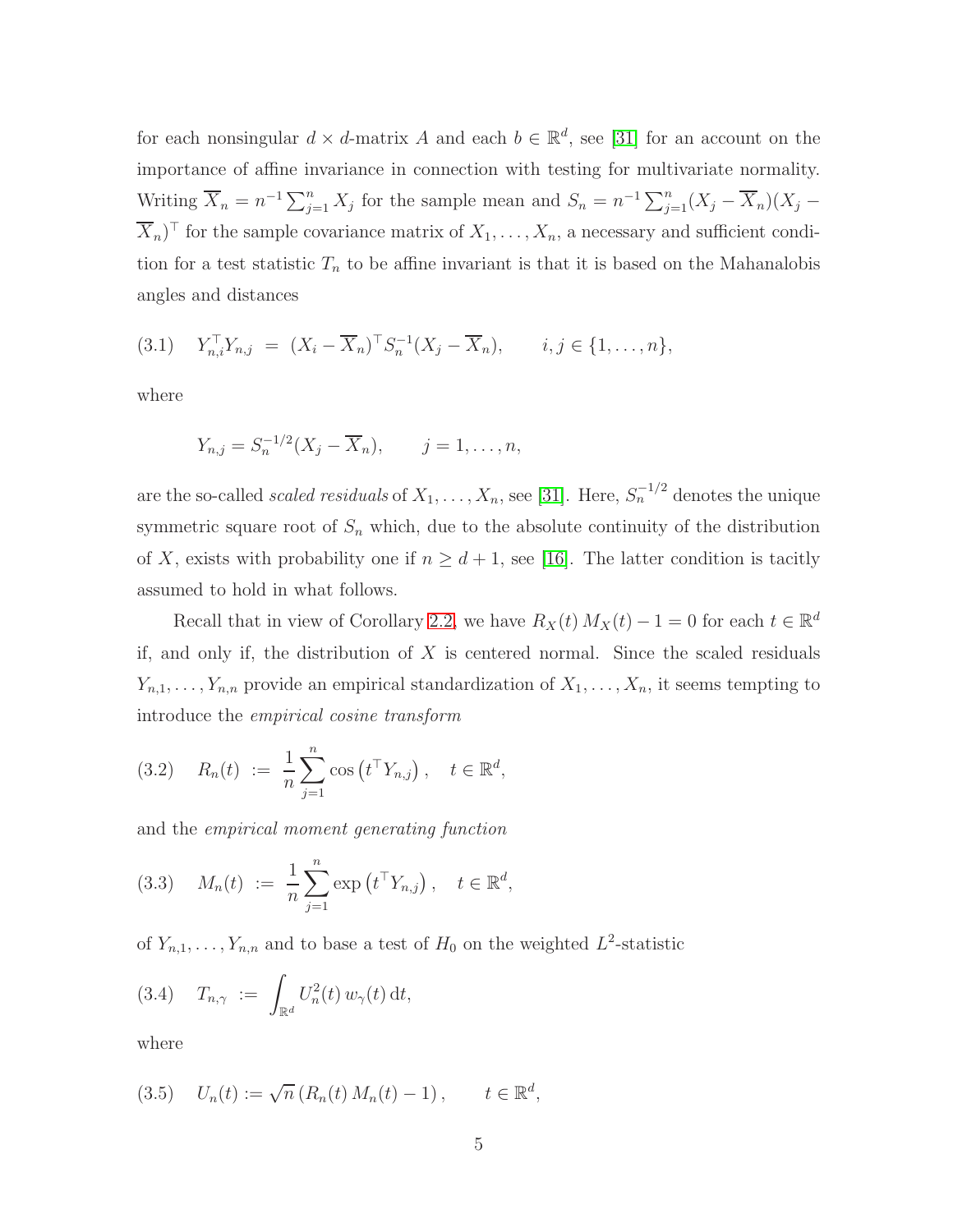for each nonsingular $d \times d$-matrix $A$ and each $b \in \mathbb{R}^d$, see [31] for an account on the importance of affine invariance in connection with testing for multivariate normality. Writing $\overline{X}_n = n^{-1}\sum_{j=1}^n X_j$ for the sample mean and $S_n = n^{-1}\sum_{j=1}^n (X_j - \overline{X}_n)(X_j - \overline{X}_n)^\top$ for the sample covariance matrix of $X_1, \ldots, X_n$, a necessary and sufficient condition for a test statistic $T_n$ to be affine invariant is that it is based on the Mahanalobis angles and distances

$$
(3.1) \quad Y_{n,i}^\top Y_{n,j} \;=\; (X_i - \overline{X}_n)^\top S_n^{-1}(X_j - \overline{X}_n), \qquad i, j \in \{1, \ldots, n\},
$$

where

$$
Y_{n,j} = S_n^{-1/2}(X_j - \overline{X}_n), \qquad j = 1, \ldots, n,
$$

are the so-called *scaled residuals* of $X_1, \ldots, X_n$, see [31]. Here, $S_n^{-1/2}$ denotes the unique symmetric square root of $S_n$ which, due to the absolute continuity of the distribution of $X$, exists with probability one if $n \geq d+1$, see [16]. The latter condition is tacitly assumed to hold in what follows.

Recall that in view of Corollary 2.2, we have $R_X(t)\, M_X(t) - 1 = 0$ for each $t \in \mathbb{R}^d$ if, and only if, the distribution of $X$ is centered normal. Since the scaled residuals $Y_{n,1}, \ldots, Y_{n,n}$ provide an empirical standardization of $X_1, \ldots, X_n$, it seems tempting to introduce the *empirical cosine transform*

$$
(3.2) \quad R_n(t) \;:=\; \frac{1}{n}\sum_{j=1}^n \cos\left(t^\top Y_{n,j}\right), \quad t \in \mathbb{R}^d,
$$

and the *empirical moment generating function*

$$
(3.3) \quad M_n(t) \;:=\; \frac{1}{n}\sum_{j=1}^n \exp\left(t^\top Y_{n,j}\right), \quad t \in \mathbb{R}^d,
$$

of $Y_{n,1}, \ldots, Y_{n,n}$ and to base a test of $H_0$ on the weighted $L^2$-statistic

$$
(3.4) \quad T_{n,\gamma} \;:=\; \int_{\mathbb{R}^d} U_n^2(t)\, w_\gamma(t)\,\mathrm{d}t,
$$

where

$$
(3.5) \quad U_n(t) := \sqrt{n}\left(R_n(t)\, M_n(t) - 1\right), \qquad t \in \mathbb{R}^d,
$$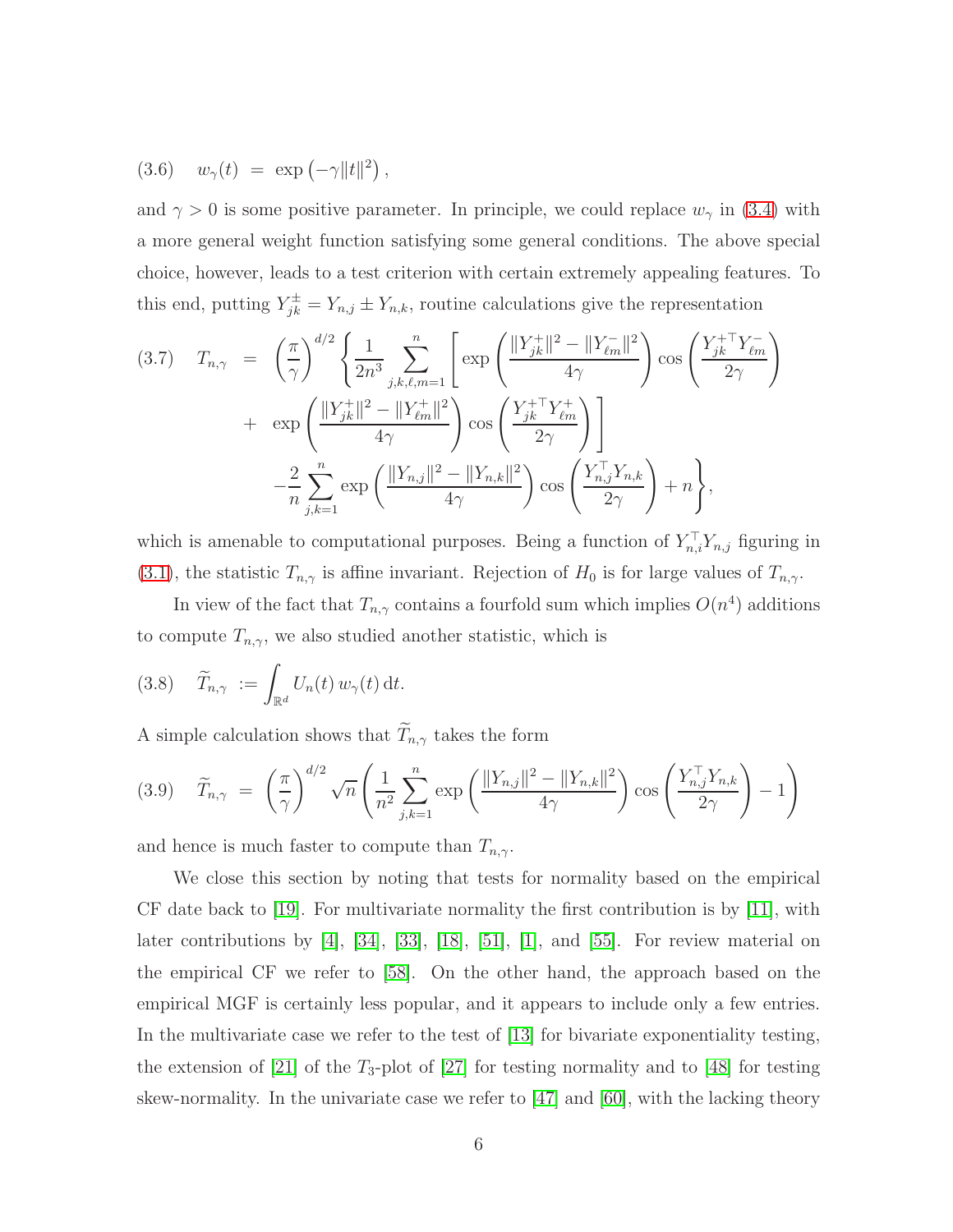$$(3.6) \quad w_\gamma(t) \;=\; \exp\left(-\gamma\|t\|^2\right),$$

and $\gamma > 0$ is some positive parameter. In principle, we could replace $w_\gamma$ in (3.4) with a more general weight function satisfying some general conditions. The above special choice, however, leads to a test criterion with certain extremely appealing features. To this end, putting $Y^{\pm}_{jk} = Y_{n,j} \pm Y_{n,k}$, routine calculations give the representation

$$(3.7) \quad T_{n,\gamma} \;=\; \left(\frac{\pi}{\gamma}\right)^{d/2} \Bigg\{ \frac{1}{2n^3} \sum_{j,k,\ell,m=1}^{n} \Bigg[ \exp\left(\frac{\|Y^+_{jk}\|^2 - \|Y^-_{\ell m}\|^2}{4\gamma}\right) \cos\left(\frac{Y^{+\top}_{jk} Y^-_{\ell m}}{2\gamma}\right) + \exp\left(\frac{\|Y^+_{jk}\|^2 - \|Y^+_{\ell m}\|^2}{4\gamma}\right) \cos\left(\frac{Y^{+\top}_{jk} Y^+_{\ell m}}{2\gamma}\right) \Bigg] - \frac{2}{n} \sum_{j,k=1}^{n} \exp\left(\frac{\|Y_{n,j}\|^2 - \|Y_{n,k}\|^2}{4\gamma}\right) \cos\left(\frac{Y^\top_{n,j} Y_{n,k}}{2\gamma}\right) + n \Bigg\},$$

which is amenable to computational purposes. Being a function of $Y^\top_{n,i} Y_{n,j}$ figuring in (3.1), the statistic $T_{n,\gamma}$ is affine invariant. Rejection of $H_0$ is for large values of $T_{n,\gamma}$.

In view of the fact that $T_{n,\gamma}$ contains a fourfold sum which implies $O(n^4)$ additions to compute $T_{n,\gamma}$, we also studied another statistic, which is

$$(3.8) \quad \widetilde{T}_{n,\gamma} \;:=\int_{\mathbb{R}^d} U_n(t)\, w_\gamma(t)\,\mathrm{d}t.$$

A simple calculation shows that $\widetilde{T}_{n,\gamma}$ takes the form

$$(3.9) \quad \widetilde{T}_{n,\gamma} \;=\; \left(\frac{\pi}{\gamma}\right)^{d/2} \sqrt{n} \left( \frac{1}{n^2} \sum_{j,k=1}^{n} \exp\left(\frac{\|Y_{n,j}\|^2 - \|Y_{n,k}\|^2}{4\gamma}\right) \cos\left(\frac{Y^\top_{n,j} Y_{n,k}}{2\gamma}\right) - 1 \right)$$

and hence is much faster to compute than $T_{n,\gamma}$.

We close this section by noting that tests for normality based on the empirical CF date back to [19]. For multivariate normality the first contribution is by [11], with later contributions by [4], [34], [33], [18], [51], [1], and [55]. For review material on the empirical CF we refer to [58]. On the other hand, the approach based on the empirical MGF is certainly less popular, and it appears to include only a few entries. In the multivariate case we refer to the test of [13] for bivariate exponentiality testing, the extension of [21] of the $T_3$-plot of [27] for testing normality and to [48] for testing skew-normality. In the univariate case we refer to [47] and [60], with the lacking theory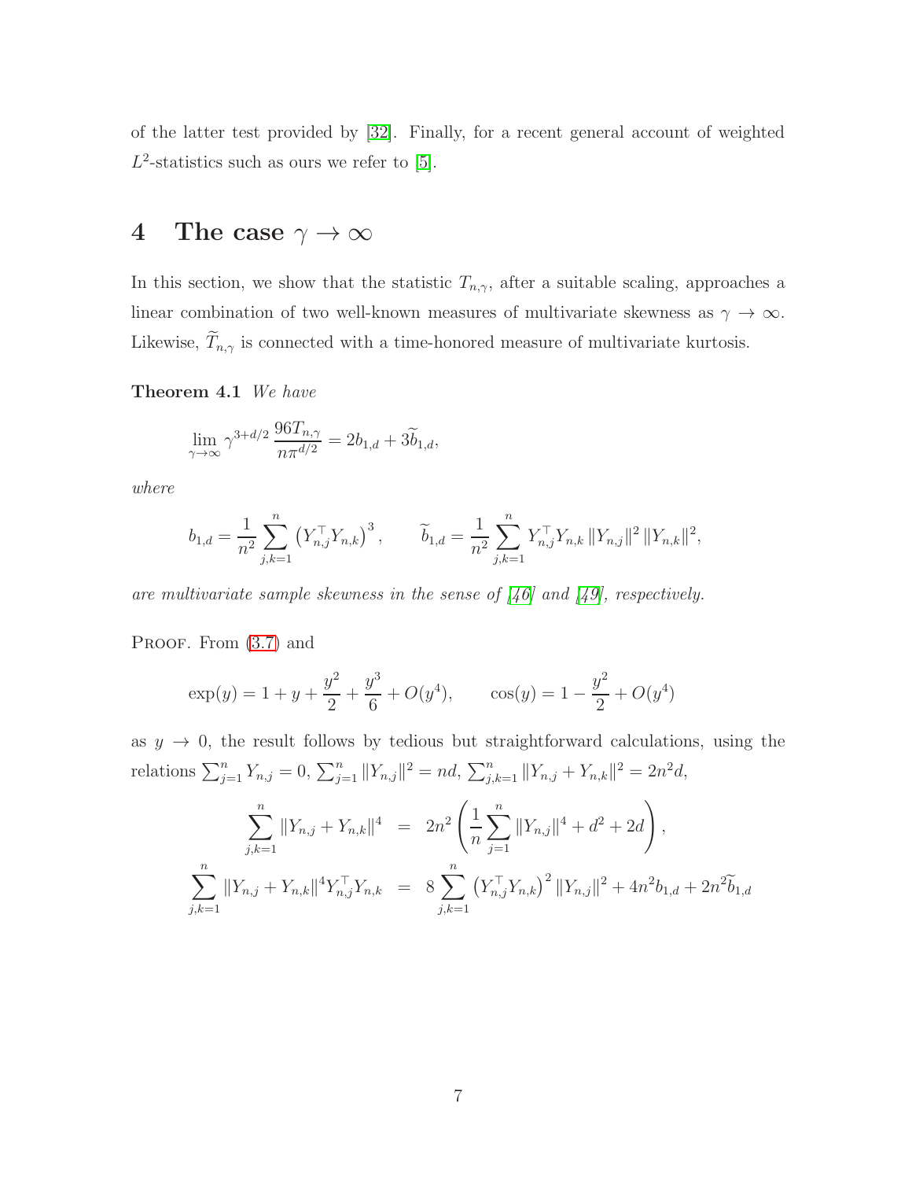of the latter test provided by [32]. Finally, for a recent general account of weighted $L^2$-statistics such as ours we refer to [5].

# 4 The case $\gamma \to \infty$

In this section, we show that the statistic $T_{n,\gamma}$, after a suitable scaling, approaches a linear combination of two well-known measures of multivariate skewness as $\gamma \to \infty$. Likewise, $\widetilde{T}_{n,\gamma}$ is connected with a time-honored measure of multivariate kurtosis.

**Theorem 4.1** *We have*

$$\lim_{\gamma\to\infty} \gamma^{3+d/2}\,\frac{96 T_{n,\gamma}}{n\pi^{d/2}} = 2b_{1,d} + 3\widetilde{b}_{1,d},$$

*where*

$$b_{1,d} = \frac{1}{n^2}\sum_{j,k=1}^{n}\left(Y_{n,j}^\top Y_{n,k}\right)^3, \qquad \widetilde{b}_{1,d} = \frac{1}{n^2}\sum_{j,k=1}^{n} Y_{n,j}^\top Y_{n,k}\,\|Y_{n,j}\|^2\,\|Y_{n,k}\|^2,$$

*are multivariate sample skewness in the sense of [46] and [49], respectively.*

Proof. From (3.7) and

$$\exp(y) = 1 + y + \frac{y^2}{2} + \frac{y^3}{6} + O(y^4), \qquad \cos(y) = 1 - \frac{y^2}{2} + O(y^4)$$

as $y \to 0$, the result follows by tedious but straightforward calculations, using the relations $\sum_{j=1}^n Y_{n,j} = 0$, $\sum_{j=1}^n \|Y_{n,j}\|^2 = nd$, $\sum_{j,k=1}^n \|Y_{n,j} + Y_{n,k}\|^2 = 2n^2 d$,

$$\begin{aligned}
\sum_{j,k=1}^{n}\|Y_{n,j}+Y_{n,k}\|^4 &= 2n^2\left(\frac{1}{n}\sum_{j=1}^{n}\|Y_{n,j}\|^4 + d^2 + 2d\right),\\
\sum_{j,k=1}^{n}\|Y_{n,j}+Y_{n,k}\|^4 Y_{n,j}^\top Y_{n,k} &= 8\sum_{j,k=1}^{n}\left(Y_{n,j}^\top Y_{n,k}\right)^2\|Y_{n,j}\|^2 + 4n^2 b_{1,d} + 2n^2\widetilde{b}_{1,d}
\end{aligned}$$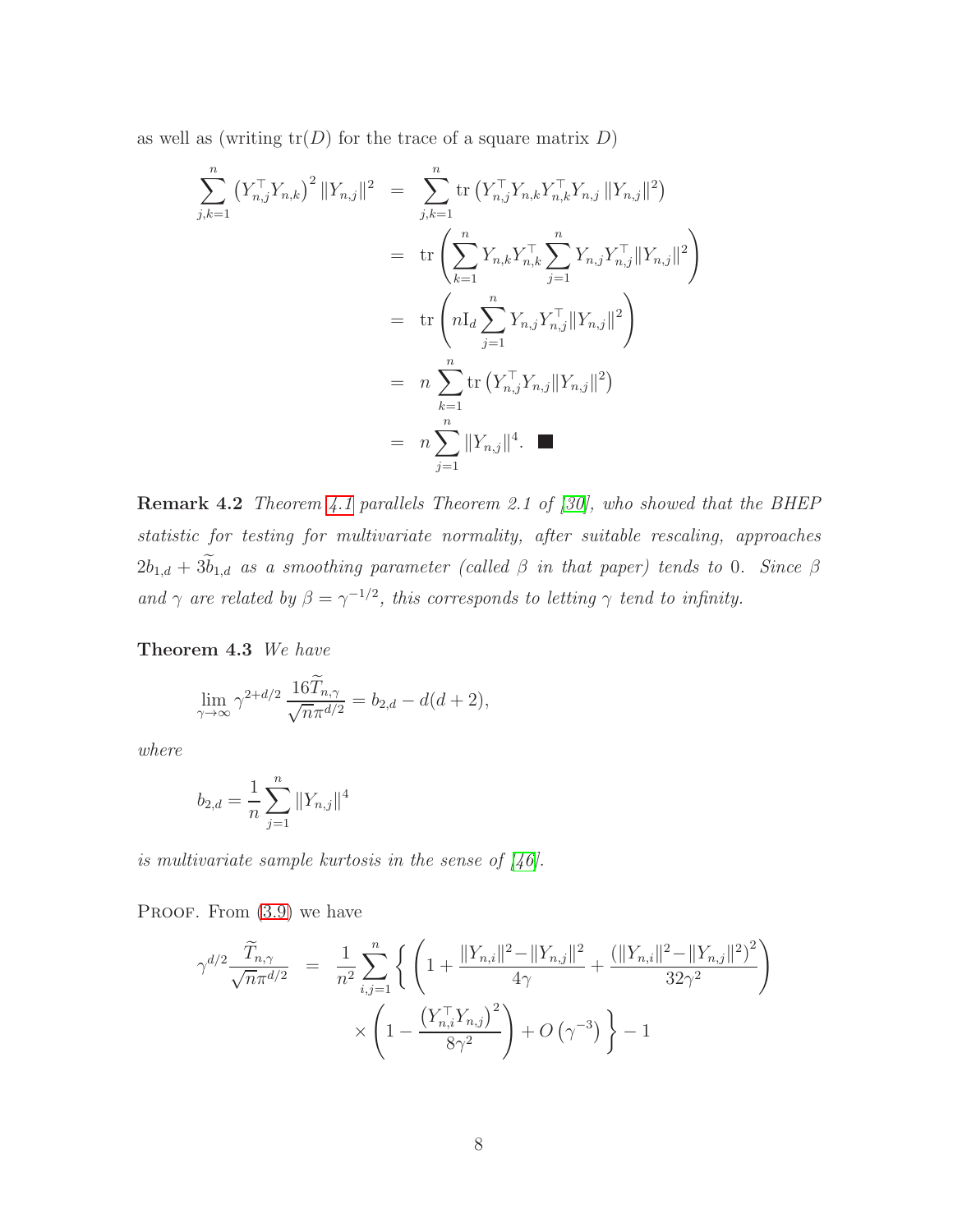as well as (writing $\mathrm{tr}(D)$ for the trace of a square matrix $D$)

$$
\begin{aligned}
\sum_{j,k=1}^{n} \left(Y_{n,j}^\top Y_{n,k}\right)^2 \|Y_{n,j}\|^2 &= \sum_{j,k=1}^{n} \mathrm{tr}\left(Y_{n,j}^\top Y_{n,k} Y_{n,k}^\top Y_{n,j} \, \|Y_{n,j}\|^2\right) \\
&= \mathrm{tr}\left(\sum_{k=1}^{n} Y_{n,k} Y_{n,k}^\top \sum_{j=1}^{n} Y_{n,j} Y_{n,j}^\top \|Y_{n,j}\|^2\right) \\
&= \mathrm{tr}\left(n \mathrm{I}_d \sum_{j=1}^{n} Y_{n,j} Y_{n,j}^\top \|Y_{n,j}\|^2\right) \\
&= n \sum_{k=1}^{n} \mathrm{tr}\left(Y_{n,j}^\top Y_{n,j} \|Y_{n,j}\|^2\right) \\
&= n \sum_{j=1}^{n} \|Y_{n,j}\|^4. \quad \blacksquare
\end{aligned}
$$

**Remark 4.2** *Theorem 4.1 parallels Theorem 2.1 of [30], who showed that the BHEP statistic for testing for multivariate normality, after suitable rescaling, approaches $2b_{1,d} + 3\widetilde{b}_{1,d}$ as a smoothing parameter (called $\beta$ in that paper) tends to 0. Since $\beta$ and $\gamma$ are related by $\beta = \gamma^{-1/2}$, this corresponds to letting $\gamma$ tend to infinity.*

**Theorem 4.3** *We have*

$$
\lim_{\gamma \to \infty} \gamma^{2+d/2} \, \frac{16\widetilde{T}_{n,\gamma}}{\sqrt{n}\pi^{d/2}} = b_{2,d} - d(d+2),
$$

*where*

$$
b_{2,d} = \frac{1}{n} \sum_{j=1}^{n} \|Y_{n,j}\|^4
$$

*is multivariate sample kurtosis in the sense of [46].*

Proof. From (3.9) we have

$$
\begin{aligned}
\gamma^{d/2} \frac{\widetilde{T}_{n,\gamma}}{\sqrt{n}\pi^{d/2}} &= \frac{1}{n^2} \sum_{i,j=1}^{n} \Bigg\{ \left(1 + \frac{\|Y_{n,i}\|^2 - \|Y_{n,j}\|^2}{4\gamma} + \frac{\left(\|Y_{n,i}\|^2 - \|Y_{n,j}\|^2\right)^2}{32\gamma^2}\right) \\
&\qquad \times \left(1 - \frac{\left(Y_{n,i}^\top Y_{n,j}\right)^2}{8\gamma^2}\right) + O\left(\gamma^{-3}\right) \Bigg\} - 1
\end{aligned}
$$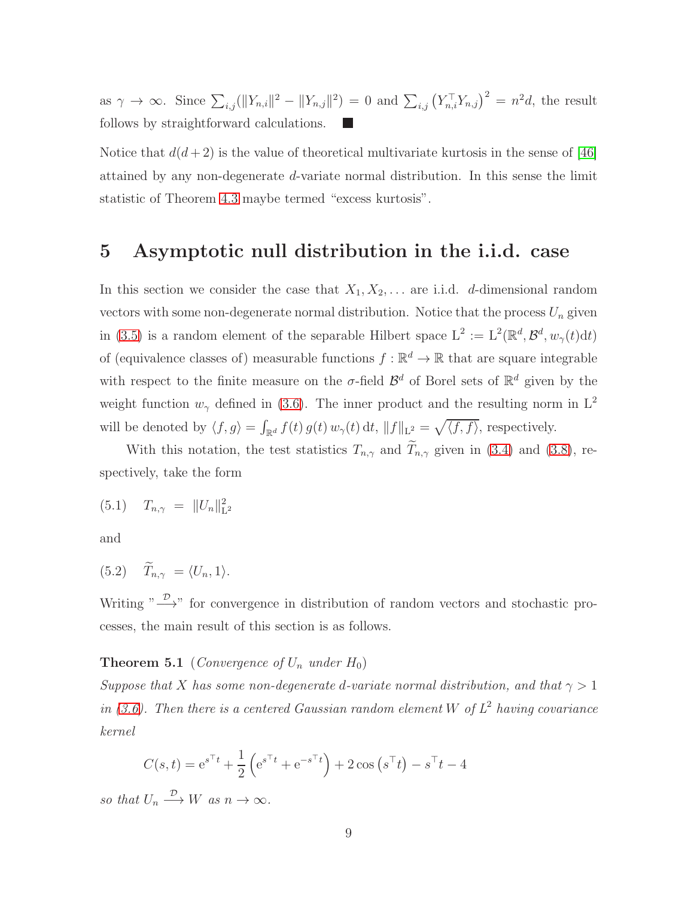as $\gamma \to \infty$. Since $\sum_{i,j}(\|Y_{n,i}\|^2 - \|Y_{n,j}\|^2) = 0$ and $\sum_{i,j}\left(Y_{n,i}^\top Y_{n,j}\right)^2 = n^2 d$, the result follows by straightforward calculations. ■

Notice that $d(d+2)$ is the value of theoretical multivariate kurtosis in the sense of [46] attained by any non-degenerate $d$-variate normal distribution. In this sense the limit statistic of Theorem 4.3 maybe termed “excess kurtosis”.

# 5 Asymptotic null distribution in the i.i.d. case

In this section we consider the case that $X_1, X_2, \ldots$ are i.i.d. $d$-dimensional random vectors with some non-degenerate normal distribution. Notice that the process $U_n$ given in (3.5) is a random element of the separable Hilbert space $\mathrm{L}^2 := \mathrm{L}^2(\mathbb{R}^d, \mathcal{B}^d, w_\gamma(t)\mathrm{d}t)$ of (equivalence classes of) measurable functions $f : \mathbb{R}^d \to \mathbb{R}$ that are square integrable with respect to the finite measure on the $\sigma$-field $\mathcal{B}^d$ of Borel sets of $\mathbb{R}^d$ given by the weight function $w_\gamma$ defined in (3.6). The inner product and the resulting norm in $\mathrm{L}^2$ will be denoted by $\langle f, g\rangle = \int_{\mathbb{R}^d} f(t)\, g(t)\, w_\gamma(t)\, \mathrm{d}t$, $\|f\|_{\mathrm{L}^2} = \sqrt{\langle f, f\rangle}$, respectively.

With this notation, the test statistics $T_{n,\gamma}$ and $\widetilde{T}_{n,\gamma}$ given in (3.4) and (3.8), respectively, take the form

$$(5.1) \quad T_{n,\gamma} \;=\; \|U_n\|^2_{\mathrm{L}^2}$$

and

$$(5.2) \quad \widetilde{T}_{n,\gamma} \;= \langle U_n, 1\rangle.$$

Writing "$\stackrel{\mathcal{D}}{\longrightarrow}$" for convergence in distribution of random vectors and stochastic processes, the main result of this section is as follows.

**Theorem 5.1** (*Convergence of $U_n$ under $H_0$*)
*Suppose that $X$ has some non-degenerate $d$-variate normal distribution, and that $\gamma > 1$ in (3.6). Then there is a centered Gaussian random element $W$ of $L^2$ having covariance kernel*

$$C(s,t) = \mathrm{e}^{s^\top t} + \frac{1}{2}\left(\mathrm{e}^{s^\top t} + \mathrm{e}^{-s^\top t}\right) + 2\cos\left(s^\top t\right) - s^\top t - 4$$

*so that $U_n \stackrel{\mathcal{D}}{\longrightarrow} W$ as $n \to \infty$.*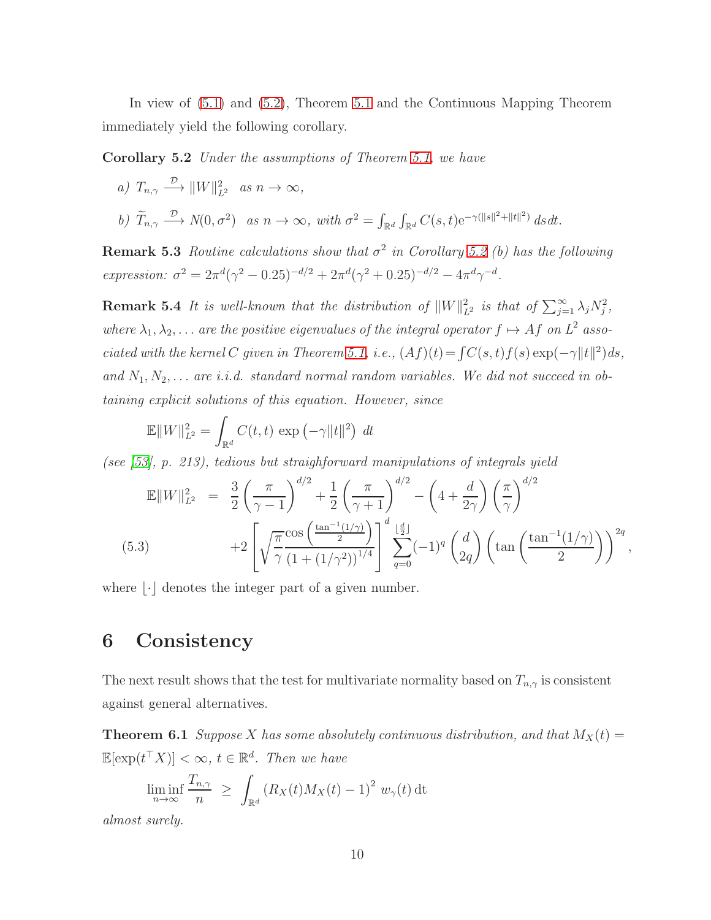In view of (5.1) and (5.2), Theorem 5.1 and the Continuous Mapping Theorem immediately yield the following corollary.

**Corollary 5.2** *Under the assumptions of Theorem 5.1, we have*

*a)* $T_{n,\gamma} \xrightarrow{\mathcal{D}} \|W\|^2_{L^2}$ *as* $n \to \infty$,

*b)* $\widetilde{T}_{n,\gamma} \xrightarrow{\mathcal{D}} N(0, \sigma^2)$ *as* $n \to \infty$, *with* $\sigma^2 = \int_{\mathbb{R}^d} \int_{\mathbb{R}^d} C(s,t) \mathrm{e}^{-\gamma(\|s\|^2 + \|t\|^2)}\, ds dt$.

**Remark 5.3** *Routine calculations show that* $\sigma^2$ *in Corollary 5.2 (b) has the following expression:* $\sigma^2 = 2\pi^d(\gamma^2 - 0.25)^{-d/2} + 2\pi^d(\gamma^2 + 0.25)^{-d/2} - 4\pi^d\gamma^{-d}$.

**Remark 5.4** *It is well-known that the distribution of* $\|W\|^2_{L^2}$ *is that of* $\sum_{j=1}^{\infty} \lambda_j N_j^2$, *where* $\lambda_1, \lambda_2, \ldots$ *are the positive eigenvalues of the integral operator* $f \mapsto Af$ *on* $L^2$ *associated with the kernel* $C$ *given in Theorem 5.1, i.e.,* $(Af)(t) = \int C(s,t) f(s) \exp(-\gamma\|t\|^2) ds$, *and* $N_1, N_2, \ldots$ *are i.i.d. standard normal random variables. We did not succeed in obtaining explicit solutions of this equation. However, since*

$$\mathbb{E}\|W\|^2_{L^2} = \int_{\mathbb{R}^d} C(t,t) \, \exp\left(-\gamma\|t\|^2\right) \, dt$$

*(see [53], p. 213), tedious but straighforward manipulations of integrals yield*

$$\begin{aligned}
\mathbb{E}\|W\|^2_{L^2} \;&=\; \frac{3}{2}\left(\frac{\pi}{\gamma-1}\right)^{d/2} + \frac{1}{2}\left(\frac{\pi}{\gamma+1}\right)^{d/2} - \left(4 + \frac{d}{2\gamma}\right)\left(\frac{\pi}{\gamma}\right)^{d/2} \\
&\quad + 2\left[\sqrt{\frac{\pi}{\gamma}} \frac{\cos\left(\frac{\tan^{-1}(1/\gamma)}{2}\right)}{\left(1 + (1/\gamma^2)\right)^{1/4}}\right]^d \sum_{q=0}^{\lfloor \frac{d}{2} \rfloor} (-1)^q \binom{d}{2q} \left(\tan\left(\frac{\tan^{-1}(1/\gamma)}{2}\right)\right)^{2q},
\end{aligned} \tag{5.3}$$

where $\lfloor \cdot \rfloor$ denotes the integer part of a given number.

# 6 Consistency

The next result shows that the test for multivariate normality based on $T_{n,\gamma}$ is consistent against general alternatives.

**Theorem 6.1** *Suppose* $X$ *has some absolutely continuous distribution, and that* $M_X(t) = \mathbb{E}[\exp(t^\top X)] < \infty$, $t \in \mathbb{R}^d$. *Then we have*

$$\liminf_{n\to\infty} \frac{T_{n,\gamma}}{n} \;\geq\; \int_{\mathbb{R}^d} \left(R_X(t) M_X(t) - 1\right)^2 \, w_\gamma(t) \, \mathrm{d}t$$

*almost surely.*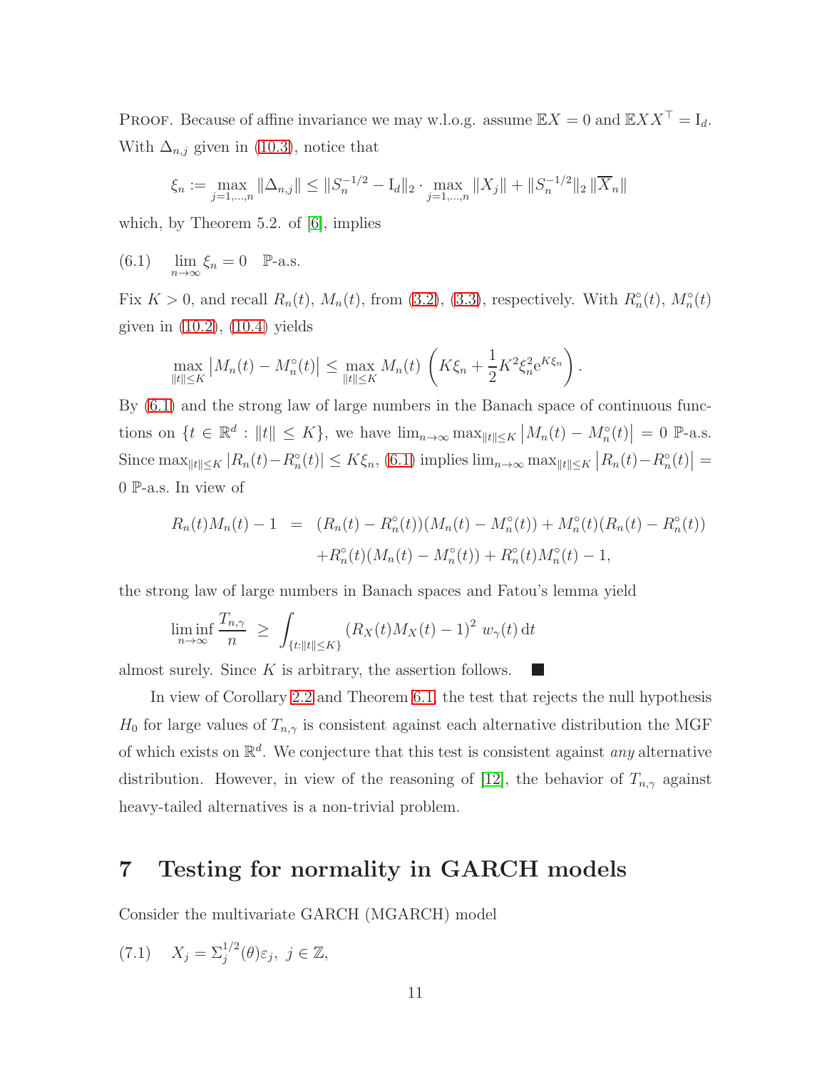Proof. Because of affine invariance we may w.l.o.g. assume $\mathbb{E}X = 0$ and $\mathbb{E}XX^\top = \mathrm{I}_d$. With $\Delta_{n,j}$ given in (10.3), notice that

$$\xi_n := \max_{j=1,\ldots,n} \|\Delta_{n,j}\| \leq \|S_n^{-1/2} - \mathrm{I}_d\|_2 \cdot \max_{j=1,\ldots,n} \|X_j\| + \|S_n^{-1/2}\|_2 \, \|\overline{X}_n\|$$

which, by Theorem 5.2. of [6], implies

$$\lim_{n\to\infty} \xi_n = 0 \quad \mathbb{P}\text{-a.s.} \tag{6.1}$$

Fix $K > 0$, and recall $R_n(t)$, $M_n(t)$, from (3.2), (3.3), respectively. With $R_n^\circ(t)$, $M_n^\circ(t)$ given in (10.2), (10.4) yields

$$\max_{\|t\|\leq K} \left| M_n(t) - M_n^\circ(t) \right| \leq \max_{\|t\|\leq K} M_n(t) \, \left( K\xi_n + \frac{1}{2} K^2 \xi_n^2 \mathrm{e}^{K\xi_n} \right).$$

By (6.1) and the strong law of large numbers in the Banach space of continuous functions on $\{t \in \mathbb{R}^d : \|t\| \leq K\}$, we have $\lim_{n\to\infty} \max_{\|t\|\leq K} \left| M_n(t) - M_n^\circ(t) \right| = 0$ $\mathbb{P}$-a.s. Since $\max_{\|t\|\leq K} |R_n(t) - R_n^\circ(t)| \leq K\xi_n$, (6.1) implies $\lim_{n\to\infty} \max_{\|t\|\leq K} \left| R_n(t) - R_n^\circ(t) \right| = 0$ $\mathbb{P}$-a.s. In view of

$$\begin{aligned} R_n(t)M_n(t) - 1 &= (R_n(t) - R_n^\circ(t))(M_n(t) - M_n^\circ(t)) + M_n^\circ(t)(R_n(t) - R_n^\circ(t)) \\ &\quad + R_n^\circ(t)(M_n(t) - M_n^\circ(t)) + R_n^\circ(t) M_n^\circ(t) - 1, \end{aligned}$$

the strong law of large numbers in Banach spaces and Fatou's lemma yield

$$\liminf_{n\to\infty} \frac{T_{n,\gamma}}{n} \;\geq\; \int_{\{t:\|t\|\leq K\}} \left( R_X(t) M_X(t) - 1 \right)^2 \, w_\gamma(t) \, \mathrm{d}t$$

almost surely. Since $K$ is arbitrary, the assertion follows. ∎

In view of Corollary 2.2 and Theorem 6.1, the test that rejects the null hypothesis $H_0$ for large values of $T_{n,\gamma}$ is consistent against each alternative distribution the MGF of which exists on $\mathbb{R}^d$. We conjecture that this test is consistent against *any* alternative distribution. However, in view of the reasoning of [12], the behavior of $T_{n,\gamma}$ against heavy-tailed alternatives is a non-trivial problem.

# 7 Testing for normality in GARCH models

Consider the multivariate GARCH (MGARCH) model

$$X_j = \Sigma_j^{1/2}(\theta) \varepsilon_j, \; j \in \mathbb{Z}, \tag{7.1}$$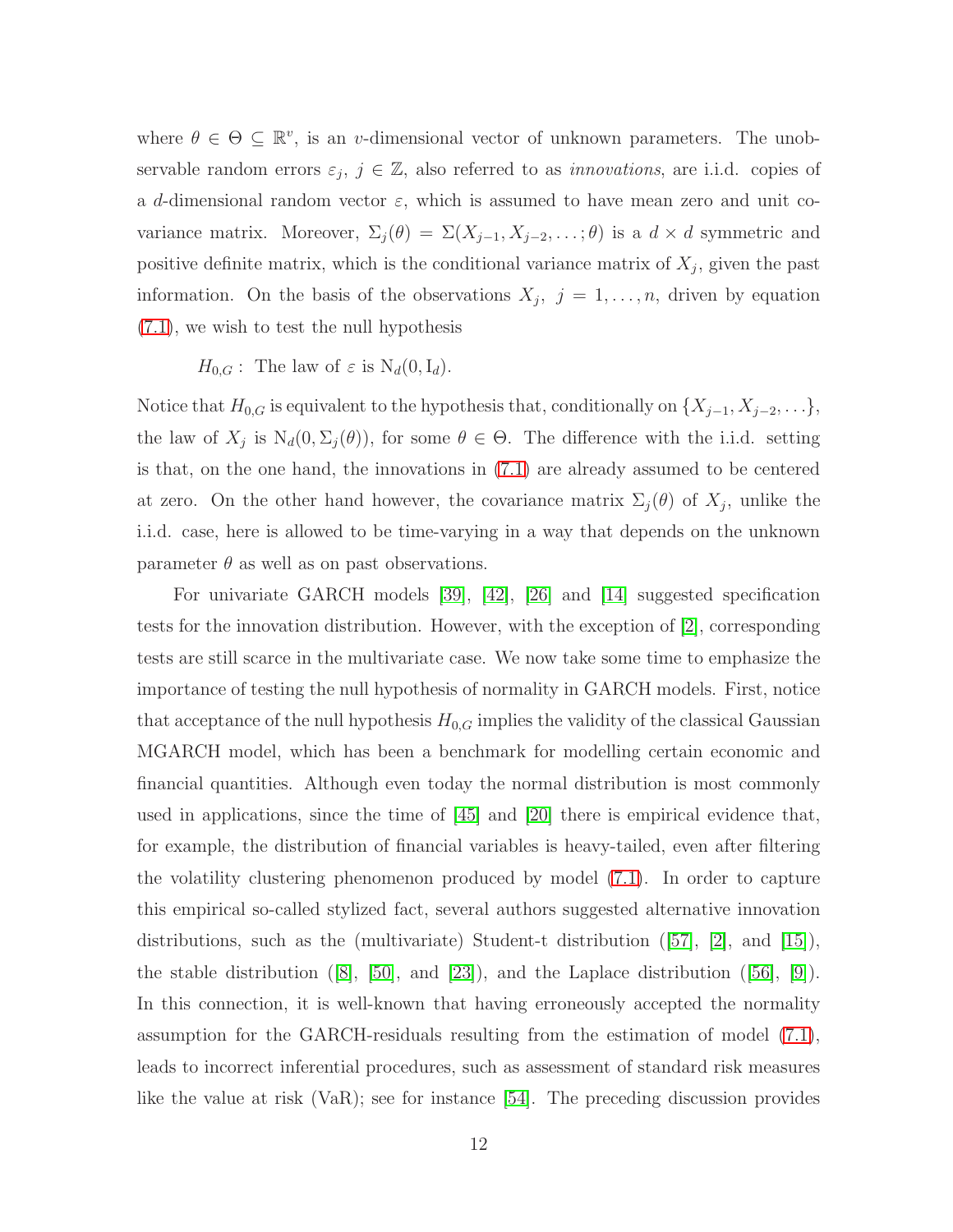where $\theta \in \Theta \subseteq \mathbb{R}^v$, is an $v$-dimensional vector of unknown parameters. The unobservable random errors $\varepsilon_j$, $j \in \mathbb{Z}$, also referred to as *innovations*, are i.i.d. copies of a $d$-dimensional random vector $\varepsilon$, which is assumed to have mean zero and unit covariance matrix. Moreover, $\Sigma_j(\theta) = \Sigma(X_{j-1}, X_{j-2}, \ldots; \theta)$ is a $d \times d$ symmetric and positive definite matrix, which is the conditional variance matrix of $X_j$, given the past information. On the basis of the observations $X_j$, $j = 1, \ldots, n$, driven by equation (7.1), we wish to test the null hypothesis

$$H_{0,G}: \text{ The law of } \varepsilon \text{ is } \mathrm{N}_d(0, \mathrm{I}_d).$$

Notice that $H_{0,G}$ is equivalent to the hypothesis that, conditionally on $\{X_{j-1}, X_{j-2}, \ldots\}$, the law of $X_j$ is $\mathrm{N}_d(0, \Sigma_j(\theta))$, for some $\theta \in \Theta$. The difference with the i.i.d. setting is that, on the one hand, the innovations in (7.1) are already assumed to be centered at zero. On the other hand however, the covariance matrix $\Sigma_j(\theta)$ of $X_j$, unlike the i.i.d. case, here is allowed to be time-varying in a way that depends on the unknown parameter $\theta$ as well as on past observations.

For univariate GARCH models [39], [42], [26] and [14] suggested specification tests for the innovation distribution. However, with the exception of [2], corresponding tests are still scarce in the multivariate case. We now take some time to emphasize the importance of testing the null hypothesis of normality in GARCH models. First, notice that acceptance of the null hypothesis $H_{0,G}$ implies the validity of the classical Gaussian MGARCH model, which has been a benchmark for modelling certain economic and financial quantities. Although even today the normal distribution is most commonly used in applications, since the time of [45] and [20] there is empirical evidence that, for example, the distribution of financial variables is heavy-tailed, even after filtering the volatility clustering phenomenon produced by model (7.1). In order to capture this empirical so-called stylized fact, several authors suggested alternative innovation distributions, such as the (multivariate) Student-t distribution ([57], [2], and [15]), the stable distribution ([8], [50], and [23]), and the Laplace distribution ([56], [9]). In this connection, it is well-known that having erroneously accepted the normality assumption for the GARCH-residuals resulting from the estimation of model (7.1), leads to incorrect inferential procedures, such as assessment of standard risk measures like the value at risk (VaR); see for instance [54]. The preceding discussion provides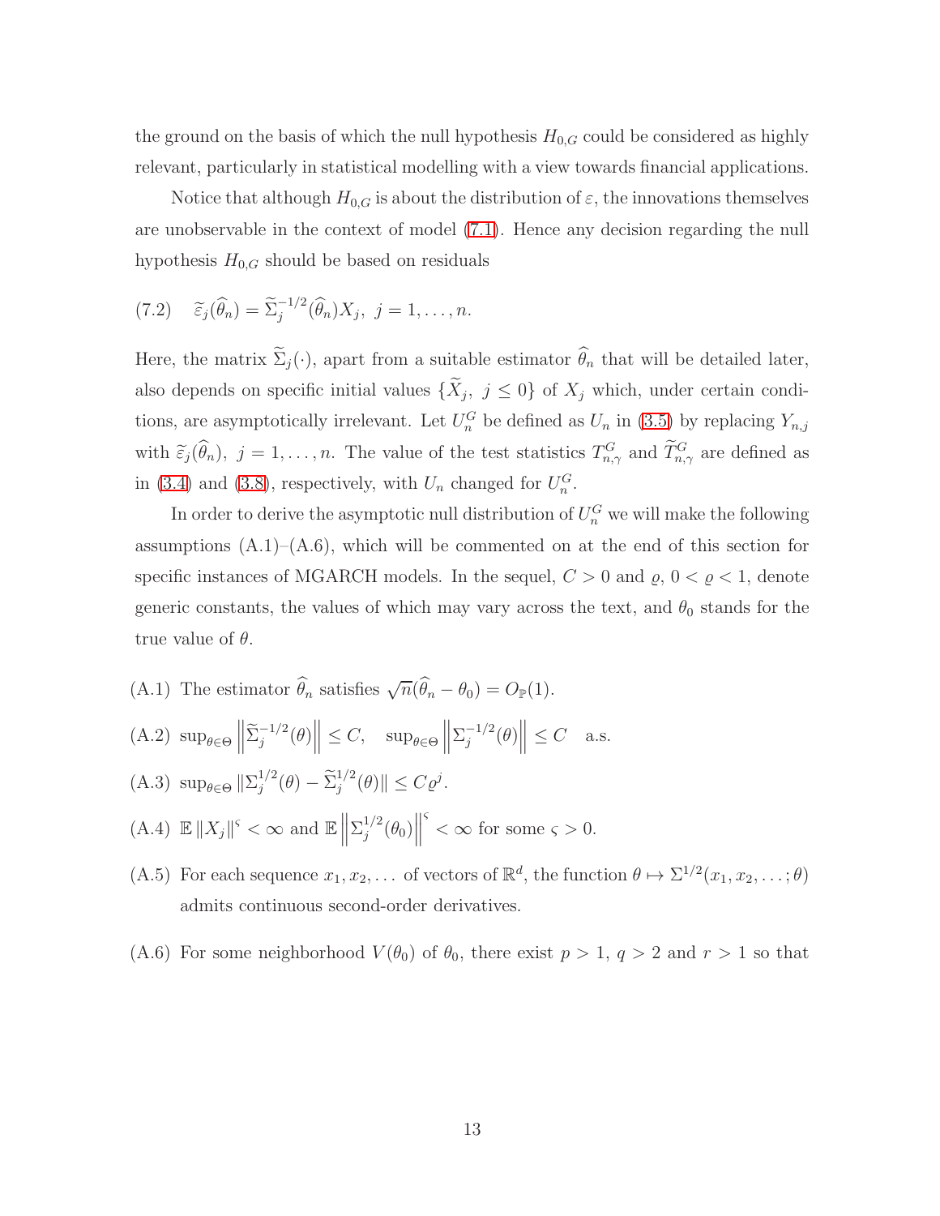the ground on the basis of which the null hypothesis $H_{0,G}$ could be considered as highly relevant, particularly in statistical modelling with a view towards financial applications.

Notice that although $H_{0,G}$ is about the distribution of $\varepsilon$, the innovations themselves are unobservable in the context of model (7.1). Hence any decision regarding the null hypothesis $H_{0,G}$ should be based on residuals

$$\widetilde{\varepsilon}_j(\widehat{\theta}_n) = \widetilde{\Sigma}_j^{-1/2}(\widehat{\theta}_n)X_j, \; j = 1, \ldots, n. \tag{7.2}$$

Here, the matrix $\widetilde{\Sigma}_j(\cdot)$, apart from a suitable estimator $\widehat{\theta}_n$ that will be detailed later, also depends on specific initial values $\{\widetilde{X}_j, \; j \leq 0\}$ of $X_j$ which, under certain conditions, are asymptotically irrelevant. Let $U_n^G$ be defined as $U_n$ in (3.5) by replacing $Y_{n,j}$ with $\widetilde{\varepsilon}_j(\widehat{\theta}_n), \; j = 1, \ldots, n$. The value of the test statistics $T_{n,\gamma}^G$ and $\widetilde{T}_{n,\gamma}^G$ are defined as in (3.4) and (3.8), respectively, with $U_n$ changed for $U_n^G$.

In order to derive the asymptotic null distribution of $U_n^G$ we will make the following assumptions (A.1)–(A.6), which will be commented on at the end of this section for specific instances of MGARCH models. In the sequel, $C > 0$ and $\varrho$, $0 < \varrho < 1$, denote generic constants, the values of which may vary across the text, and $\theta_0$ stands for the true value of $\theta$.

(A.1) The estimator $\widehat{\theta}_n$ satisfies $\sqrt{n}(\widehat{\theta}_n - \theta_0) = O_{\mathbb{P}}(1)$.

(A.2) $\sup_{\theta \in \Theta} \left\| \widetilde{\Sigma}_j^{-1/2}(\theta) \right\| \leq C, \quad \sup_{\theta \in \Theta} \left\| \Sigma_j^{-1/2}(\theta) \right\| \leq C \quad$ a.s.

(A.3) $\sup_{\theta \in \Theta} \| \Sigma_j^{1/2}(\theta) - \widetilde{\Sigma}_j^{1/2}(\theta) \| \leq C \varrho^j$.

(A.4) $\mathbb{E} \| X_j \|^{\varsigma} < \infty$ and $\mathbb{E} \left\| \Sigma_j^{1/2}(\theta_0) \right\|^{\varsigma} < \infty$ for some $\varsigma > 0$.

(A.5) For each sequence $x_1, x_2, \ldots$ of vectors of $\mathbb{R}^d$, the function $\theta \mapsto \Sigma^{1/2}(x_1, x_2, \ldots; \theta)$ admits continuous second-order derivatives.

(A.6) For some neighborhood $V(\theta_0)$ of $\theta_0$, there exist $p > 1$, $q > 2$ and $r > 1$ so that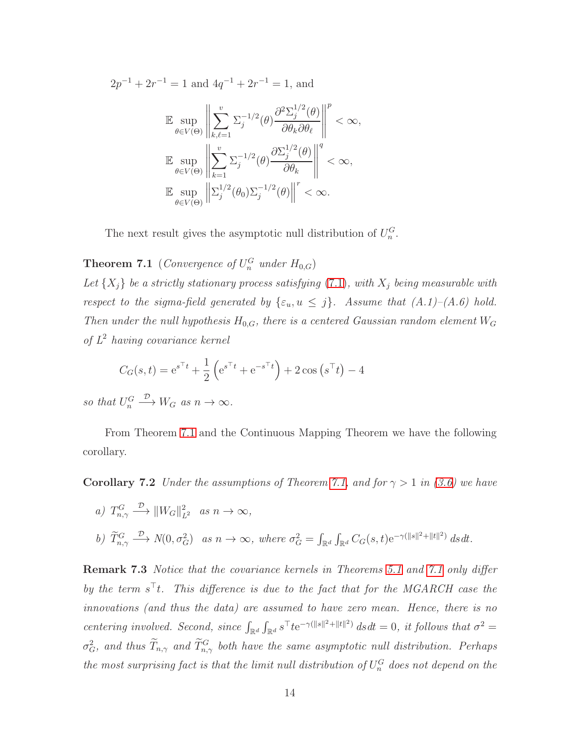$2p^{-1} + 2r^{-1} = 1$ and $4q^{-1} + 2r^{-1} = 1$, and

$$\mathbb{E} \sup_{\theta \in V(\Theta)} \left\| \sum_{k,\ell=1}^{v} \Sigma_j^{-1/2}(\theta) \frac{\partial^2 \Sigma_j^{1/2}(\theta)}{\partial \theta_k \partial \theta_\ell} \right\|^p < \infty,$$

$$\mathbb{E} \sup_{\theta \in V(\Theta)} \left\| \sum_{k=1}^{v} \Sigma_j^{-1/2}(\theta) \frac{\partial \Sigma_j^{1/2}(\theta)}{\partial \theta_k} \right\|^q < \infty,$$

$$\mathbb{E} \sup_{\theta \in V(\Theta)} \left\| \Sigma_j^{1/2}(\theta_0) \Sigma_j^{-1/2}(\theta) \right\|^r < \infty.$$

The next result gives the asymptotic null distribution of $U_n^G$.

**Theorem 7.1** (*Convergence of $U_n^G$ under $H_{0,G}$*)
*Let $\{X_j\}$ be a strictly stationary process satisfying (7.1), with $X_j$ being measurable with respect to the sigma-field generated by $\{\varepsilon_u, u \leq j\}$. Assume that (A.1)–(A.6) hold. Then under the null hypothesis $H_{0,G}$, there is a centered Gaussian random element $W_G$ of $L^2$ having covariance kernel*

$$C_G(s,t) = \mathrm{e}^{s^\top t} + \frac{1}{2}\left(\mathrm{e}^{s^\top t} + \mathrm{e}^{-s^\top t}\right) + 2\cos\left(s^\top t\right) - 4$$

*so that $U_n^G \xrightarrow{\mathcal{D}} W_G$ as $n \to \infty$.*

From Theorem 7.1 and the Continuous Mapping Theorem we have the following corollary.

**Corollary 7.2** *Under the assumptions of Theorem 7.1, and for $\gamma > 1$ in (3.6) we have*

*a)* $T_{n,\gamma}^G \xrightarrow{\mathcal{D}} \|W_G\|_{L^2}^2$ *as $n \to \infty$,*

*b)* $\widetilde{T}_{n,\gamma}^G \xrightarrow{\mathcal{D}} N(0, \sigma_G^2)$ *as $n \to \infty$, where $\sigma_G^2 = \int_{\mathbb{R}^d}\int_{\mathbb{R}^d} C_G(s,t)\mathrm{e}^{-\gamma(\|s\|^2+\|t\|^2)}\, ds dt$.*

**Remark 7.3** *Notice that the covariance kernels in Theorems 5.1 and 7.1 only differ by the term $s^\top t$. This difference is due to the fact that for the MGARCH case the innovations (and thus the data) are assumed to have zero mean. Hence, there is no centering involved. Second, since $\int_{\mathbb{R}^d}\int_{\mathbb{R}^d} s^\top t \mathrm{e}^{-\gamma(\|s\|^2+\|t\|^2)}\, ds dt = 0$, it follows that $\sigma^2 = \sigma_G^2$, and thus $\widetilde{T}_{n,\gamma}$ and $\widetilde{T}_{n,\gamma}^G$ both have the same asymptotic null distribution. Perhaps the most surprising fact is that the limit null distribution of $U_n^G$ does not depend on the*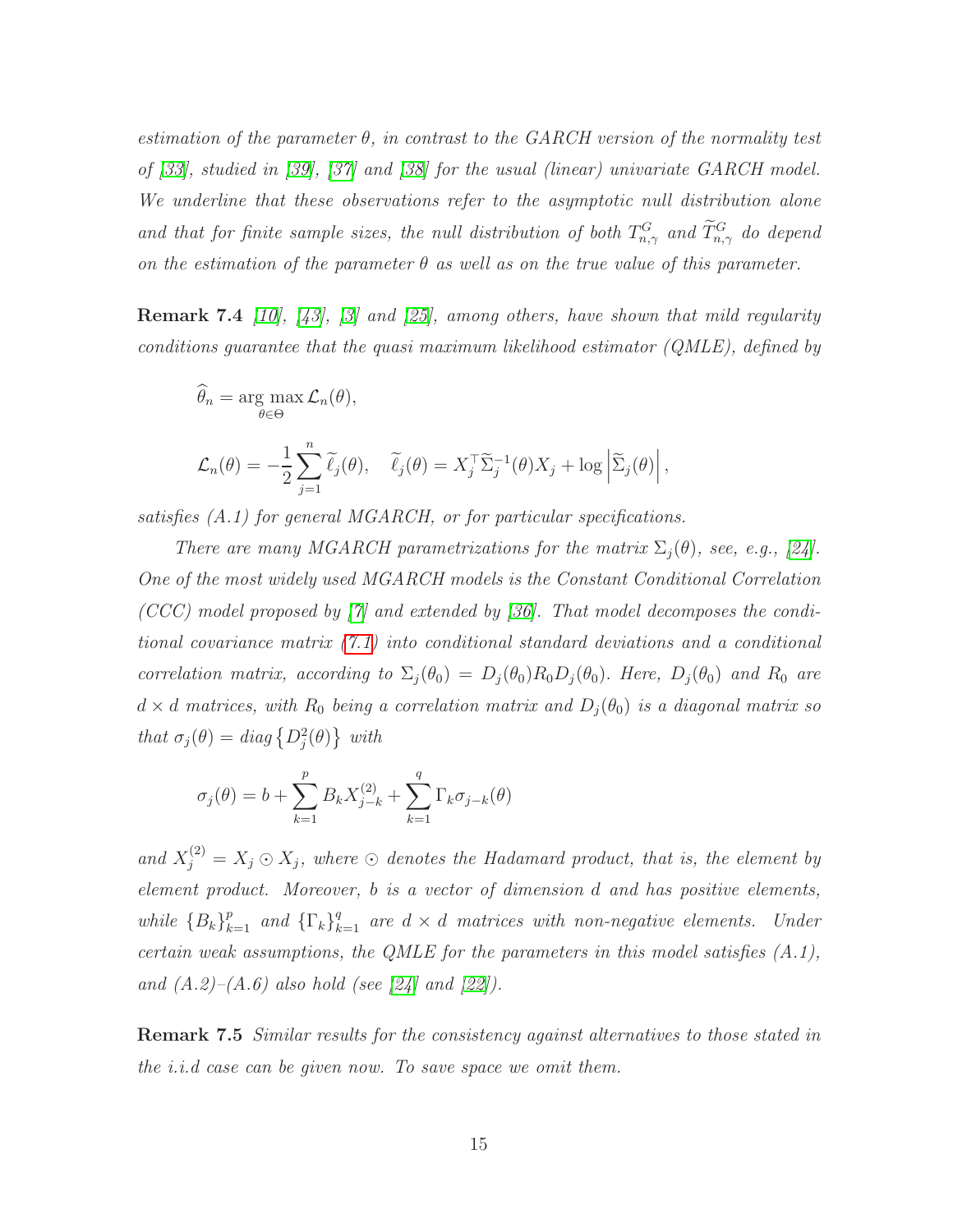*estimation of the parameter $\theta$, in contrast to the GARCH version of the normality test of [33], studied in [39], [37] and [38] for the usual (linear) univariate GARCH model. We underline that these observations refer to the asymptotic null distribution alone and that for finite sample sizes, the null distribution of both $T^G_{n,\gamma}$ and $\widetilde{T}^G_{n,\gamma}$ do depend on the estimation of the parameter $\theta$ as well as on the true value of this parameter.*

**Remark 7.4** *[10], [43], [3] and [25], among others, have shown that mild regularity conditions guarantee that the quasi maximum likelihood estimator (QMLE), defined by*

$$\widehat{\theta}_n = \arg\max_{\theta\in\Theta} \mathcal{L}_n(\theta),$$

$$\mathcal{L}_n(\theta) = -\frac{1}{2}\sum_{j=1}^{n} \widetilde{\ell}_j(\theta), \quad \widetilde{\ell}_j(\theta) = X_j^\top \widetilde{\Sigma}_j^{-1}(\theta) X_j + \log\left|\widetilde{\Sigma}_j(\theta)\right|,$$

*satisfies (A.1) for general MGARCH, or for particular specifications.*

*There are many MGARCH parametrizations for the matrix $\Sigma_j(\theta)$, see, e.g., [24]. One of the most widely used MGARCH models is the Constant Conditional Correlation (CCC) model proposed by [7] and extended by [36]. That model decomposes the conditional covariance matrix (7.1) into conditional standard deviations and a conditional correlation matrix, according to $\Sigma_j(\theta_0) = D_j(\theta_0)R_0D_j(\theta_0)$. Here, $D_j(\theta_0)$ and $R_0$ are $d\times d$ matrices, with $R_0$ being a correlation matrix and $D_j(\theta_0)$ is a diagonal matrix so that $\sigma_j(\theta) = diag\left\{D_j^2(\theta)\right\}$ with*

$$\sigma_j(\theta) = b + \sum_{k=1}^{p} B_k X_{j-k}^{(2)} + \sum_{k=1}^{q} \Gamma_k \sigma_{j-k}(\theta)$$

*and $X_j^{(2)} = X_j \odot X_j$, where $\odot$ denotes the Hadamard product, that is, the element by element product. Moreover, $b$ is a vector of dimension $d$ and has positive elements, while $\{B_k\}_{k=1}^p$ and $\{\Gamma_k\}_{k=1}^q$ are $d\times d$ matrices with non-negative elements. Under certain weak assumptions, the QMLE for the parameters in this model satisfies (A.1), and (A.2)–(A.6) also hold (see [24] and [22]).*

**Remark 7.5** *Similar results for the consistency against alternatives to those stated in the i.i.d case can be given now. To save space we omit them.*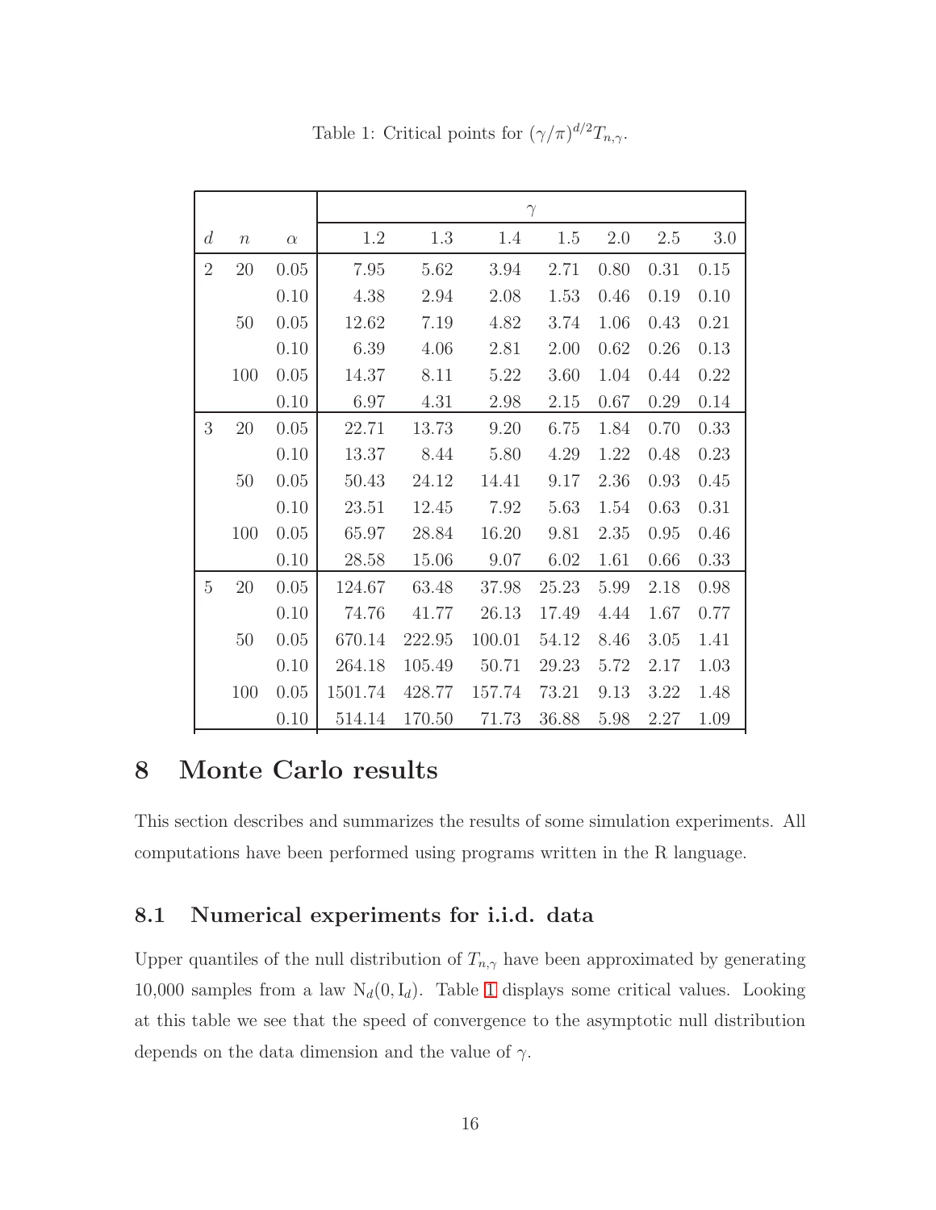Table 1: Critical points for $(\gamma/\pi)^{d/2}T_{n,\gamma}$.

| | | | $\gamma$ | | | | | | |
|---|---|---|---|---|---|---|---|---|---|
| $d$ | $n$ | $\alpha$ | 1.2 | 1.3 | 1.4 | 1.5 | 2.0 | 2.5 | 3.0 |
| 2 | 20 | 0.05 | 7.95 | 5.62 | 3.94 | 2.71 | 0.80 | 0.31 | 0.15 |
| | | 0.10 | 4.38 | 2.94 | 2.08 | 1.53 | 0.46 | 0.19 | 0.10 |
| | 50 | 0.05 | 12.62 | 7.19 | 4.82 | 3.74 | 1.06 | 0.43 | 0.21 |
| | | 0.10 | 6.39 | 4.06 | 2.81 | 2.00 | 0.62 | 0.26 | 0.13 |
| | 100 | 0.05 | 14.37 | 8.11 | 5.22 | 3.60 | 1.04 | 0.44 | 0.22 |
| | | 0.10 | 6.97 | 4.31 | 2.98 | 2.15 | 0.67 | 0.29 | 0.14 |
| 3 | 20 | 0.05 | 22.71 | 13.73 | 9.20 | 6.75 | 1.84 | 0.70 | 0.33 |
| | | 0.10 | 13.37 | 8.44 | 5.80 | 4.29 | 1.22 | 0.48 | 0.23 |
| | 50 | 0.05 | 50.43 | 24.12 | 14.41 | 9.17 | 2.36 | 0.93 | 0.45 |
| | | 0.10 | 23.51 | 12.45 | 7.92 | 5.63 | 1.54 | 0.63 | 0.31 |
| | 100 | 0.05 | 65.97 | 28.84 | 16.20 | 9.81 | 2.35 | 0.95 | 0.46 |
| | | 0.10 | 28.58 | 15.06 | 9.07 | 6.02 | 1.61 | 0.66 | 0.33 |
| 5 | 20 | 0.05 | 124.67 | 63.48 | 37.98 | 25.23 | 5.99 | 2.18 | 0.98 |
| | | 0.10 | 74.76 | 41.77 | 26.13 | 17.49 | 4.44 | 1.67 | 0.77 |
| | 50 | 0.05 | 670.14 | 222.95 | 100.01 | 54.12 | 8.46 | 3.05 | 1.41 |
| | | 0.10 | 264.18 | 105.49 | 50.71 | 29.23 | 5.72 | 2.17 | 1.03 |
| | 100 | 0.05 | 1501.74 | 428.77 | 157.74 | 73.21 | 9.13 | 3.22 | 1.48 |
| | | 0.10 | 514.14 | 170.50 | 71.73 | 36.88 | 5.98 | 2.27 | 1.09 |

# 8 Monte Carlo results

This section describes and summarizes the results of some simulation experiments. All computations have been performed using programs written in the R language.

## 8.1 Numerical experiments for i.i.d. data

Upper quantiles of the null distribution of $T_{n,\gamma}$ have been approximated by generating 10,000 samples from a law $\mathrm{N}_d(0, \mathrm{I}_d)$. Table 1 displays some critical values. Looking at this table we see that the speed of convergence to the asymptotic null distribution depends on the data dimension and the value of $\gamma$.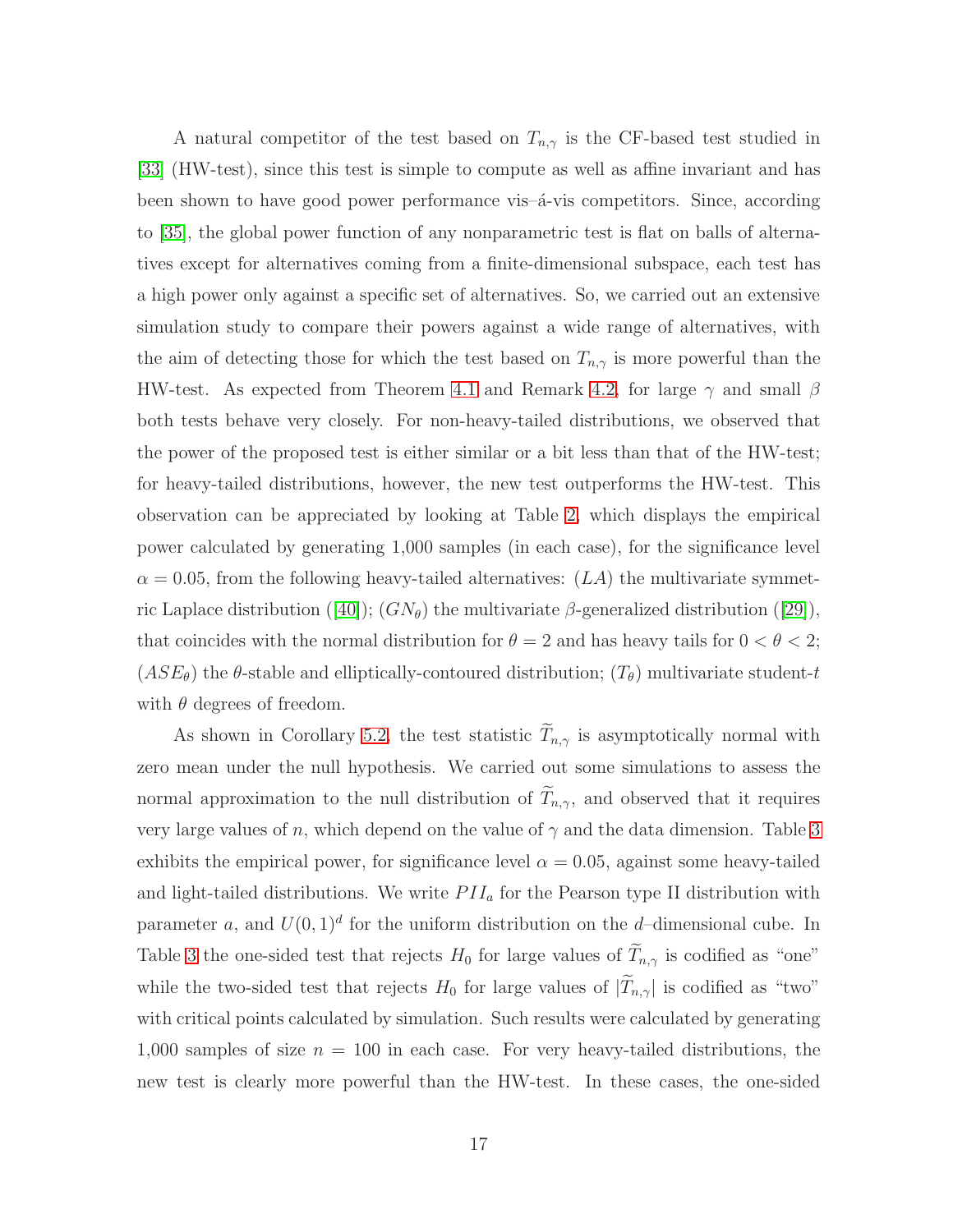A natural competitor of the test based on $T_{n,\gamma}$ is the CF-based test studied in [33] (HW-test), since this test is simple to compute as well as affine invariant and has been shown to have good power performance vis–á-vis competitors. Since, according to [35], the global power function of any nonparametric test is flat on balls of alternatives except for alternatives coming from a finite-dimensional subspace, each test has a high power only against a specific set of alternatives. So, we carried out an extensive simulation study to compare their powers against a wide range of alternatives, with the aim of detecting those for which the test based on $T_{n,\gamma}$ is more powerful than the HW-test. As expected from Theorem 4.1 and Remark 4.2, for large $\gamma$ and small $\beta$ both tests behave very closely. For non-heavy-tailed distributions, we observed that the power of the proposed test is either similar or a bit less than that of the HW-test; for heavy-tailed distributions, however, the new test outperforms the HW-test. This observation can be appreciated by looking at Table 2, which displays the empirical power calculated by generating 1,000 samples (in each case), for the significance level $\alpha = 0.05$, from the following heavy-tailed alternatives: $(LA)$ the multivariate symmetric Laplace distribution ([40]); $(GN_\theta)$ the multivariate $\beta$-generalized distribution ([29]), that coincides with the normal distribution for $\theta = 2$ and has heavy tails for $0 < \theta < 2$; $(ASE_\theta)$ the $\theta$-stable and elliptically-contoured distribution; $(T_\theta)$ multivariate student-$t$ with $\theta$ degrees of freedom.

As shown in Corollary 5.2, the test statistic $\widetilde{T}_{n,\gamma}$ is asymptotically normal with zero mean under the null hypothesis. We carried out some simulations to assess the normal approximation to the null distribution of $\widetilde{T}_{n,\gamma}$, and observed that it requires very large values of $n$, which depend on the value of $\gamma$ and the data dimension. Table 3 exhibits the empirical power, for significance level $\alpha = 0.05$, against some heavy-tailed and light-tailed distributions. We write $PII_a$ for the Pearson type II distribution with parameter $a$, and $U(0,1)^d$ for the uniform distribution on the $d$–dimensional cube. In Table 3 the one-sided test that rejects $H_0$ for large values of $\widetilde{T}_{n,\gamma}$ is codified as "one" while the two-sided test that rejects $H_0$ for large values of $|\widetilde{T}_{n,\gamma}|$ is codified as "two" with critical points calculated by simulation. Such results were calculated by generating 1,000 samples of size $n = 100$ in each case. For very heavy-tailed distributions, the new test is clearly more powerful than the HW-test. In these cases, the one-sided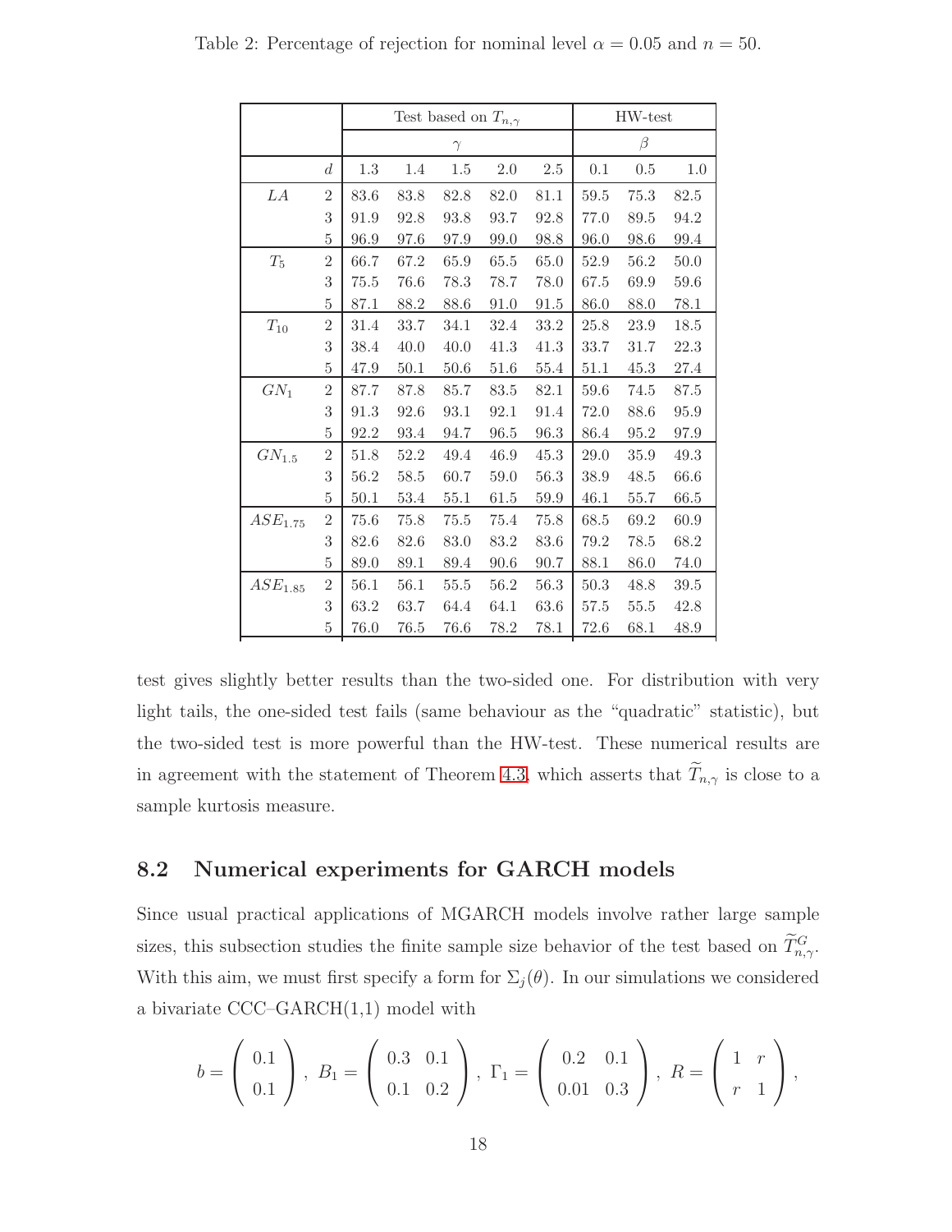Table 2: Percentage of rejection for nominal level $\alpha = 0.05$ and $n = 50$.

| | | Test based on $T_{n,\gamma}$ | | | | | HW-test | | |
|---|---|---|---|---|---|---|---|---|---|
| | | $\gamma$ | | | | | $\beta$ | | |
| | $d$ | 1.3 | 1.4 | 1.5 | 2.0 | 2.5 | 0.1 | 0.5 | 1.0 |
| $LA$ | 2 | 83.6 | 83.8 | 82.8 | 82.0 | 81.1 | 59.5 | 75.3 | 82.5 |
| | 3 | 91.9 | 92.8 | 93.8 | 93.7 | 92.8 | 77.0 | 89.5 | 94.2 |
| | 5 | 96.9 | 97.6 | 97.9 | 99.0 | 98.8 | 96.0 | 98.6 | 99.4 |
| $T_5$ | 2 | 66.7 | 67.2 | 65.9 | 65.5 | 65.0 | 52.9 | 56.2 | 50.0 |
| | 3 | 75.5 | 76.6 | 78.3 | 78.7 | 78.0 | 67.5 | 69.9 | 59.6 |
| | 5 | 87.1 | 88.2 | 88.6 | 91.0 | 91.5 | 86.0 | 88.0 | 78.1 |
| $T_{10}$ | 2 | 31.4 | 33.7 | 34.1 | 32.4 | 33.2 | 25.8 | 23.9 | 18.5 |
| | 3 | 38.4 | 40.0 | 40.0 | 41.3 | 41.3 | 33.7 | 31.7 | 22.3 |
| | 5 | 47.9 | 50.1 | 50.6 | 51.6 | 55.4 | 51.1 | 45.3 | 27.4 |
| $GN_1$ | 2 | 87.7 | 87.8 | 85.7 | 83.5 | 82.1 | 59.6 | 74.5 | 87.5 |
| | 3 | 91.3 | 92.6 | 93.1 | 92.1 | 91.4 | 72.0 | 88.6 | 95.9 |
| | 5 | 92.2 | 93.4 | 94.7 | 96.5 | 96.3 | 86.4 | 95.2 | 97.9 |
| $GN_{1.5}$ | 2 | 51.8 | 52.2 | 49.4 | 46.9 | 45.3 | 29.0 | 35.9 | 49.3 |
| | 3 | 56.2 | 58.5 | 60.7 | 59.0 | 56.3 | 38.9 | 48.5 | 66.6 |
| | 5 | 50.1 | 53.4 | 55.1 | 61.5 | 59.9 | 46.1 | 55.7 | 66.5 |
| $ASE_{1.75}$ | 2 | 75.6 | 75.8 | 75.5 | 75.4 | 75.8 | 68.5 | 69.2 | 60.9 |
| | 3 | 82.6 | 82.6 | 83.0 | 83.2 | 83.6 | 79.2 | 78.5 | 68.2 |
| | 5 | 89.0 | 89.1 | 89.4 | 90.6 | 90.7 | 88.1 | 86.0 | 74.0 |
| $ASE_{1.85}$ | 2 | 56.1 | 56.1 | 55.5 | 56.2 | 56.3 | 50.3 | 48.8 | 39.5 |
| | 3 | 63.2 | 63.7 | 64.4 | 64.1 | 63.6 | 57.5 | 55.5 | 42.8 |
| | 5 | 76.0 | 76.5 | 76.6 | 78.2 | 78.1 | 72.6 | 68.1 | 48.9 |

test gives slightly better results than the two-sided one. For distribution with very light tails, the one-sided test fails (same behaviour as the "quadratic" statistic), but the two-sided test is more powerful than the HW-test. These numerical results are in agreement with the statement of Theorem 4.3, which asserts that $\widetilde{T}_{n,\gamma}$ is close to a sample kurtosis measure.

## 8.2 Numerical experiments for GARCH models

Since usual practical applications of MGARCH models involve rather large sample sizes, this subsection studies the finite sample size behavior of the test based on $\widetilde{T}^G_{n,\gamma}$. With this aim, we must first specify a form for $\Sigma_j(\theta)$. In our simulations we considered a bivariate CCC–GARCH(1,1) model with

$$b = \begin{pmatrix} 0.1 \\ 0.1 \end{pmatrix}, \; B_1 = \begin{pmatrix} 0.3 & 0.1 \\ 0.1 & 0.2 \end{pmatrix}, \; \Gamma_1 = \begin{pmatrix} 0.2 & 0.1 \\ 0.01 & 0.3 \end{pmatrix}, \; R = \begin{pmatrix} 1 & r \\ r & 1 \end{pmatrix},$$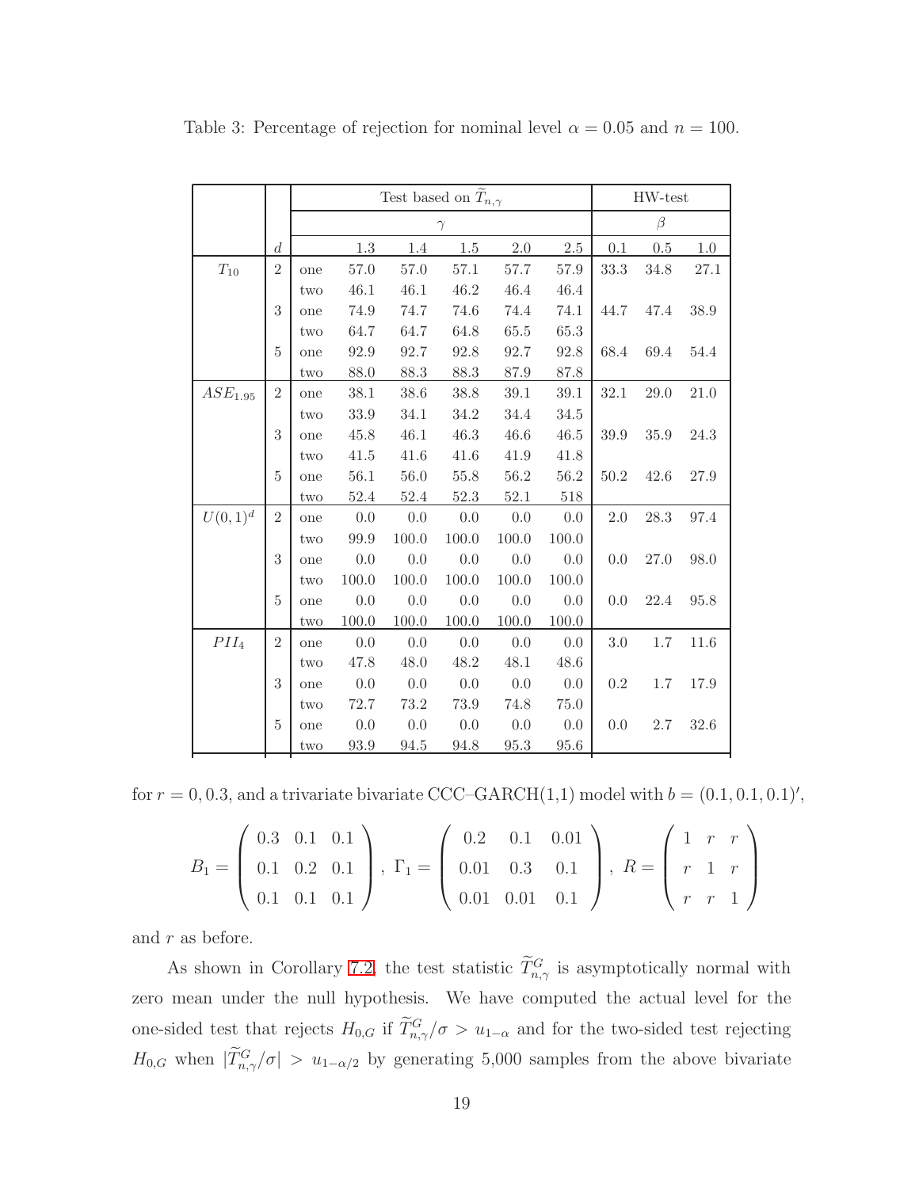Table 3: Percentage of rejection for nominal level $\alpha = 0.05$ and $n = 100$.

| | | | Test based on $\widetilde{T}_{n,\gamma}$ | | | | | HW-test | | |
|---|---|---|---|---|---|---|---|---|---|---|
| | | | $\gamma$ | | | | | $\beta$ | | |
| | $d$ | | 1.3 | 1.4 | 1.5 | 2.0 | 2.5 | 0.1 | 0.5 | 1.0 |
| $T_{10}$ | 2 | one | 57.0 | 57.0 | 57.1 | 57.7 | 57.9 | 33.3 | 34.8 | 27.1 |
| | | two | 46.1 | 46.1 | 46.2 | 46.4 | 46.4 | | | |
| | 3 | one | 74.9 | 74.7 | 74.6 | 74.4 | 74.1 | 44.7 | 47.4 | 38.9 |
| | | two | 64.7 | 64.7 | 64.8 | 65.5 | 65.3 | | | |
| | 5 | one | 92.9 | 92.7 | 92.8 | 92.7 | 92.8 | 68.4 | 69.4 | 54.4 |
| | | two | 88.0 | 88.3 | 88.3 | 87.9 | 87.8 | | | |
| $ASE_{1.95}$ | 2 | one | 38.1 | 38.6 | 38.8 | 39.1 | 39.1 | 32.1 | 29.0 | 21.0 |
| | | two | 33.9 | 34.1 | 34.2 | 34.4 | 34.5 | | | |
| | 3 | one | 45.8 | 46.1 | 46.3 | 46.6 | 46.5 | 39.9 | 35.9 | 24.3 |
| | | two | 41.5 | 41.6 | 41.6 | 41.9 | 41.8 | | | |
| | 5 | one | 56.1 | 56.0 | 55.8 | 56.2 | 56.2 | 50.2 | 42.6 | 27.9 |
| | | two | 52.4 | 52.4 | 52.3 | 52.1 | 518 | | | |
| $U(0,1)^d$ | 2 | one | 0.0 | 0.0 | 0.0 | 0.0 | 0.0 | 2.0 | 28.3 | 97.4 |
| | | two | 99.9 | 100.0 | 100.0 | 100.0 | 100.0 | | | |
| | 3 | one | 0.0 | 0.0 | 0.0 | 0.0 | 0.0 | 0.0 | 27.0 | 98.0 |
| | | two | 100.0 | 100.0 | 100.0 | 100.0 | 100.0 | | | |
| | 5 | one | 0.0 | 0.0 | 0.0 | 0.0 | 0.0 | 0.0 | 22.4 | 95.8 |
| | | two | 100.0 | 100.0 | 100.0 | 100.0 | 100.0 | | | |
| $PII_4$ | 2 | one | 0.0 | 0.0 | 0.0 | 0.0 | 0.0 | 3.0 | 1.7 | 11.6 |
| | | two | 47.8 | 48.0 | 48.2 | 48.1 | 48.6 | | | |
| | 3 | one | 0.0 | 0.0 | 0.0 | 0.0 | 0.0 | 0.2 | 1.7 | 17.9 |
| | | two | 72.7 | 73.2 | 73.9 | 74.8 | 75.0 | | | |
| | 5 | one | 0.0 | 0.0 | 0.0 | 0.0 | 0.0 | 0.0 | 2.7 | 32.6 |
| | | two | 93.9 | 94.5 | 94.8 | 95.3 | 95.6 | | | |

for $r = 0, 0.3$, and a trivariate bivariate CCC–GARCH(1,1) model with $b = (0.1, 0.1, 0.1)'$,

$$B_1 = \begin{pmatrix} 0.3 & 0.1 & 0.1 \\ 0.1 & 0.2 & 0.1 \\ 0.1 & 0.1 & 0.1 \end{pmatrix}, \ \Gamma_1 = \begin{pmatrix} 0.2 & 0.1 & 0.01 \\ 0.01 & 0.3 & 0.1 \\ 0.01 & 0.01 & 0.1 \end{pmatrix}, \ R = \begin{pmatrix} 1 & r & r \\ r & 1 & r \\ r & r & 1 \end{pmatrix}$$

and $r$ as before.

As shown in Corollary 7.2, the test statistic $\widetilde{T}^G_{n,\gamma}$ is asymptotically normal with zero mean under the null hypothesis. We have computed the actual level for the one-sided test that rejects $H_{0,G}$ if $\widetilde{T}^G_{n,\gamma}/\sigma > u_{1-\alpha}$ and for the two-sided test rejecting $H_{0,G}$ when $|\widetilde{T}^G_{n,\gamma}/\sigma| > u_{1-\alpha/2}$ by generating 5,000 samples from the above bivariate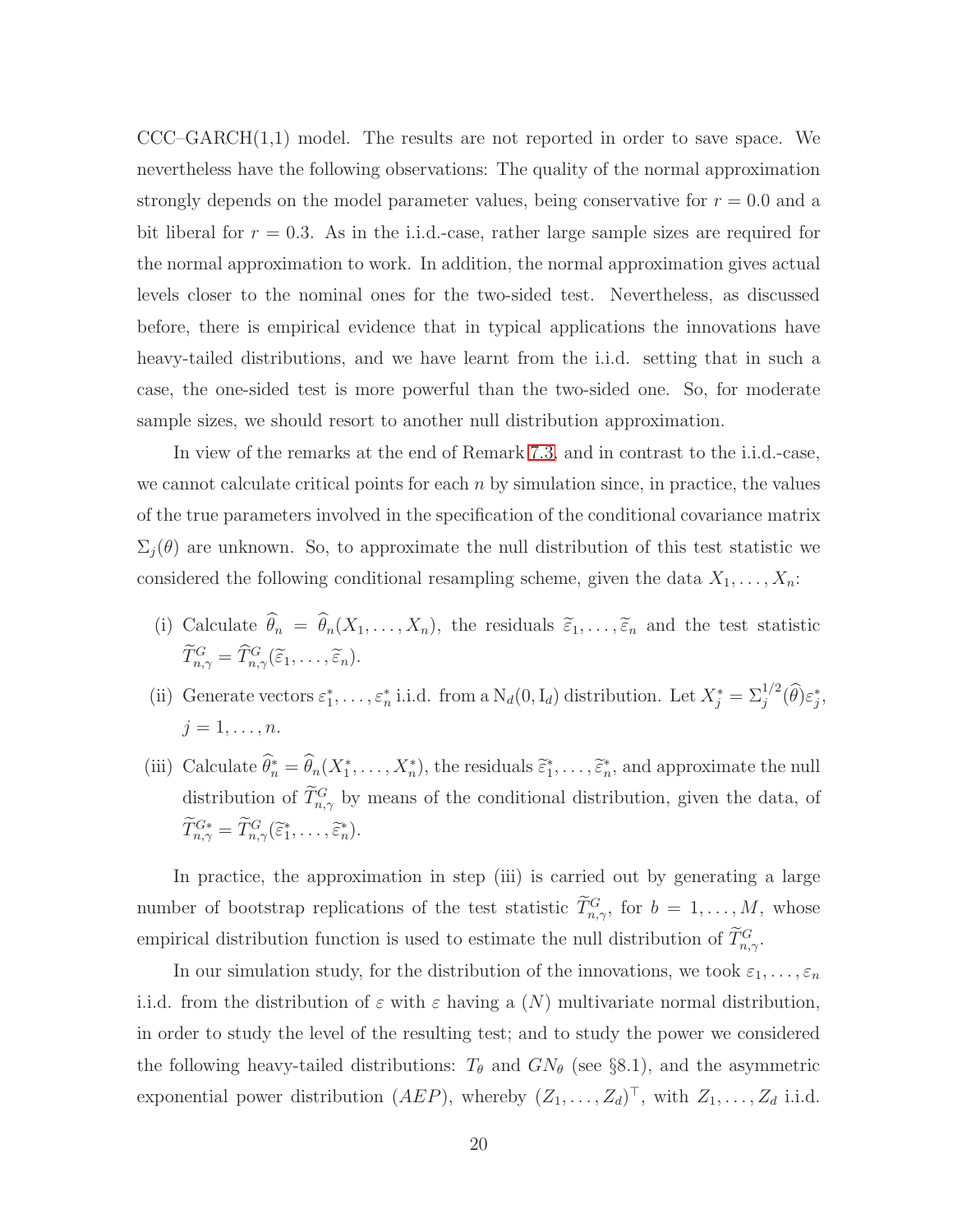CCC–GARCH(1,1) model. The results are not reported in order to save space. We nevertheless have the following observations: The quality of the normal approximation strongly depends on the model parameter values, being conservative for $r = 0.0$ and a bit liberal for $r = 0.3$. As in the i.i.d.-case, rather large sample sizes are required for the normal approximation to work. In addition, the normal approximation gives actual levels closer to the nominal ones for the two-sided test. Nevertheless, as discussed before, there is empirical evidence that in typical applications the innovations have heavy-tailed distributions, and we have learnt from the i.i.d. setting that in such a case, the one-sided test is more powerful than the two-sided one. So, for moderate sample sizes, we should resort to another null distribution approximation.

In view of the remarks at the end of Remark 7.3, and in contrast to the i.i.d.-case, we cannot calculate critical points for each $n$ by simulation since, in practice, the values of the true parameters involved in the specification of the conditional covariance matrix $\Sigma_j(\theta)$ are unknown. So, to approximate the null distribution of this test statistic we considered the following conditional resampling scheme, given the data $X_1, \ldots, X_n$:

(i) Calculate $\widehat{\theta}_n = \widehat{\theta}_n(X_1, \ldots, X_n)$, the residuals $\widetilde{\varepsilon}_1, \ldots, \widetilde{\varepsilon}_n$ and the test statistic $\widetilde{T}^G_{n,\gamma} = \widehat{T}^G_{n,\gamma}(\widetilde{\varepsilon}_1, \ldots, \widetilde{\varepsilon}_n)$.

(ii) Generate vectors $\varepsilon^*_1, \ldots, \varepsilon^*_n$ i.i.d. from a $\mathrm{N}_d(0, \mathrm{I}_d)$ distribution. Let $X^*_j = \Sigma^{1/2}_j(\widehat{\theta})\varepsilon^*_j$, $j = 1, \ldots, n$.

(iii) Calculate $\widehat{\theta}^*_n = \widehat{\theta}_n(X^*_1, \ldots, X^*_n)$, the residuals $\widetilde{\varepsilon}^*_1, \ldots, \widetilde{\varepsilon}^*_n$, and approximate the null distribution of $\widetilde{T}^G_{n,\gamma}$ by means of the conditional distribution, given the data, of $\widetilde{T}^{G*}_{n,\gamma} = \widetilde{T}^G_{n,\gamma}(\widetilde{\varepsilon}^*_1, \ldots, \widetilde{\varepsilon}^*_n)$.

In practice, the approximation in step (iii) is carried out by generating a large number of bootstrap replications of the test statistic $\widetilde{T}^G_{n,\gamma}$, for $b = 1, \ldots, M$, whose empirical distribution function is used to estimate the null distribution of $\widetilde{T}^G_{n,\gamma}$.

In our simulation study, for the distribution of the innovations, we took $\varepsilon_1, \ldots, \varepsilon_n$ i.i.d. from the distribution of $\varepsilon$ with $\varepsilon$ having a $(N)$ multivariate normal distribution, in order to study the level of the resulting test; and to study the power we considered the following heavy-tailed distributions: $T_\theta$ and $GN_\theta$ (see §8.1), and the asymmetric exponential power distribution $(AEP)$, whereby $(Z_1, \ldots, Z_d)^\top$, with $Z_1, \ldots, Z_d$ i.i.d.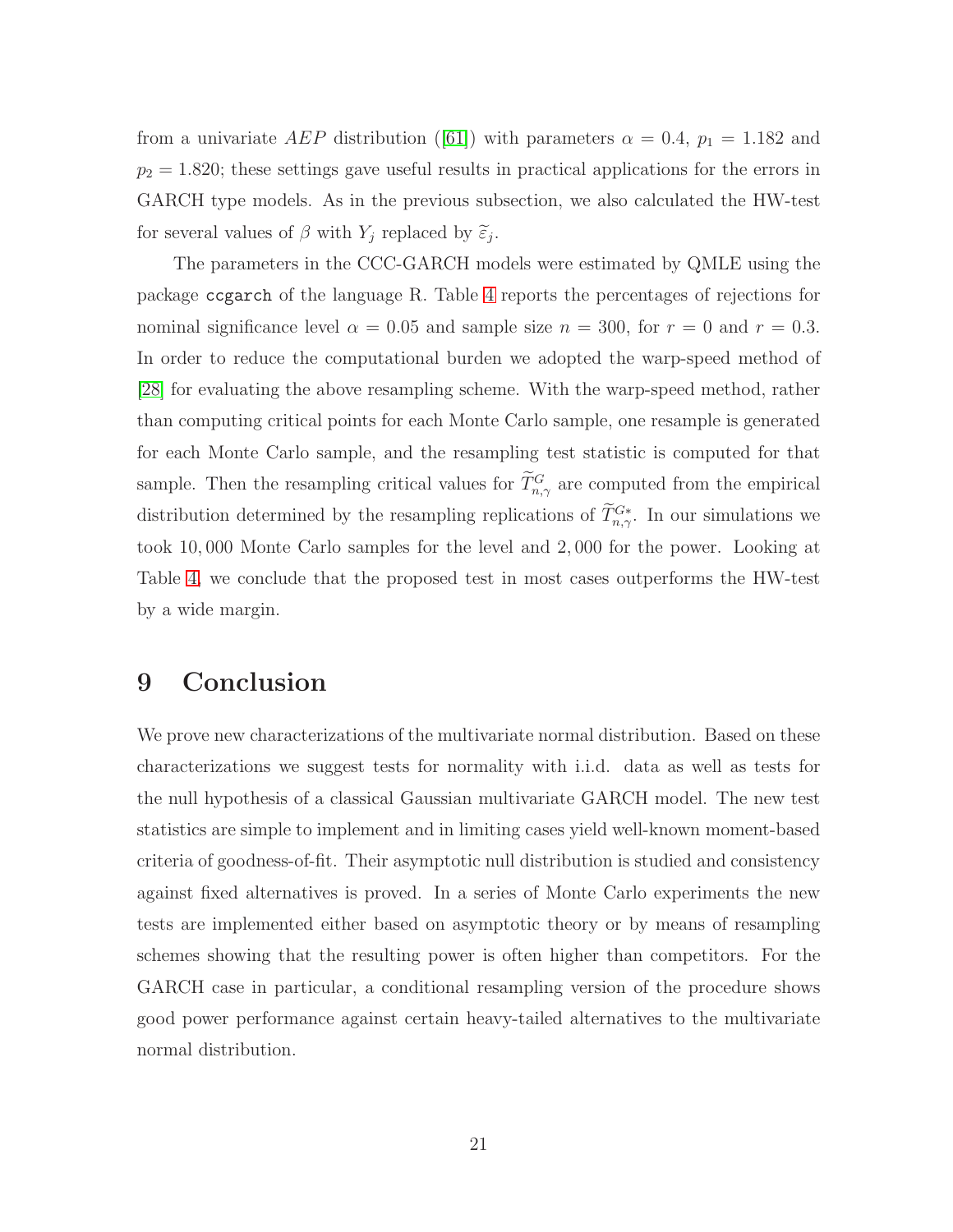from a univariate $AEP$ distribution ([61]) with parameters $\alpha = 0.4$, $p_1 = 1.182$ and $p_2 = 1.820$; these settings gave useful results in practical applications for the errors in GARCH type models. As in the previous subsection, we also calculated the HW-test for several values of $\beta$ with $Y_j$ replaced by $\widetilde{\varepsilon}_j$.

The parameters in the CCC-GARCH models were estimated by QMLE using the package `ccgarch` of the language R. Table 4 reports the percentages of rejections for nominal significance level $\alpha = 0.05$ and sample size $n = 300$, for $r = 0$ and $r = 0.3$. In order to reduce the computational burden we adopted the warp-speed method of [28] for evaluating the above resampling scheme. With the warp-speed method, rather than computing critical points for each Monte Carlo sample, one resample is generated for each Monte Carlo sample, and the resampling test statistic is computed for that sample. Then the resampling critical values for $\widetilde{T}^{G}_{n,\gamma}$ are computed from the empirical distribution determined by the resampling replications of $\widetilde{T}^{G*}_{n,\gamma}$. In our simulations we took $10,000$ Monte Carlo samples for the level and $2,000$ for the power. Looking at Table 4, we conclude that the proposed test in most cases outperforms the HW-test by a wide margin.

# 9 Conclusion

We prove new characterizations of the multivariate normal distribution. Based on these characterizations we suggest tests for normality with i.i.d. data as well as tests for the null hypothesis of a classical Gaussian multivariate GARCH model. The new test statistics are simple to implement and in limiting cases yield well-known moment-based criteria of goodness-of-fit. Their asymptotic null distribution is studied and consistency against fixed alternatives is proved. In a series of Monte Carlo experiments the new tests are implemented either based on asymptotic theory or by means of resampling schemes showing that the resulting power is often higher than competitors. For the GARCH case in particular, a conditional resampling version of the procedure shows good power performance against certain heavy-tailed alternatives to the multivariate normal distribution.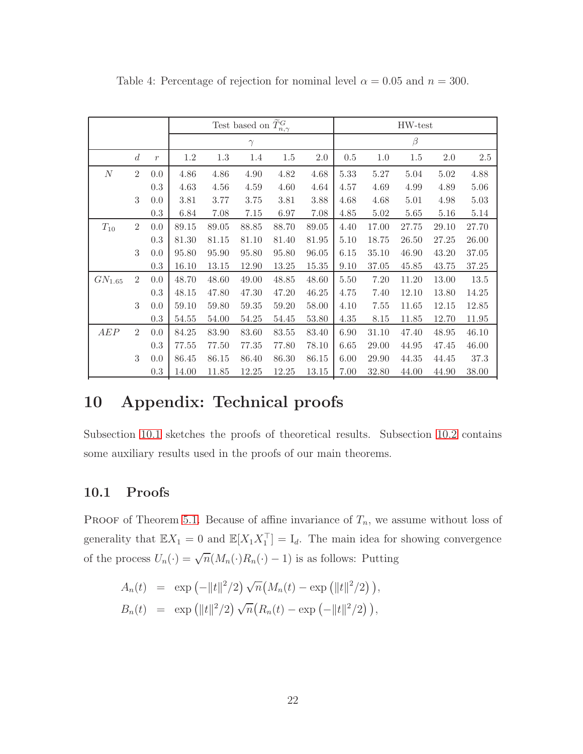Table 4: Percentage of rejection for nominal level $\alpha = 0.05$ and $n = 300$.

| | | | Test based on $\widetilde{T}^G_{n,\gamma}$ | | | | | HW-test | | | | |
|---|---|---|---|---|---|---|---|---|---|---|---|---|
| | | | $\gamma$ | | | | | $\beta$ | | | | |
| | $d$ | $r$ | 1.2 | 1.3 | 1.4 | 1.5 | 2.0 | 0.5 | 1.0 | 1.5 | 2.0 | 2.5 |
| $N$ | 2 | 0.0 | 4.86 | 4.86 | 4.90 | 4.82 | 4.68 | 5.33 | 5.27 | 5.04 | 5.02 | 4.88 |
| | | 0.3 | 4.63 | 4.56 | 4.59 | 4.60 | 4.64 | 4.57 | 4.69 | 4.99 | 4.89 | 5.06 |
| | 3 | 0.0 | 3.81 | 3.77 | 3.75 | 3.81 | 3.88 | 4.68 | 4.68 | 5.01 | 4.98 | 5.03 |
| | | 0.3 | 6.84 | 7.08 | 7.15 | 6.97 | 7.08 | 4.85 | 5.02 | 5.65 | 5.16 | 5.14 |
| $T_{10}$ | 2 | 0.0 | 89.15 | 89.05 | 88.85 | 88.70 | 89.05 | 4.40 | 17.00 | 27.75 | 29.10 | 27.70 |
| | | 0.3 | 81.30 | 81.15 | 81.10 | 81.40 | 81.95 | 5.10 | 18.75 | 26.50 | 27.25 | 26.00 |
| | 3 | 0.0 | 95.80 | 95.90 | 95.80 | 95.80 | 96.05 | 6.15 | 35.10 | 46.90 | 43.20 | 37.05 |
| | | 0.3 | 16.10 | 13.15 | 12.90 | 13.25 | 15.35 | 9.10 | 37.05 | 45.85 | 43.75 | 37.25 |
| $GN_{1.65}$ | 2 | 0.0 | 48.70 | 48.60 | 49.00 | 48.85 | 48.60 | 5.50 | 7.20 | 11.20 | 13.00 | 13.5 |
| | | 0.3 | 48.15 | 47.80 | 47.30 | 47.20 | 46.25 | 4.75 | 7.40 | 12.10 | 13.80 | 14.25 |
| | 3 | 0.0 | 59.10 | 59.80 | 59.35 | 59.20 | 58.00 | 4.10 | 7.55 | 11.65 | 12.15 | 12.85 |
| | | 0.3 | 54.55 | 54.00 | 54.25 | 54.45 | 53.80 | 4.35 | 8.15 | 11.85 | 12.70 | 11.95 |
| $AEP$ | 2 | 0.0 | 84.25 | 83.90 | 83.60 | 83.55 | 83.40 | 6.90 | 31.10 | 47.40 | 48.95 | 46.10 |
| | | 0.3 | 77.55 | 77.50 | 77.35 | 77.80 | 78.10 | 6.65 | 29.00 | 44.95 | 47.45 | 46.00 |
| | 3 | 0.0 | 86.45 | 86.15 | 86.40 | 86.30 | 86.15 | 6.00 | 29.90 | 44.35 | 44.45 | 37.3 |
| | | 0.3 | 14.00 | 11.85 | 12.25 | 12.25 | 13.15 | 7.00 | 32.80 | 44.00 | 44.90 | 38.00 |

# 10 Appendix: Technical proofs

Subsection 10.1 sketches the proofs of theoretical results. Subsection 10.2 contains some auxiliary results used in the proofs of our main theorems.

## 10.1 Proofs

Proof of Theorem 5.1. Because of affine invariance of $T_n$, we assume without loss of generality that $\mathbb{E}X_1 = 0$ and $\mathbb{E}[X_1 X_1^\top] = \mathrm{I}_d$. The main idea for showing convergence of the process $U_n(\cdot) = \sqrt{n}(M_n(\cdot)R_n(\cdot) - 1)$ is as follows: Putting

$$
\begin{aligned}
A_n(t) &= \exp\left(-\|t\|^2/2\right)\sqrt{n}\big(M_n(t) - \exp\left(\|t\|^2/2\right)\big),\\
B_n(t) &= \exp\left(\|t\|^2/2\right)\sqrt{n}\big(R_n(t) - \exp\left(-\|t\|^2/2\right)\big),
\end{aligned}
$$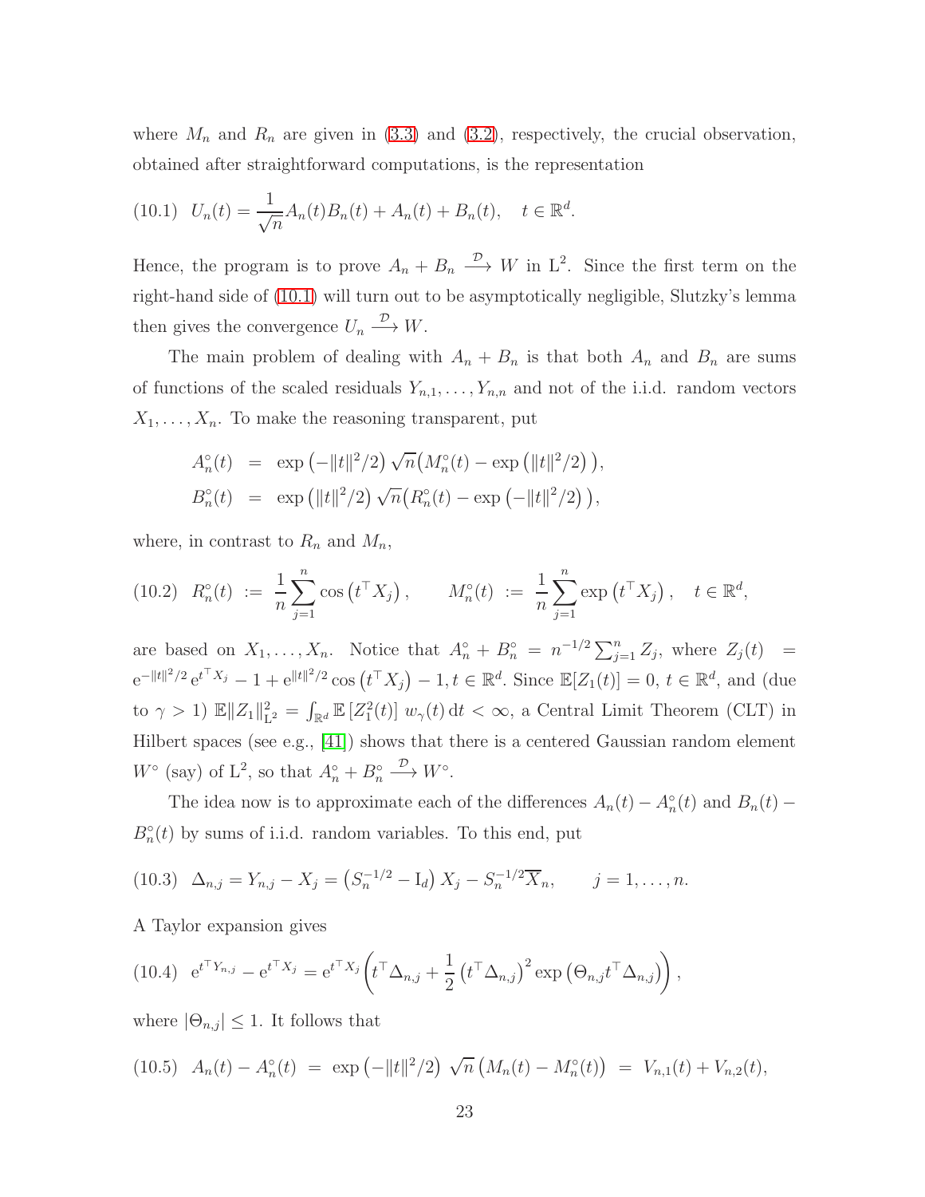where $M_n$ and $R_n$ are given in (3.3) and (3.2), respectively, the crucial observation, obtained after straightforward computations, is the representation

$$U_n(t) = \frac{1}{\sqrt{n}} A_n(t) B_n(t) + A_n(t) + B_n(t), \quad t \in \mathbb{R}^d. \tag{10.1}$$

Hence, the program is to prove $A_n + B_n \xrightarrow{\mathcal{D}} W$ in $\mathrm{L}^2$. Since the first term on the right-hand side of (10.1) will turn out to be asymptotically negligible, Slutzky's lemma then gives the convergence $U_n \xrightarrow{\mathcal{D}} W$.

The main problem of dealing with $A_n + B_n$ is that both $A_n$ and $B_n$ are sums of functions of the scaled residuals $Y_{n,1}, \ldots, Y_{n,n}$ and not of the i.i.d. random vectors $X_1, \ldots, X_n$. To make the reasoning transparent, put

$$\begin{aligned} A_n^\circ(t) &= \exp\left(-\|t\|^2/2\right) \sqrt{n}\big(M_n^\circ(t) - \exp\left(\|t\|^2/2\right)\big), \\ B_n^\circ(t) &= \exp\left(\|t\|^2/2\right) \sqrt{n}\big(R_n^\circ(t) - \exp\left(-\|t\|^2/2\right)\big), \end{aligned}$$

where, in contrast to $R_n$ and $M_n$,

$$R_n^\circ(t) := \frac{1}{n}\sum_{j=1}^n \cos\left(t^\top X_j\right), \qquad M_n^\circ(t) := \frac{1}{n}\sum_{j=1}^n \exp\left(t^\top X_j\right), \quad t \in \mathbb{R}^d, \tag{10.2}$$

are based on $X_1, \ldots, X_n$. Notice that $A_n^\circ + B_n^\circ = n^{-1/2}\sum_{j=1}^n Z_j$, where $Z_j(t) = \mathrm{e}^{-\|t\|^2/2}\,\mathrm{e}^{t^\top X_j} - 1 + \mathrm{e}^{\|t\|^2/2}\cos\left(t^\top X_j\right) - 1, t \in \mathbb{R}^d$. Since $\mathbb{E}[Z_1(t)] = 0$, $t \in \mathbb{R}^d$, and (due to $\gamma > 1$) $\mathbb{E}\|Z_1\|_{\mathrm{L}^2}^2 = \int_{\mathbb{R}^d} \mathbb{E}\left[Z_1^2(t)\right] w_\gamma(t)\,\mathrm{d}t < \infty$, a Central Limit Theorem (CLT) in Hilbert spaces (see e.g., [41]) shows that there is a centered Gaussian random element $W^\circ$ (say) of $\mathrm{L}^2$, so that $A_n^\circ + B_n^\circ \xrightarrow{\mathcal{D}} W^\circ$.

The idea now is to approximate each of the differences $A_n(t) - A_n^\circ(t)$ and $B_n(t) - B_n^\circ(t)$ by sums of i.i.d. random variables. To this end, put

$$\Delta_{n,j} = Y_{n,j} - X_j = \left(S_n^{-1/2} - \mathrm{I}_d\right) X_j - S_n^{-1/2}\overline{X}_n, \qquad j = 1, \ldots, n. \tag{10.3}$$

A Taylor expansion gives

$$\mathrm{e}^{t^\top Y_{n,j}} - \mathrm{e}^{t^\top X_j} = \mathrm{e}^{t^\top X_j}\left(t^\top \Delta_{n,j} + \frac{1}{2}\left(t^\top \Delta_{n,j}\right)^2 \exp\left(\Theta_{n,j} t^\top \Delta_{n,j}\right)\right), \tag{10.4}$$

where $|\Theta_{n,j}| \leq 1$. It follows that

$$A_n(t) - A_n^\circ(t) = \exp\left(-\|t\|^2/2\right)\sqrt{n}\left(M_n(t) - M_n^\circ(t)\right) = V_{n,1}(t) + V_{n,2}(t), \tag{10.5}$$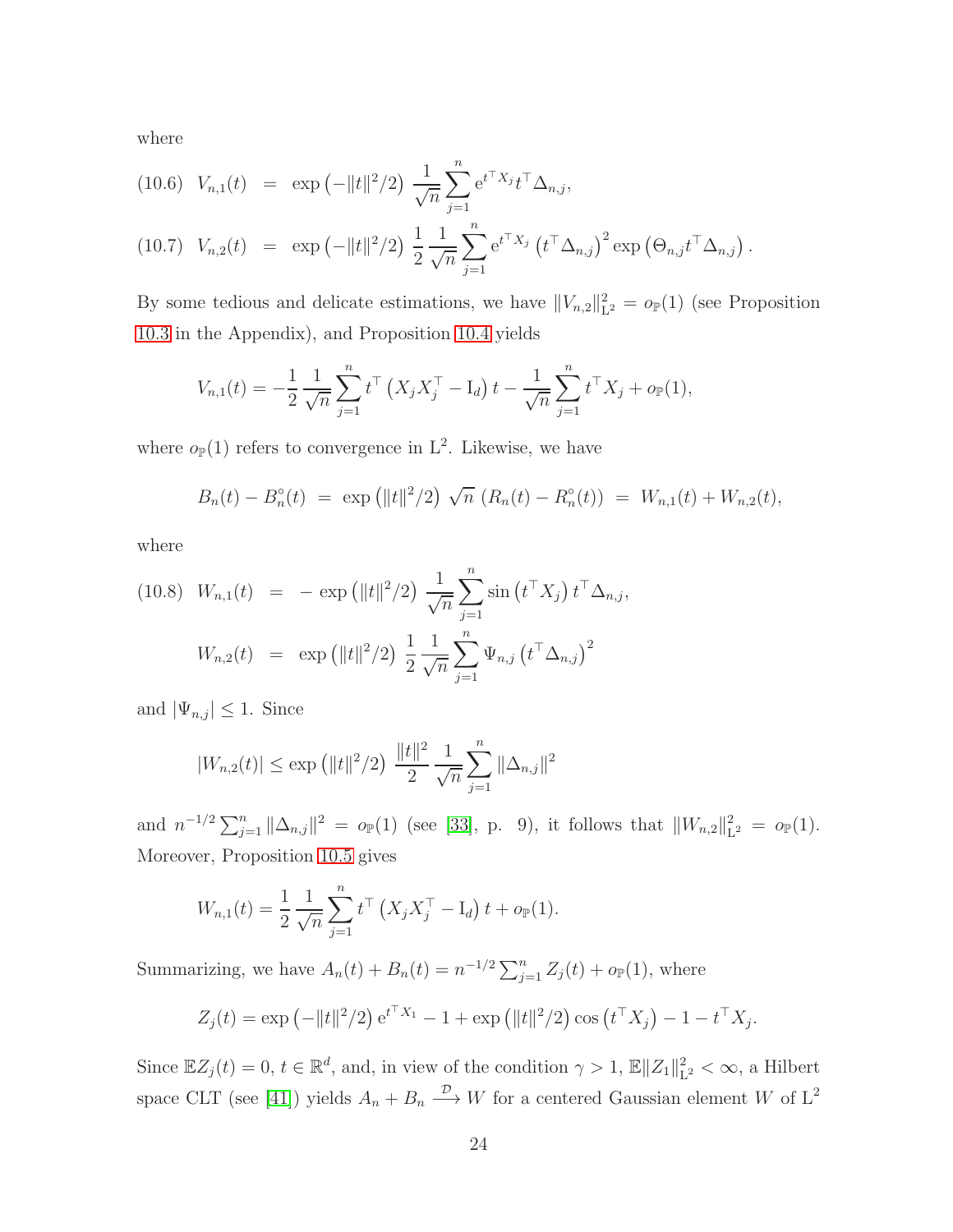where

$$
\begin{aligned}
(10.6)\quad V_{n,1}(t) &= \exp\left(-\|t\|^2/2\right)\, \frac{1}{\sqrt{n}} \sum_{j=1}^{n} \mathrm{e}^{t^\top X_j} t^\top \Delta_{n,j}, \\
(10.7)\quad V_{n,2}(t) &= \exp\left(-\|t\|^2/2\right)\, \frac{1}{2}\frac{1}{\sqrt{n}} \sum_{j=1}^{n} \mathrm{e}^{t^\top X_j} \left(t^\top \Delta_{n,j}\right)^2 \exp\left(\Theta_{n,j} t^\top \Delta_{n,j}\right).
\end{aligned}
$$

By some tedious and delicate estimations, we have $\|V_{n,2}\|^2_{\mathrm{L}^2} = o_{\mathbb{P}}(1)$ (see Proposition 10.3 in the Appendix), and Proposition 10.4 yields

$$
V_{n,1}(t) = -\frac{1}{2}\frac{1}{\sqrt{n}} \sum_{j=1}^{n} t^\top \left(X_j X_j^\top - \mathrm{I}_d\right) t - \frac{1}{\sqrt{n}} \sum_{j=1}^{n} t^\top X_j + o_{\mathbb{P}}(1),
$$

where $o_{\mathbb{P}}(1)$ refers to convergence in $\mathrm{L}^2$. Likewise, we have

$$
B_n(t) - B_n^\circ(t) \;=\; \exp\left(\|t\|^2/2\right) \sqrt{n}\, \left(R_n(t) - R_n^\circ(t)\right) \;=\; W_{n,1}(t) + W_{n,2}(t),
$$

where

$$
\begin{aligned}
(10.8)\quad W_{n,1}(t) &= -\exp\left(\|t\|^2/2\right)\, \frac{1}{\sqrt{n}} \sum_{j=1}^{n} \sin\left(t^\top X_j\right) t^\top \Delta_{n,j}, \\
W_{n,2}(t) &= \exp\left(\|t\|^2/2\right)\, \frac{1}{2}\frac{1}{\sqrt{n}} \sum_{j=1}^{n} \Psi_{n,j} \left(t^\top \Delta_{n,j}\right)^2
\end{aligned}
$$

and $|\Psi_{n,j}| \le 1$. Since

$$
|W_{n,2}(t)| \le \exp\left(\|t\|^2/2\right)\, \frac{\|t\|^2}{2}\frac{1}{\sqrt{n}} \sum_{j=1}^{n} \|\Delta_{n,j}\|^2
$$

and $n^{-1/2}\sum_{j=1}^n \|\Delta_{n,j}\|^2 = o_{\mathbb{P}}(1)$ (see [33], p. 9), it follows that $\|W_{n,2}\|^2_{\mathrm{L}^2} = o_{\mathbb{P}}(1)$. Moreover, Proposition 10.5 gives

$$
W_{n,1}(t) = \frac{1}{2}\frac{1}{\sqrt{n}} \sum_{j=1}^{n} t^\top \left(X_j X_j^\top - \mathrm{I}_d\right) t + o_{\mathbb{P}}(1).
$$

Summarizing, we have $A_n(t) + B_n(t) = n^{-1/2}\sum_{j=1}^n Z_j(t) + o_{\mathbb{P}}(1)$, where

$$
Z_j(t) = \exp\left(-\|t\|^2/2\right) \mathrm{e}^{t^\top X_1} - 1 + \exp\left(\|t\|^2/2\right) \cos\left(t^\top X_j\right) - 1 - t^\top X_j.
$$

Since $\mathbb{E} Z_j(t) = 0$, $t \in \mathbb{R}^d$, and, in view of the condition $\gamma > 1$, $\mathbb{E}\|Z_1\|^2_{\mathrm{L}^2} < \infty$, a Hilbert space CLT (see [41]) yields $A_n + B_n \xrightarrow{\mathcal{D}} W$ for a centered Gaussian element $W$ of $\mathrm{L}^2$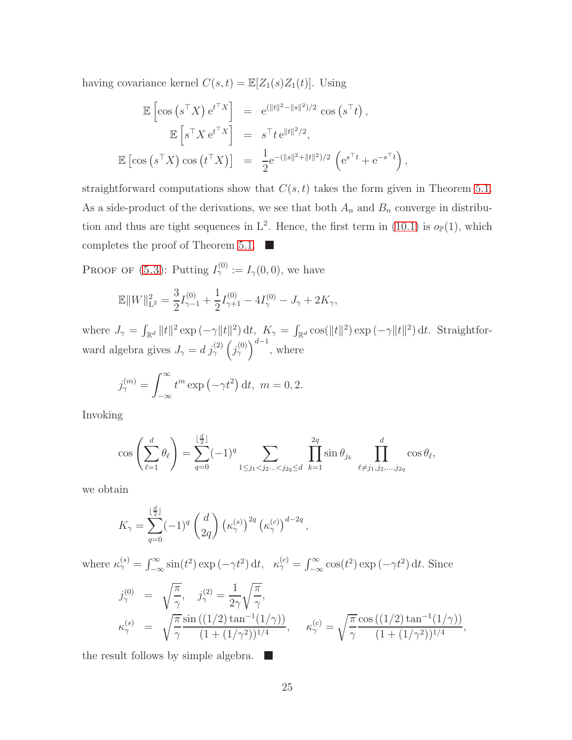having covariance kernel $C(s,t) = \mathbb{E}[Z_1(s)Z_1(t)]$. Using

$$
\begin{aligned}
\mathbb{E}\left[\cos\left(s^\top X\right) \mathrm{e}^{t^\top X}\right] &= \mathrm{e}^{(\|t\|^2 - \|s\|^2)/2} \cos\left(s^\top t\right), \\
\mathbb{E}\left[s^\top X \, \mathrm{e}^{t^\top X}\right] &= s^\top t \, \mathrm{e}^{\|t\|^2/2}, \\
\mathbb{E}\left[\cos\left(s^\top X\right) \cos\left(t^\top X\right)\right] &= \frac{1}{2} \mathrm{e}^{-(\|s\|^2 + \|t\|^2)/2} \left(\mathrm{e}^{s^\top t} + \mathrm{e}^{-s^\top t}\right),
\end{aligned}
$$

straightforward computations show that $C(s,t)$ takes the form given in Theorem 5.1. As a side-product of the derivations, we see that both $A_n$ and $B_n$ converge in distribution and thus are tight sequences in $\mathrm{L}^2$. Hence, the first term in (10.1) is $o_{\mathbb{P}}(1)$, which completes the proof of Theorem 5.1. ■

Proof of (5.3): Putting $I_\gamma^{(0)} := I_\gamma(0,0)$, we have

$$
\mathbb{E}\|W\|_{\mathrm{L}^2}^2 = \frac{3}{2} I_{\gamma-1}^{(0)} + \frac{1}{2} I_{\gamma+1}^{(0)} - 4 I_\gamma^{(0)} - J_\gamma + 2K_\gamma,
$$

where $J_\gamma = \int_{\mathbb{R}^d} \|t\|^2 \exp\left(-\gamma\|t\|^2\right) \mathrm{d}t$, $K_\gamma = \int_{\mathbb{R}^d} \cos(\|t\|^2) \exp\left(-\gamma\|t\|^2\right) \mathrm{d}t$. Straightforward algebra gives $J_\gamma = d \, j_\gamma^{(2)} \left(j_\gamma^{(0)}\right)^{d-1}$, where

$$
j_\gamma^{(m)} = \int_{-\infty}^{\infty} t^m \exp\left(-\gamma t^2\right) \mathrm{d}t, \ m = 0, 2.
$$

Invoking

$$
\cos\left(\sum_{\ell=1}^{d} \theta_\ell\right) = \sum_{q=0}^{\lfloor \frac{d}{2} \rfloor} (-1)^q \sum_{1 \le j_1 < j_2 \ldots < j_{2q} \le d} \prod_{k=1}^{2q} \sin\theta_{j_k} \prod_{\ell \ne j_1, j_2, \ldots, j_{2q}}^{d} \cos\theta_\ell,
$$

we obtain

$$
K_\gamma = \sum_{q=0}^{\lfloor \frac{d}{2} \rfloor} (-1)^q \binom{d}{2q} \left(\kappa_\gamma^{(s)}\right)^{2q} \left(\kappa_\gamma^{(c)}\right)^{d-2q},
$$

where $\kappa_\gamma^{(s)} = \int_{-\infty}^{\infty} \sin(t^2) \exp\left(-\gamma t^2\right) \mathrm{d}t$, $\kappa_\gamma^{(c)} = \int_{-\infty}^{\infty} \cos(t^2) \exp\left(-\gamma t^2\right) \mathrm{d}t$. Since

$$
\begin{aligned}
j_\gamma^{(0)} &= \sqrt{\frac{\pi}{\gamma}}, \quad j_\gamma^{(2)} = \frac{1}{2\gamma}\sqrt{\frac{\pi}{\gamma}}, \\
\kappa_\gamma^{(s)} &= \sqrt{\frac{\pi}{\gamma}} \frac{\sin\left((1/2)\tan^{-1}(1/\gamma)\right)}{(1 + (1/\gamma^2))^{1/4}}, \quad \kappa_\gamma^{(c)} = \sqrt{\frac{\pi}{\gamma}} \frac{\cos\left((1/2)\tan^{-1}(1/\gamma)\right)}{(1 + (1/\gamma^2))^{1/4}},
\end{aligned}
$$

the result follows by simple algebra. ■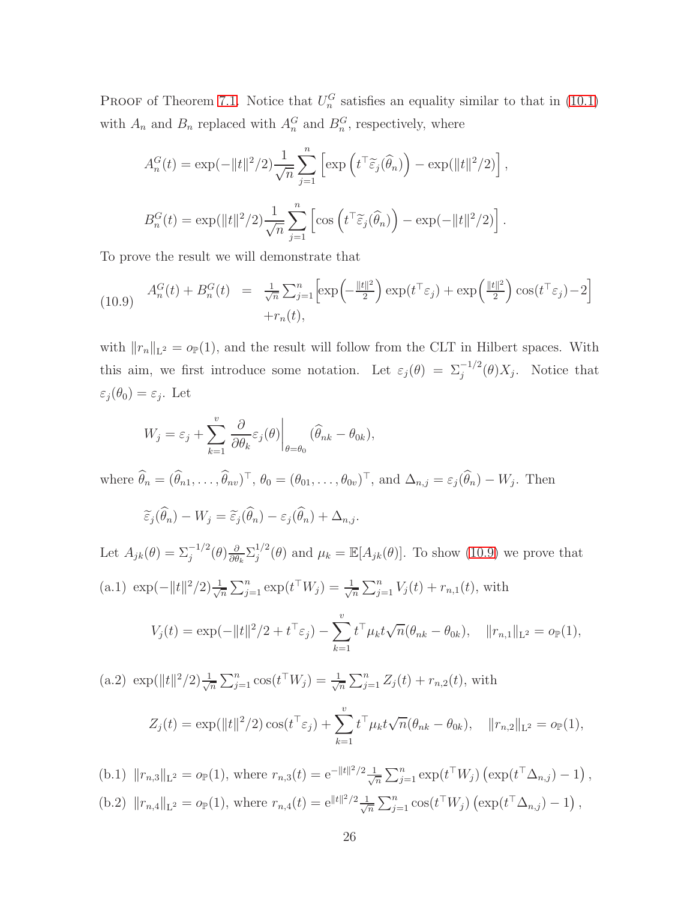Proof of Theorem 7.1. Notice that $U_n^G$ satisfies an equality similar to that in (10.1) with $A_n$ and $B_n$ replaced with $A_n^G$ and $B_n^G$, respectively, where

$$A_n^G(t) = \exp(-\|t\|^2/2)\frac{1}{\sqrt{n}}\sum_{j=1}^n \left[\exp\left(t^\top \widetilde{\varepsilon}_j(\widehat{\theta}_n)\right) - \exp(\|t\|^2/2)\right],$$

$$B_n^G(t) = \exp(\|t\|^2/2)\frac{1}{\sqrt{n}}\sum_{j=1}^n \left[\cos\left(t^\top \widetilde{\varepsilon}_j(\widehat{\theta}_n)\right) - \exp(-\|t\|^2/2)\right].$$

To prove the result we will demonstrate that

$$A_n^G(t) + B_n^G(t) = \tfrac{1}{\sqrt{n}}\sum_{j=1}^n \Big[\exp\Big(-\tfrac{\|t\|^2}{2}\Big)\exp(t^\top\varepsilon_j) + \exp\Big(\tfrac{\|t\|^2}{2}\Big)\cos(t^\top\varepsilon_j) - 2\Big] + r_n(t), \tag{10.9}$$

with $\|r_n\|_{\mathrm{L}^2} = o_{\mathbb{P}}(1)$, and the result will follow from the CLT in Hilbert spaces. With this aim, we first introduce some notation. Let $\varepsilon_j(\theta) = \Sigma_j^{-1/2}(\theta)X_j$. Notice that $\varepsilon_j(\theta_0) = \varepsilon_j$. Let

$$W_j = \varepsilon_j + \sum_{k=1}^v \frac{\partial}{\partial\theta_k}\varepsilon_j(\theta)\bigg|_{\theta=\theta_0}(\widehat{\theta}_{nk} - \theta_{0k}),$$

where $\widehat{\theta}_n = (\widehat{\theta}_{n1}, \ldots, \widehat{\theta}_{nv})^\top$, $\theta_0 = (\theta_{01}, \ldots, \theta_{0v})^\top$, and $\Delta_{n,j} = \varepsilon_j(\widehat{\theta}_n) - W_j$. Then

$$\widetilde{\varepsilon}_j(\widehat{\theta}_n) - W_j = \widetilde{\varepsilon}_j(\widehat{\theta}_n) - \varepsilon_j(\widehat{\theta}_n) + \Delta_{n,j}.$$

Let $A_{jk}(\theta) = \Sigma_j^{-1/2}(\theta)\frac{\partial}{\partial\theta_k}\Sigma_j^{1/2}(\theta)$ and $\mu_k = \mathbb{E}[A_{jk}(\theta)]$. To show (10.9) we prove that

(a.1) $\exp(-\|t\|^2/2)\frac{1}{\sqrt{n}}\sum_{j=1}^n \exp(t^\top W_j) = \frac{1}{\sqrt{n}}\sum_{j=1}^n V_j(t) + r_{n,1}(t)$, with

$$V_j(t) = \exp(-\|t\|^2/2 + t^\top\varepsilon_j) - \sum_{k=1}^v t^\top\mu_k t\sqrt{n}(\theta_{nk} - \theta_{0k}), \quad \|r_{n,1}\|_{\mathrm{L}^2} = o_{\mathbb{P}}(1),$$

(a.2) $\exp(\|t\|^2/2)\frac{1}{\sqrt{n}}\sum_{j=1}^n \cos(t^\top W_j) = \frac{1}{\sqrt{n}}\sum_{j=1}^n Z_j(t) + r_{n,2}(t)$, with

$$Z_j(t) = \exp(\|t\|^2/2)\cos(t^\top\varepsilon_j) + \sum_{k=1}^v t^\top\mu_k t\sqrt{n}(\theta_{nk} - \theta_{0k}), \quad \|r_{n,2}\|_{\mathrm{L}^2} = o_{\mathbb{P}}(1),$$

(b.1) $\|r_{n,3}\|_{\mathrm{L}^2} = o_{\mathbb{P}}(1)$, where $r_{n,3}(t) = \mathrm{e}^{-\|t\|^2/2}\frac{1}{\sqrt{n}}\sum_{j=1}^n \exp(t^\top W_j)\left(\exp(t^\top\Delta_{n,j}) - 1\right)$,

(b.2) $\|r_{n,4}\|_{\mathrm{L}^2} = o_{\mathbb{P}}(1)$, where $r_{n,4}(t) = \mathrm{e}^{\|t\|^2/2}\frac{1}{\sqrt{n}}\sum_{j=1}^n \cos(t^\top W_j)\left(\exp(t^\top\Delta_{n,j}) - 1\right)$,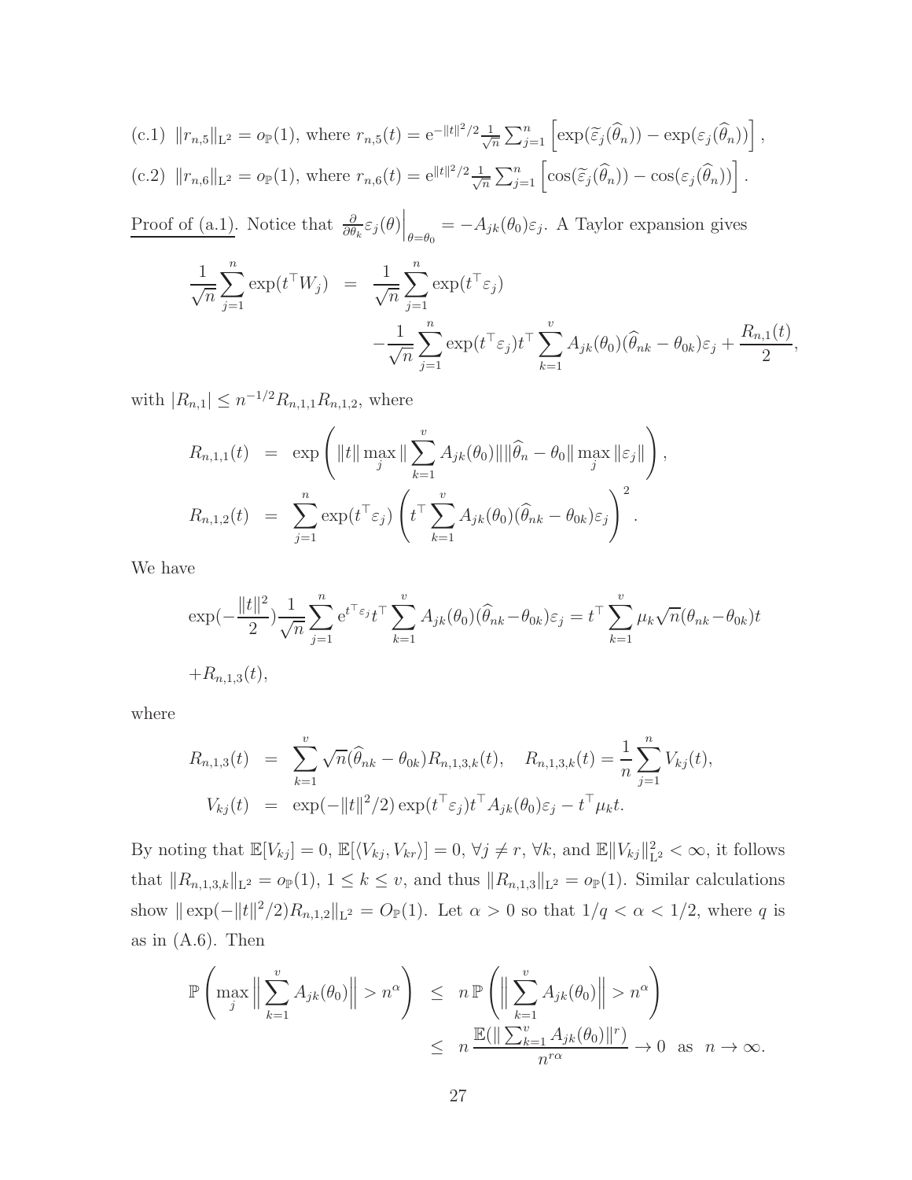(c.1) $\|r_{n,5}\|_{\mathrm{L}^2} = o_{\mathbb{P}}(1)$, where $r_{n,5}(t) = \mathrm{e}^{-\|t\|^2/2}\frac{1}{\sqrt{n}}\sum_{j=1}^n \left[\exp(\widetilde{\varepsilon}_j(\widehat{\theta}_n)) - \exp(\varepsilon_j(\widehat{\theta}_n))\right]$,

(c.2) $\|r_{n,6}\|_{\mathrm{L}^2} = o_{\mathbb{P}}(1)$, where $r_{n,6}(t) = \mathrm{e}^{\|t\|^2/2}\frac{1}{\sqrt{n}}\sum_{j=1}^n \left[\cos(\widetilde{\varepsilon}_j(\widehat{\theta}_n)) - \cos(\varepsilon_j(\widehat{\theta}_n))\right]$.

Proof of (a.1). Notice that $\frac{\partial}{\partial\theta_k}\varepsilon_j(\theta)\Big|_{\theta=\theta_0} = -A_{jk}(\theta_0)\varepsilon_j$. A Taylor expansion gives

$$
\begin{aligned}
\frac{1}{\sqrt{n}}\sum_{j=1}^n \exp(t^\top W_j) &= \frac{1}{\sqrt{n}}\sum_{j=1}^n \exp(t^\top \varepsilon_j) \\
&\quad -\frac{1}{\sqrt{n}}\sum_{j=1}^n \exp(t^\top\varepsilon_j) t^\top \sum_{k=1}^v A_{jk}(\theta_0)(\widehat{\theta}_{nk}-\theta_{0k})\varepsilon_j + \frac{R_{n,1}(t)}{2},
\end{aligned}
$$

with $|R_{n,1}| \le n^{-1/2} R_{n,1,1}R_{n,1,2}$, where

$$
\begin{aligned}
R_{n,1,1}(t) &= \exp\left(\|t\|\max_j \|\sum_{k=1}^v A_{jk}(\theta_0)\|\|\widehat{\theta}_n - \theta_0\|\max_j\|\varepsilon_j\|\right), \\
R_{n,1,2}(t) &= \sum_{j=1}^n \exp(t^\top\varepsilon_j)\left(t^\top\sum_{k=1}^v A_{jk}(\theta_0)(\widehat{\theta}_{nk}-\theta_{0k})\varepsilon_j\right)^2.
\end{aligned}
$$

We have

$$
\exp(-\frac{\|t\|^2}{2})\frac{1}{\sqrt{n}}\sum_{j=1}^n \mathrm{e}^{t^\top\varepsilon_j} t^\top \sum_{k=1}^v A_{jk}(\theta_0)(\widehat{\theta}_{nk}-\theta_{0k})\varepsilon_j = t^\top\sum_{k=1}^v \mu_k\sqrt{n}(\theta_{nk}-\theta_{0k})t
$$

$$
+R_{n,1,3}(t),
$$

where

$$
\begin{aligned}
R_{n,1,3}(t) &= \sum_{k=1}^v \sqrt{n}(\widehat{\theta}_{nk}-\theta_{0k})R_{n,1,3,k}(t), \quad R_{n,1,3,k}(t) = \frac{1}{n}\sum_{j=1}^n V_{kj}(t), \\
V_{kj}(t) &= \exp(-\|t\|^2/2)\exp(t^\top\varepsilon_j)t^\top A_{jk}(\theta_0)\varepsilon_j - t^\top\mu_k t.
\end{aligned}
$$

By noting that $\mathbb{E}[V_{kj}] = 0$, $\mathbb{E}[\langle V_{kj}, V_{kr}\rangle] = 0$, $\forall j \ne r$, $\forall k$, and $\mathbb{E}\|V_{kj}\|^2_{\mathrm{L}^2} < \infty$, it follows that $\|R_{n,1,3,k}\|_{\mathrm{L}^2} = o_{\mathbb{P}}(1)$, $1 \le k \le v$, and thus $\|R_{n,1,3}\|_{\mathrm{L}^2} = o_{\mathbb{P}}(1)$. Similar calculations show $\|\exp(-\|t\|^2/2)R_{n,1,2}\|_{\mathrm{L}^2} = O_{\mathbb{P}}(1)$. Let $\alpha > 0$ so that $1/q < \alpha < 1/2$, where $q$ is as in (A.6). Then

$$
\begin{aligned}
\mathbb{P}\left(\max_j \Big\|\sum_{k=1}^v A_{jk}(\theta_0)\Big\| > n^\alpha\right) &\le n\,\mathbb{P}\left(\Big\|\sum_{k=1}^v A_{jk}(\theta_0)\Big\| > n^\alpha\right) \\
&\le n\frac{\mathbb{E}(\|\sum_{k=1}^v A_{jk}(\theta_0)\|^r)}{n^{r\alpha}} \to 0 \ \text{ as } \ n\to\infty.
\end{aligned}
$$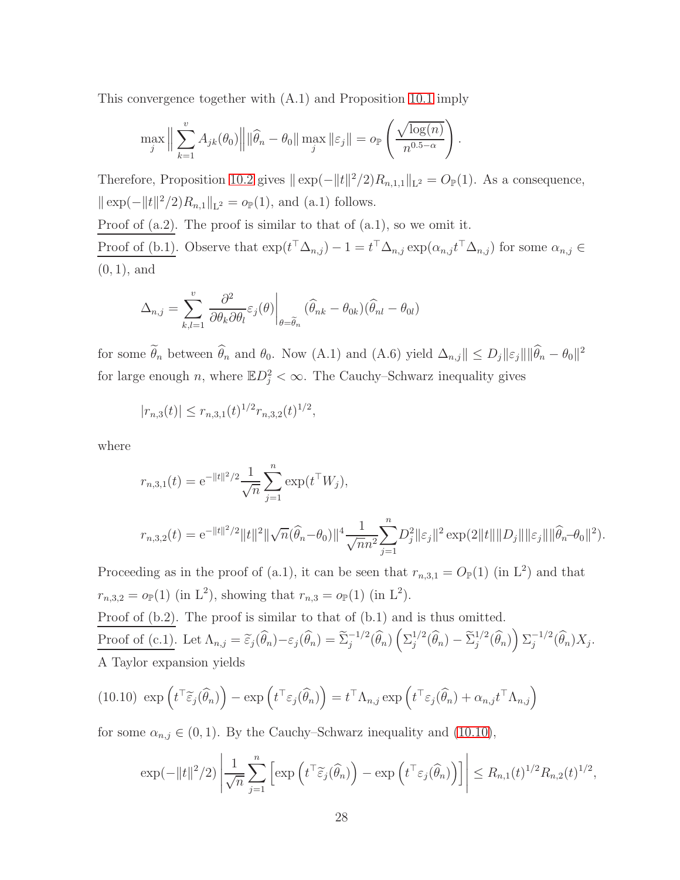This convergence together with (A.1) and Proposition 10.1 imply

$$\max_j \Big\| \sum_{k=1}^{v} A_{jk}(\theta_0) \Big\| \|\widehat{\theta}_n - \theta_0\| \max_j \|\varepsilon_j\| = o_{\mathbb{P}}\left( \frac{\sqrt{\log(n)}}{n^{0.5-\alpha}} \right).$$

Therefore, Proposition 10.2 gives $\| \exp(-\|t\|^2/2) R_{n,1,1}\|_{\mathrm{L}^2} = O_{\mathbb{P}}(1)$. As a consequence, $\| \exp(-\|t\|^2/2) R_{n,1}\|_{\mathrm{L}^2} = o_{\mathbb{P}}(1)$, and (a.1) follows.

Proof of (a.2). The proof is similar to that of (a.1), so we omit it.

Proof of (b.1). Observe that $\exp(t^\top \Delta_{n,j}) - 1 = t^\top \Delta_{n,j} \exp(\alpha_{n,j} t^\top \Delta_{n,j})$ for some $\alpha_{n,j} \in (0,1)$, and

$$\Delta_{n,j} = \sum_{k,l=1}^{v} \frac{\partial^2}{\partial \theta_k \partial \theta_l} \varepsilon_j(\theta) \Big|_{\theta = \widetilde{\theta}_n} (\widehat{\theta}_{nk} - \theta_{0k})(\widehat{\theta}_{nl} - \theta_{0l})$$

for some $\widetilde{\theta}_n$ between $\widehat{\theta}_n$ and $\theta_0$. Now (A.1) and (A.6) yield $\Delta_{n,j}\| \le D_j \|\varepsilon_j\| \|\widehat{\theta}_n - \theta_0\|^2$ for large enough $n$, where $\mathbb{E} D_j^2 < \infty$. The Cauchy–Schwarz inequality gives

$$|r_{n,3}(t)| \le r_{n,3,1}(t)^{1/2} r_{n,3,2}(t)^{1/2},$$

where

$$r_{n,3,1}(t) = \mathrm{e}^{-\|t\|^2/2} \frac{1}{\sqrt{n}} \sum_{j=1}^{n} \exp(t^\top W_j),$$

$$r_{n,3,2}(t) = \mathrm{e}^{-\|t\|^2/2} \|t\|^2 \|\sqrt{n}(\widehat{\theta}_n - \theta_0)\|^4 \frac{1}{\sqrt{n} n^2} \sum_{j=1}^{n} D_j^2 \|\varepsilon_j\|^2 \exp(2\|t\| \|D_j\| \|\varepsilon_j\| \|\widehat{\theta}_n - \theta_0\|^2).$$

Proceeding as in the proof of (a.1), it can be seen that $r_{n,3,1} = O_{\mathbb{P}}(1)$ (in $\mathrm{L}^2$) and that $r_{n,3,2} = o_{\mathbb{P}}(1)$ (in $\mathrm{L}^2$), showing that $r_{n,3} = o_{\mathbb{P}}(1)$ (in $\mathrm{L}^2$).

Proof of (b.2). The proof is similar to that of (b.1) and is thus omitted.

Proof of (c.1). Let $\Lambda_{n,j} = \widetilde{\varepsilon}_j(\widehat{\theta}_n) - \varepsilon_j(\widehat{\theta}_n) = \widetilde{\Sigma}_j^{-1/2}(\widehat{\theta}_n) \left( \Sigma_j^{1/2}(\widehat{\theta}_n) - \widetilde{\Sigma}_j^{1/2}(\widehat{\theta}_n) \right) \Sigma_j^{-1/2}(\widehat{\theta}_n) X_j$. A Taylor expansion yields

$$\exp\left(t^\top \widetilde{\varepsilon}_j(\widehat{\theta}_n)\right) - \exp\left(t^\top \varepsilon_j(\widehat{\theta}_n)\right) = t^\top \Lambda_{n,j} \exp\left(t^\top \varepsilon_j(\widehat{\theta}_n) + \alpha_{n,j} t^\top \Lambda_{n,j}\right) \tag{10.10}$$

for some $\alpha_{n,j} \in (0,1)$. By the Cauchy–Schwarz inequality and (10.10),

$$\exp(-\|t\|^2/2) \left| \frac{1}{\sqrt{n}} \sum_{j=1}^{n} \left[ \exp\left(t^\top \widetilde{\varepsilon}_j(\widehat{\theta}_n)\right) - \exp\left(t^\top \varepsilon_j(\widehat{\theta}_n)\right) \right] \right| \le R_{n,1}(t)^{1/2} R_{n,2}(t)^{1/2},$$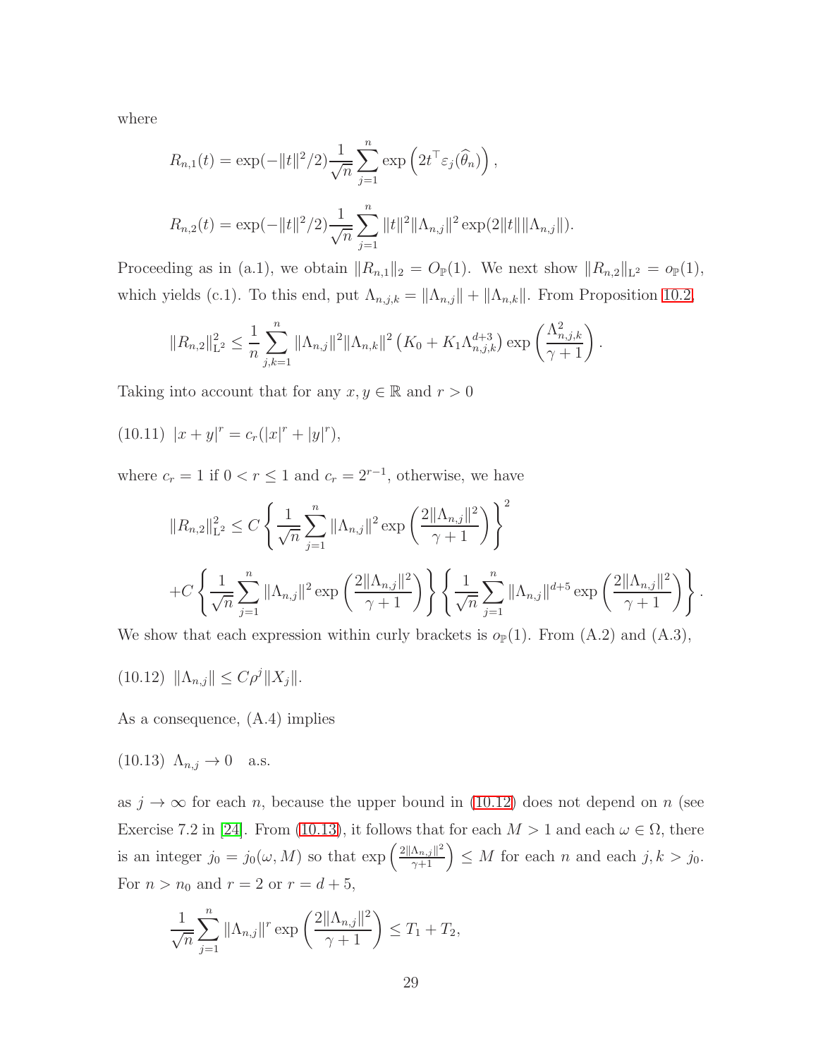where

$$R_{n,1}(t) = \exp(-\|t\|^2/2)\frac{1}{\sqrt{n}}\sum_{j=1}^{n}\exp\left(2t^\top\varepsilon_j(\widehat{\theta}_n)\right),$$

$$R_{n,2}(t) = \exp(-\|t\|^2/2)\frac{1}{\sqrt{n}}\sum_{j=1}^{n}\|t\|^2\|\Lambda_{n,j}\|^2\exp(2\|t\|\|\Lambda_{n,j}\|).$$

Proceeding as in (a.1), we obtain $\|R_{n,1}\|_2 = O_{\mathbb{P}}(1)$. We next show $\|R_{n,2}\|_{\mathrm{L}^2} = o_{\mathbb{P}}(1)$, which yields (c.1). To this end, put $\Lambda_{n,j,k} = \|\Lambda_{n,j}\| + \|\Lambda_{n,k}\|$. From Proposition 10.2,

$$\|R_{n,2}\|_{\mathrm{L}^2}^2 \le \frac{1}{n}\sum_{j,k=1}^{n}\|\Lambda_{n,j}\|^2\|\Lambda_{n,k}\|^2\left(K_0 + K_1\Lambda_{n,j,k}^{d+3}\right)\exp\left(\frac{\Lambda_{n,j,k}^2}{\gamma+1}\right).$$

Taking into account that for any $x, y \in \mathbb{R}$ and $r > 0$

(10.11) $|x+y|^r = c_r(|x|^r + |y|^r),$

where $c_r = 1$ if $0 < r \le 1$ and $c_r = 2^{r-1}$, otherwise, we have

$$\|R_{n,2}\|_{\mathrm{L}^2}^2 \le C\left\{\frac{1}{\sqrt{n}}\sum_{j=1}^{n}\|\Lambda_{n,j}\|^2\exp\left(\frac{2\|\Lambda_{n,j}\|^2}{\gamma+1}\right)\right\}^2$$

$$+C\left\{\frac{1}{\sqrt{n}}\sum_{j=1}^{n}\|\Lambda_{n,j}\|^2\exp\left(\frac{2\|\Lambda_{n,j}\|^2}{\gamma+1}\right)\right\}\left\{\frac{1}{\sqrt{n}}\sum_{j=1}^{n}\|\Lambda_{n,j}\|^{d+5}\exp\left(\frac{2\|\Lambda_{n,j}\|^2}{\gamma+1}\right)\right\}.$$

We show that each expression within curly brackets is $o_{\mathbb{P}}(1)$. From (A.2) and (A.3),

(10.12) $\|\Lambda_{n,j}\| \le C\rho^j\|X_j\|.$

As a consequence, (A.4) implies

(10.13) $\Lambda_{n,j} \to 0$ a.s.

as $j \to \infty$ for each $n$, because the upper bound in (10.12) does not depend on $n$ (see Exercise 7.2 in [24]. From (10.13), it follows that for each $M > 1$ and each $\omega \in \Omega$, there is an integer $j_0 = j_0(\omega, M)$ so that $\exp\left(\frac{2\|\Lambda_{n,j}\|^2}{\gamma+1}\right) \le M$ for each $n$ and each $j, k > j_0$. For $n > n_0$ and $r = 2$ or $r = d+5$,

$$\frac{1}{\sqrt{n}}\sum_{j=1}^{n}\|\Lambda_{n,j}\|^r\exp\left(\frac{2\|\Lambda_{n,j}\|^2}{\gamma+1}\right) \le T_1 + T_2,$$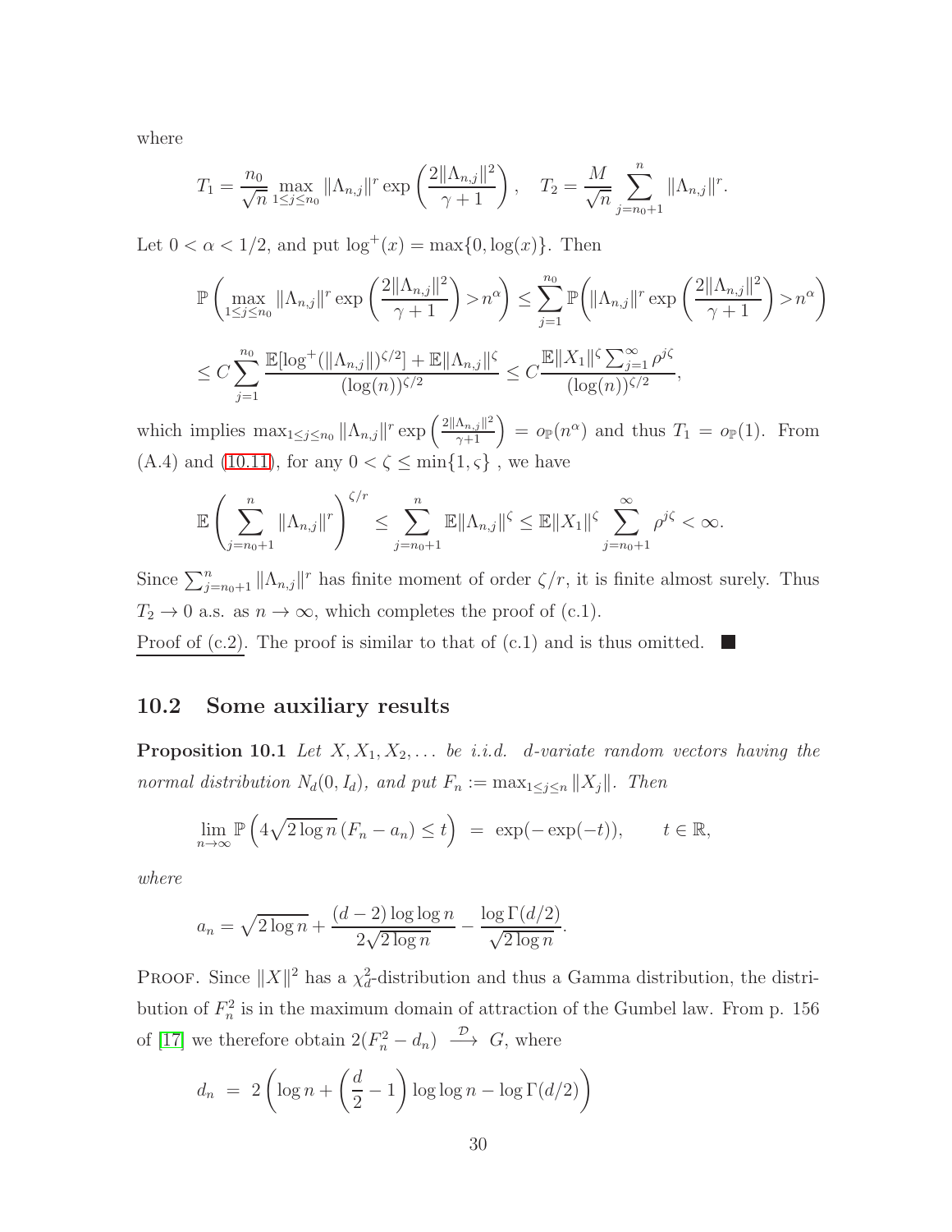where

$$T_1 = \frac{n_0}{\sqrt{n}} \max_{1 \le j \le n_0} \|\Lambda_{n,j}\|^r \exp\left(\frac{2\|\Lambda_{n,j}\|^2}{\gamma+1}\right), \quad T_2 = \frac{M}{\sqrt{n}} \sum_{j=n_0+1}^{n} \|\Lambda_{n,j}\|^r.$$

Let $0 < \alpha < 1/2$, and put $\log^+(x) = \max\{0, \log(x)\}$. Then

$$\mathbb{P}\left(\max_{1 \le j \le n_0} \|\Lambda_{n,j}\|^r \exp\left(\frac{2\|\Lambda_{n,j}\|^2}{\gamma+1}\right) > n^\alpha\right) \le \sum_{j=1}^{n_0} \mathbb{P}\left(\|\Lambda_{n,j}\|^r \exp\left(\frac{2\|\Lambda_{n,j}\|^2}{\gamma+1}\right) > n^\alpha\right)$$

$$\le C \sum_{j=1}^{n_0} \frac{\mathbb{E}[\log^+(\|\Lambda_{n,j}\|)^{\zeta/2}] + \mathbb{E}\|\Lambda_{n,j}\|^\zeta}{(\log(n))^{\zeta/2}} \le C \frac{\mathbb{E}\|X_1\|^\zeta \sum_{j=1}^{\infty} \rho^{j\zeta}}{(\log(n))^{\zeta/2}},$$

which implies $\max_{1 \le j \le n_0} \|\Lambda_{n,j}\|^r \exp\left(\frac{2\|\Lambda_{n,j}\|^2}{\gamma+1}\right) = o_{\mathbb{P}}(n^\alpha)$ and thus $T_1 = o_{\mathbb{P}}(1)$. From (A.4) and (10.11), for any $0 < \zeta \le \min\{1, \varsigma\}$ , we have

$$\mathbb{E}\left(\sum_{j=n_0+1}^{n} \|\Lambda_{n,j}\|^r\right)^{\zeta/r} \le \sum_{j=n_0+1}^{n} \mathbb{E}\|\Lambda_{n,j}\|^\zeta \le \mathbb{E}\|X_1\|^\zeta \sum_{j=n_0+1}^{\infty} \rho^{j\zeta} < \infty.$$

Since $\sum_{j=n_0+1}^{n} \|\Lambda_{n,j}\|^r$ has finite moment of order $\zeta/r$, it is finite almost surely. Thus $T_2 \to 0$ a.s. as $n \to \infty$, which completes the proof of (c.1).

Proof of (c.2). The proof is similar to that of (c.1) and is thus omitted. ■

## 10.2 Some auxiliary results

**Proposition 10.1** *Let $X, X_1, X_2, \dots$ be i.i.d. $d$-variate random vectors having the normal distribution $N_d(0, I_d)$, and put $F_n := \max_{1 \le j \le n} \|X_j\|$. Then*

$$\lim_{n \to \infty} \mathbb{P}\left(4\sqrt{2\log n}\,(F_n - a_n) \le t\right) \;=\; \exp(-\exp(-t)), \qquad t \in \mathbb{R},$$

*where*

$$a_n = \sqrt{2\log n} + \frac{(d-2)\log\log n}{2\sqrt{2\log n}} - \frac{\log\Gamma(d/2)}{\sqrt{2\log n}}.$$

Proof. Since $\|X\|^2$ has a $\chi^2_d$-distribution and thus a Gamma distribution, the distribution of $F_n^2$ is in the maximum domain of attraction of the Gumbel law. From p. 156 of [17] we therefore obtain $2(F_n^2 - d_n) \xrightarrow{\mathcal{D}} G$, where

$$d_n \;=\; 2\left(\log n + \left(\frac{d}{2} - 1\right)\log\log n - \log\Gamma(d/2)\right)$$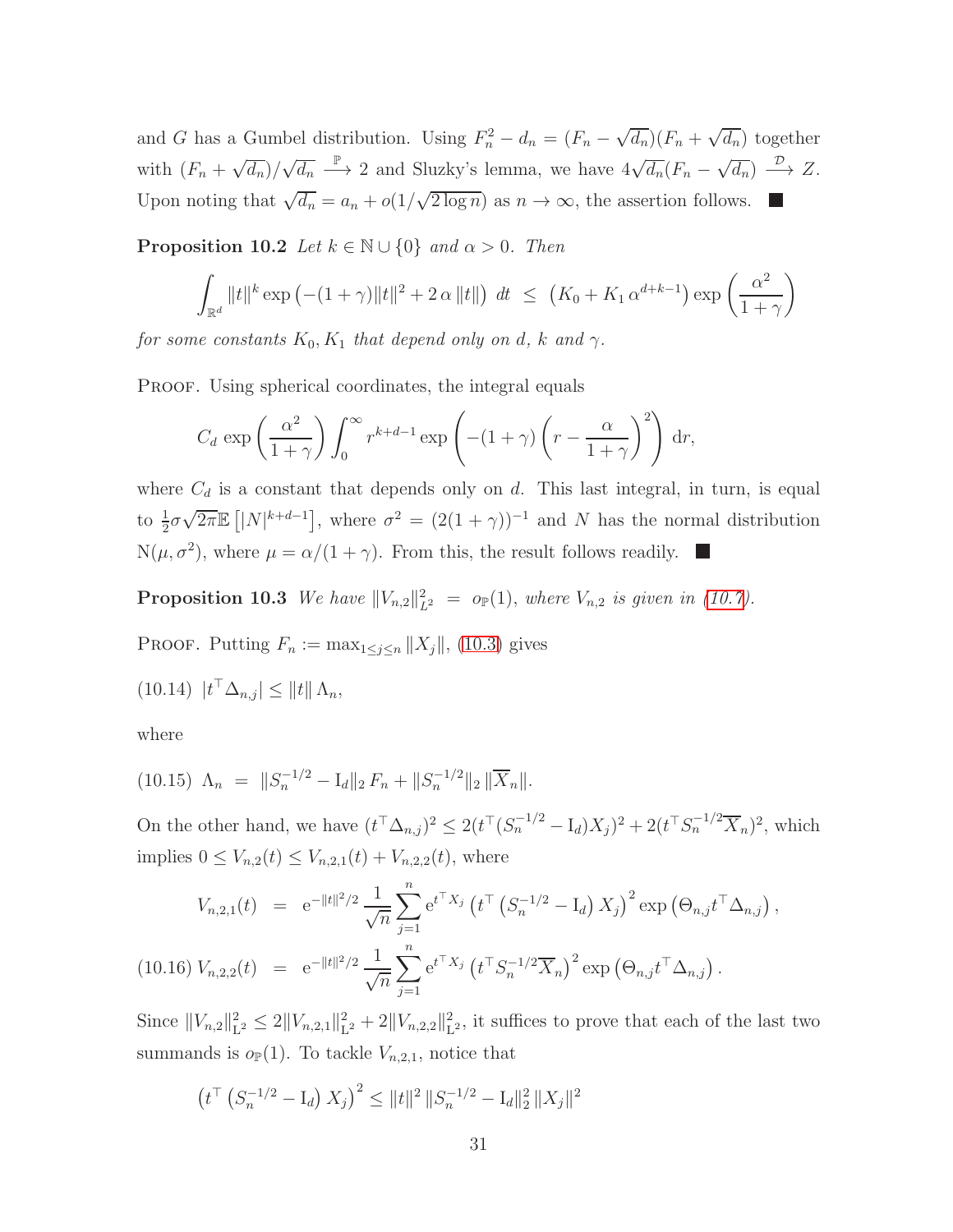and $G$ has a Gumbel distribution. Using $F_n^2 - d_n = (F_n - \sqrt{d_n})(F_n + \sqrt{d_n})$ together with $(F_n + \sqrt{d_n})/\sqrt{d_n} \stackrel{\mathbb{P}}{\longrightarrow} 2$ and Sluzky's lemma, we have $4\sqrt{d_n}(F_n - \sqrt{d_n}) \stackrel{\mathcal{D}}{\longrightarrow} Z$. Upon noting that $\sqrt{d_n} = a_n + o(1/\sqrt{2\log n})$ as $n \to \infty$, the assertion follows. ■

**Proposition 10.2** *Let $k \in \mathbb{N} \cup \{0\}$ and $\alpha > 0$. Then*

$$\int_{\mathbb{R}^d} \|t\|^k \exp\left(-(1+\gamma)\|t\|^2 + 2\,\alpha\,\|t\|\right)\, dt \;\leq\; \left(K_0 + K_1\,\alpha^{d+k-1}\right) \exp\left(\frac{\alpha^2}{1+\gamma}\right)$$

*for some constants $K_0, K_1$ that depend only on $d$, $k$ and $\gamma$.*

Proof. Using spherical coordinates, the integral equals

$$C_d \exp\left(\frac{\alpha^2}{1+\gamma}\right) \int_0^\infty r^{k+d-1} \exp\left(-(1+\gamma)\left(r - \frac{\alpha}{1+\gamma}\right)^2\right)\, \mathrm{d}r,$$

where $C_d$ is a constant that depends only on $d$. This last integral, in turn, is equal to $\frac{1}{2}\sigma\sqrt{2\pi}\mathbb{E}\left[|N|^{k+d-1}\right]$, where $\sigma^2 = (2(1+\gamma))^{-1}$ and $N$ has the normal distribution $\mathrm{N}(\mu, \sigma^2)$, where $\mu = \alpha/(1+\gamma)$. From this, the result follows readily. ■

**Proposition 10.3** *We have $\|V_{n,2}\|_{L^2}^2 \;=\; o_{\mathbb{P}}(1)$, where $V_{n,2}$ is given in (10.7).*

Proof. Putting $F_n := \max_{1 \leq j \leq n} \|X_j\|$, (10.3) gives

$$(10.14)\quad |t^\top \Delta_{n,j}| \leq \|t\|\,\Lambda_n,$$

where

$$(10.15)\quad \Lambda_n \;=\; \|S_n^{-1/2} - \mathrm{I}_d\|_2\, F_n + \|S_n^{-1/2}\|_2\, \|\overline{X}_n\|.$$

On the other hand, we have $(t^\top \Delta_{n,j})^2 \leq 2(t^\top (S_n^{-1/2} - \mathrm{I}_d)X_j)^2 + 2(t^\top S_n^{-1/2}\overline{X}_n)^2$, which implies $0 \leq V_{n,2}(t) \leq V_{n,2,1}(t) + V_{n,2,2}(t)$, where

$$V_{n,2,1}(t) \;=\; \mathrm{e}^{-\|t\|^2/2}\, \frac{1}{\sqrt{n}} \sum_{j=1}^n \mathrm{e}^{t^\top X_j} \left(t^\top \left(S_n^{-1/2} - \mathrm{I}_d\right) X_j\right)^2 \exp\left(\Theta_{n,j} t^\top \Delta_{n,j}\right),$$

$$(10.16)\quad V_{n,2,2}(t) \;=\; \mathrm{e}^{-\|t\|^2/2}\, \frac{1}{\sqrt{n}} \sum_{j=1}^n \mathrm{e}^{t^\top X_j} \left(t^\top S_n^{-1/2}\overline{X}_n\right)^2 \exp\left(\Theta_{n,j} t^\top \Delta_{n,j}\right).$$

Since $\|V_{n,2}\|_{\mathrm{L}^2}^2 \leq 2\|V_{n,2,1}\|_{\mathrm{L}^2}^2 + 2\|V_{n,2,2}\|_{\mathrm{L}^2}^2$, it suffices to prove that each of the last two summands is $o_{\mathbb{P}}(1)$. To tackle $V_{n,2,1}$, notice that

$$\left(t^\top \left(S_n^{-1/2} - \mathrm{I}_d\right) X_j\right)^2 \leq \|t\|^2\, \|S_n^{-1/2} - \mathrm{I}_d\|_2^2\, \|X_j\|^2$$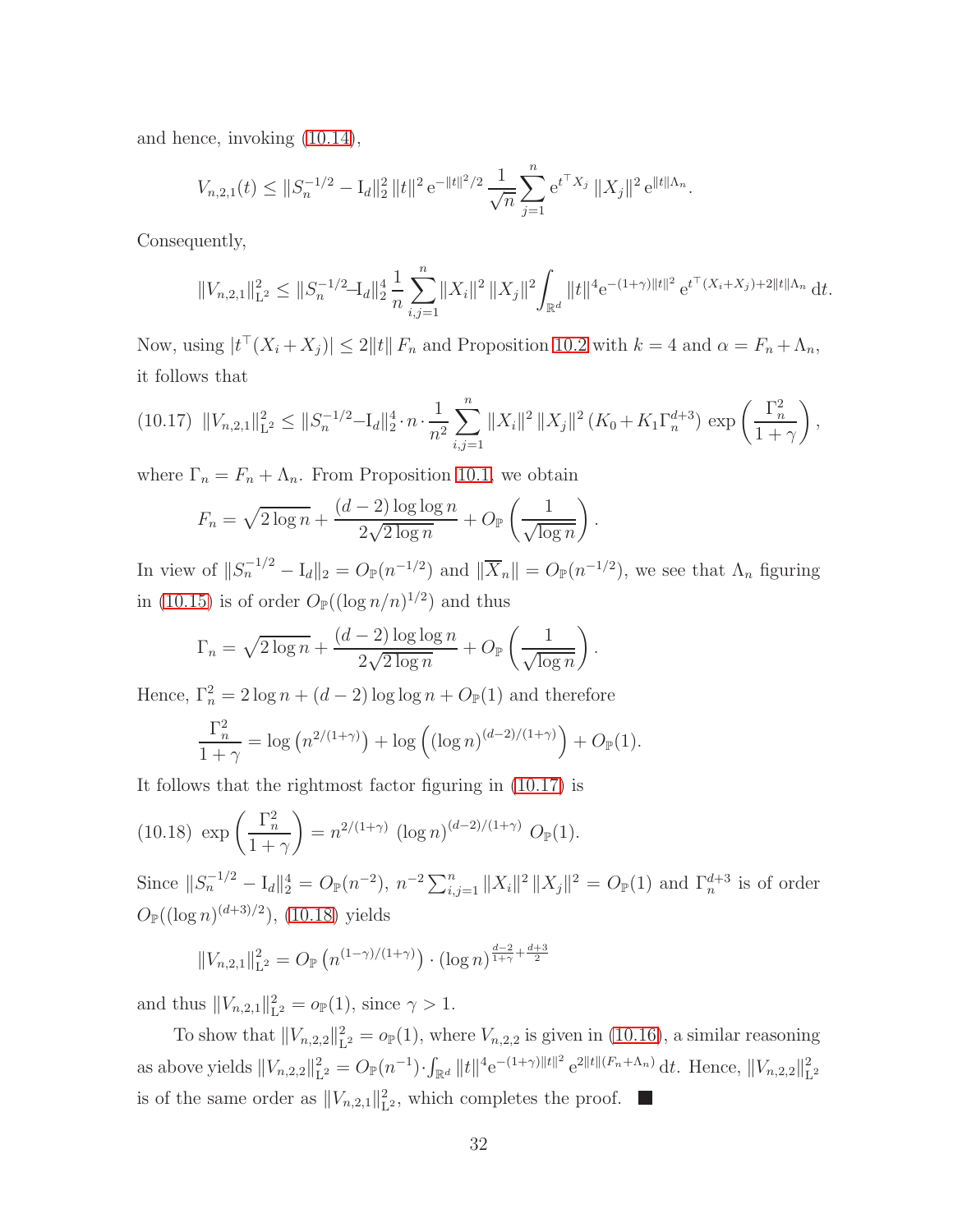and hence, invoking (10.14),

$$V_{n,2,1}(t) \le \|S_n^{-1/2} - \mathrm{I}_d\|_2^2 \, \|t\|^2 \, \mathrm{e}^{-\|t\|^2/2} \, \frac{1}{\sqrt{n}} \sum_{j=1}^n \mathrm{e}^{t^\top X_j} \, \|X_j\|^2 \, \mathrm{e}^{\|t\|\Lambda_n}.$$

Consequently,

$$\|V_{n,2,1}\|_{\mathrm{L}^2}^2 \le \|S_n^{-1/2} - \mathrm{I}_d\|_2^4 \, \frac{1}{n} \sum_{i,j=1}^n \|X_i\|^2 \, \|X_j\|^2 \int_{\mathbb{R}^d} \|t\|^4 \mathrm{e}^{-(1+\gamma)\|t\|^2} \, \mathrm{e}^{t^\top (X_i+X_j) + 2\|t\|\Lambda_n} \, \mathrm{d}t.$$

Now, using $|t^\top (X_i + X_j)| \le 2\|t\| \, F_n$ and Proposition 10.2 with $k = 4$ and $\alpha = F_n + \Lambda_n$, it follows that

$$\|V_{n,2,1}\|_{\mathrm{L}^2}^2 \le \|S_n^{-1/2} - \mathrm{I}_d\|_2^4 \cdot n \cdot \frac{1}{n^2} \sum_{i,j=1}^n \|X_i\|^2 \, \|X_j\|^2 \, (K_0 + K_1 \Gamma_n^{d+3}) \exp\left(\frac{\Gamma_n^2}{1+\gamma}\right), \tag{10.17}$$

where $\Gamma_n = F_n + \Lambda_n$. From Proposition 10.1, we obtain

$$F_n = \sqrt{2\log n} + \frac{(d-2)\log\log n}{2\sqrt{2\log n}} + O_{\mathbb{P}}\left(\frac{1}{\sqrt{\log n}}\right).$$

In view of $\|S_n^{-1/2} - \mathrm{I}_d\|_2 = O_{\mathbb{P}}(n^{-1/2})$ and $\|\overline{X}_n\| = O_{\mathbb{P}}(n^{-1/2})$, we see that $\Lambda_n$ figuring in (10.15) is of order $O_{\mathbb{P}}((\log n/n)^{1/2})$ and thus

$$\Gamma_n = \sqrt{2\log n} + \frac{(d-2)\log\log n}{2\sqrt{2\log n}} + O_{\mathbb{P}}\left(\frac{1}{\sqrt{\log n}}\right).$$

Hence, $\Gamma_n^2 = 2\log n + (d-2)\log\log n + O_{\mathbb{P}}(1)$ and therefore

$$\frac{\Gamma_n^2}{1+\gamma} = \log\left(n^{2/(1+\gamma)}\right) + \log\left((\log n)^{(d-2)/(1+\gamma)}\right) + O_{\mathbb{P}}(1).$$

It follows that the rightmost factor figuring in (10.17) is

$$\exp\left(\frac{\Gamma_n^2}{1+\gamma}\right) = n^{2/(1+\gamma)} \, (\log n)^{(d-2)/(1+\gamma)} \, O_{\mathbb{P}}(1). \tag{10.18}$$

Since $\|S_n^{-1/2} - \mathrm{I}_d\|_2^4 = O_{\mathbb{P}}(n^{-2})$, $n^{-2}\sum_{i,j=1}^n \|X_i\|^2 \, \|X_j\|^2 = O_{\mathbb{P}}(1)$ and $\Gamma_n^{d+3}$ is of order $O_{\mathbb{P}}((\log n)^{(d+3)/2})$, (10.18) yields

$$\|V_{n,2,1}\|_{\mathrm{L}^2}^2 = O_{\mathbb{P}}\left(n^{(1-\gamma)/(1+\gamma)}\right) \cdot (\log n)^{\frac{d-2}{1+\gamma} + \frac{d+3}{2}}$$

and thus $\|V_{n,2,1}\|_{\mathrm{L}^2}^2 = o_{\mathbb{P}}(1)$, since $\gamma > 1$.

To show that $\|V_{n,2,2}\|_{\mathrm{L}^2}^2 = o_{\mathbb{P}}(1)$, where $V_{n,2,2}$ is given in (10.16), a similar reasoning as above yields $\|V_{n,2,2}\|_{\mathrm{L}^2}^2 = O_{\mathbb{P}}(n^{-1}) \cdot \int_{\mathbb{R}^d} \|t\|^4 \mathrm{e}^{-(1+\gamma)\|t\|^2} \, \mathrm{e}^{2\|t\|(F_n+\Lambda_n)} \, \mathrm{d}t$. Hence, $\|V_{n,2,2}\|_{\mathrm{L}^2}^2$ is of the same order as $\|V_{n,2,1}\|_{\mathrm{L}^2}^2$, which completes the proof. ■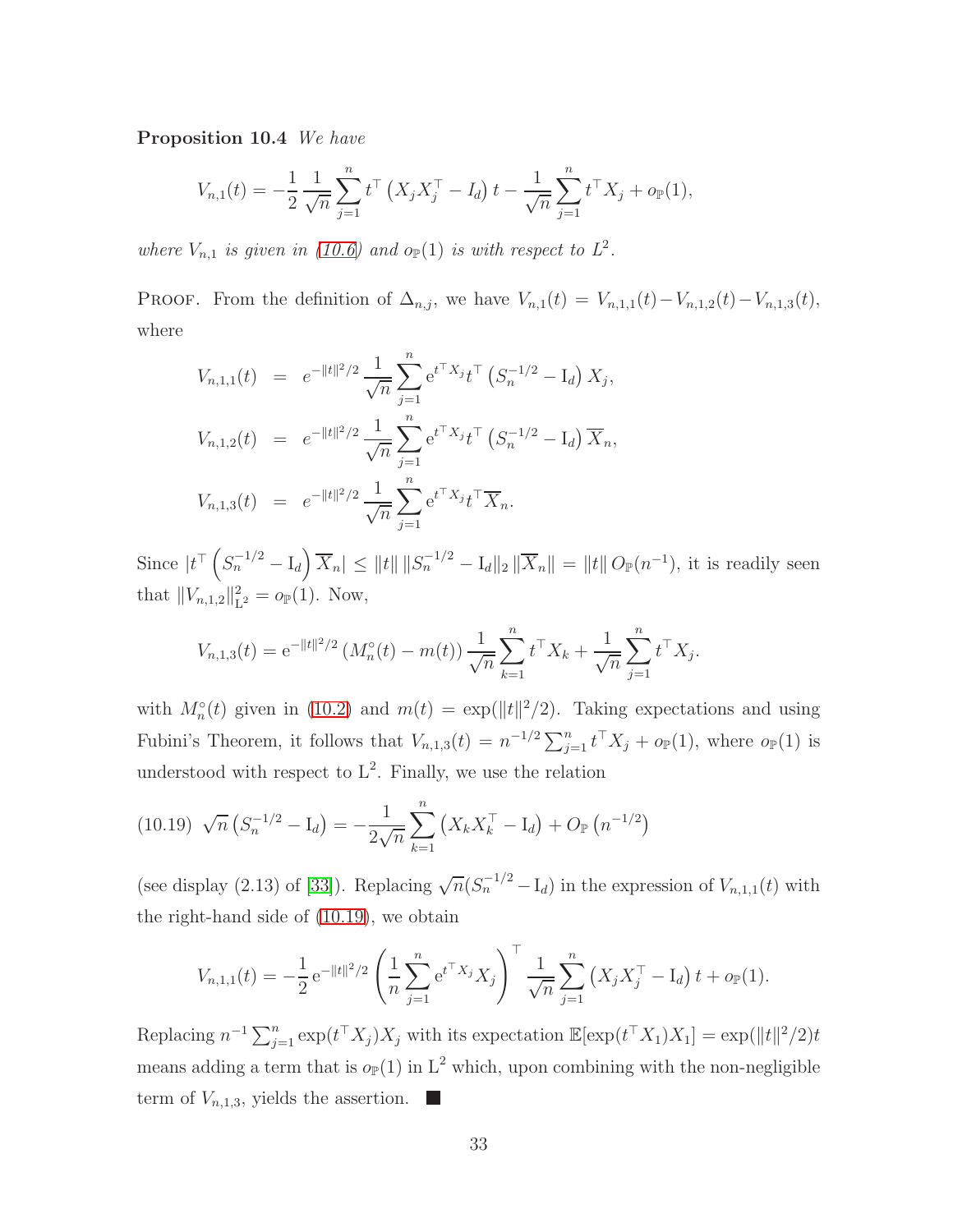**Proposition 10.4** *We have*

$$V_{n,1}(t) = -\frac{1}{2}\frac{1}{\sqrt{n}}\sum_{j=1}^{n} t^\top \left(X_j X_j^\top - I_d\right) t - \frac{1}{\sqrt{n}}\sum_{j=1}^{n} t^\top X_j + o_{\mathbb{P}}(1),$$

*where $V_{n,1}$ is given in (10.6) and $o_{\mathbb{P}}(1)$ is with respect to $L^2$.*

Proof. From the definition of $\Delta_{n,j}$, we have $V_{n,1}(t) = V_{n,1,1}(t) - V_{n,1,2}(t) - V_{n,1,3}(t)$, where

$$\begin{aligned}
V_{n,1,1}(t) &= e^{-\|t\|^2/2}\frac{1}{\sqrt{n}}\sum_{j=1}^{n} \mathrm{e}^{t^\top X_j} t^\top \left(S_n^{-1/2} - \mathrm{I}_d\right) X_j, \\
V_{n,1,2}(t) &= e^{-\|t\|^2/2}\frac{1}{\sqrt{n}}\sum_{j=1}^{n} \mathrm{e}^{t^\top X_j} t^\top \left(S_n^{-1/2} - \mathrm{I}_d\right) \overline{X}_n, \\
V_{n,1,3}(t) &= e^{-\|t\|^2/2}\frac{1}{\sqrt{n}}\sum_{j=1}^{n} \mathrm{e}^{t^\top X_j} t^\top \overline{X}_n.
\end{aligned}$$

Since $|t^\top \left(S_n^{-1/2} - \mathrm{I}_d\right) \overline{X}_n| \le \|t\|\,\|S_n^{-1/2} - \mathrm{I}_d\|_2\,\|\overline{X}_n\| = \|t\|\,O_{\mathbb{P}}(n^{-1})$, it is readily seen that $\|V_{n,1,2}\|_{\mathrm{L}^2}^2 = o_{\mathbb{P}}(1)$. Now,

$$V_{n,1,3}(t) = \mathrm{e}^{-\|t\|^2/2}\left(M_n^\circ(t) - m(t)\right)\frac{1}{\sqrt{n}}\sum_{k=1}^{n} t^\top X_k + \frac{1}{\sqrt{n}}\sum_{j=1}^{n} t^\top X_j.$$

with $M_n^\circ(t)$ given in (10.2) and $m(t) = \exp(\|t\|^2/2)$. Taking expectations and using Fubini's Theorem, it follows that $V_{n,1,3}(t) = n^{-1/2}\sum_{j=1}^{n} t^\top X_j + o_{\mathbb{P}}(1)$, where $o_{\mathbb{P}}(1)$ is understood with respect to $\mathrm{L}^2$. Finally, we use the relation

$$\text{(10.19)}\quad \sqrt{n}\left(S_n^{-1/2} - \mathrm{I}_d\right) = -\frac{1}{2\sqrt{n}}\sum_{k=1}^{n}\left(X_k X_k^\top - \mathrm{I}_d\right) + O_{\mathbb{P}}\left(n^{-1/2}\right)$$

(see display (2.13) of [33]). Replacing $\sqrt{n}(S_n^{-1/2} - \mathrm{I}_d)$ in the expression of $V_{n,1,1}(t)$ with the right-hand side of (10.19), we obtain

$$V_{n,1,1}(t) = -\frac{1}{2}\,\mathrm{e}^{-\|t\|^2/2}\left(\frac{1}{n}\sum_{j=1}^{n}\mathrm{e}^{t^\top X_j} X_j\right)^\top \frac{1}{\sqrt{n}}\sum_{j=1}^{n}\left(X_j X_j^\top - \mathrm{I}_d\right) t + o_{\mathbb{P}}(1).$$

Replacing $n^{-1}\sum_{j=1}^{n}\exp(t^\top X_j)X_j$ with its expectation $\mathbb{E}[\exp(t^\top X_1)X_1] = \exp(\|t\|^2/2)t$ means adding a term that is $o_{\mathbb{P}}(1)$ in $\mathrm{L}^2$ which, upon combining with the non-negligible term of $V_{n,1,3}$, yields the assertion. ■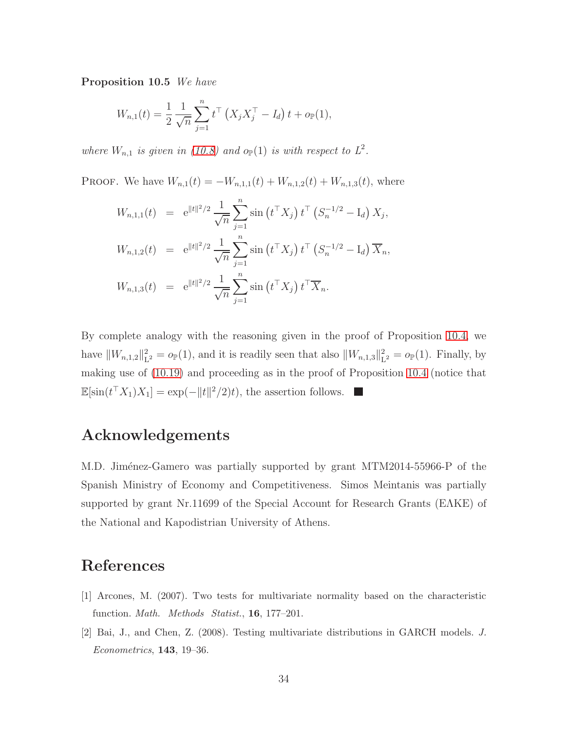**Proposition 10.5** *We have*

$$W_{n,1}(t) = \frac{1}{2}\frac{1}{\sqrt{n}}\sum_{j=1}^{n} t^\top \left(X_j X_j^\top - I_d\right) t + o_{\mathbb{P}}(1),$$

*where $W_{n,1}$ is given in (10.8) and $o_{\mathbb{P}}(1)$ is with respect to $L^2$.*

Proof. We have $W_{n,1}(t) = -W_{n,1,1}(t) + W_{n,1,2}(t) + W_{n,1,3}(t)$, where

$$\begin{aligned}
W_{n,1,1}(t) &= \mathrm{e}^{\|t\|^2/2}\,\frac{1}{\sqrt{n}}\sum_{j=1}^{n}\sin\left(t^\top X_j\right) t^\top \left(S_n^{-1/2} - \mathrm{I}_d\right) X_j, \\
W_{n,1,2}(t) &= \mathrm{e}^{\|t\|^2/2}\,\frac{1}{\sqrt{n}}\sum_{j=1}^{n}\sin\left(t^\top X_j\right) t^\top \left(S_n^{-1/2} - \mathrm{I}_d\right) \overline{X}_n, \\
W_{n,1,3}(t) &= \mathrm{e}^{\|t\|^2/2}\,\frac{1}{\sqrt{n}}\sum_{j=1}^{n}\sin\left(t^\top X_j\right) t^\top \overline{X}_n.
\end{aligned}$$

By complete analogy with the reasoning given in the proof of Proposition 10.4, we have $\|W_{n,1,2}\|^2_{\mathrm{L}^2} = o_{\mathbb{P}}(1)$, and it is readily seen that also $\|W_{n,1,3}\|^2_{\mathrm{L}^2} = o_{\mathbb{P}}(1)$. Finally, by making use of (10.19) and proceeding as in the proof of Proposition 10.4 (notice that $\mathbb{E}[\sin(t^\top X_1)X_1] = \exp(-\|t\|^2/2)t$), the assertion follows. ■

## Acknowledgements

M.D. Jiménez-Gamero was partially supported by grant MTM2014-55966-P of the Spanish Ministry of Economy and Competitiveness. Simos Meintanis was partially supported by grant Nr.11699 of the Special Account for Research Grants (EΛKE) of the National and Kapodistrian University of Athens.

## References

[1] Arcones, M. (2007). Two tests for multivariate normality based on the characteristic function. *Math. Methods Statist.*, **16**, 177–201.

[2] Bai, J., and Chen, Z. (2008). Testing multivariate distributions in GARCH models. *J. Econometrics*, **143**, 19–36.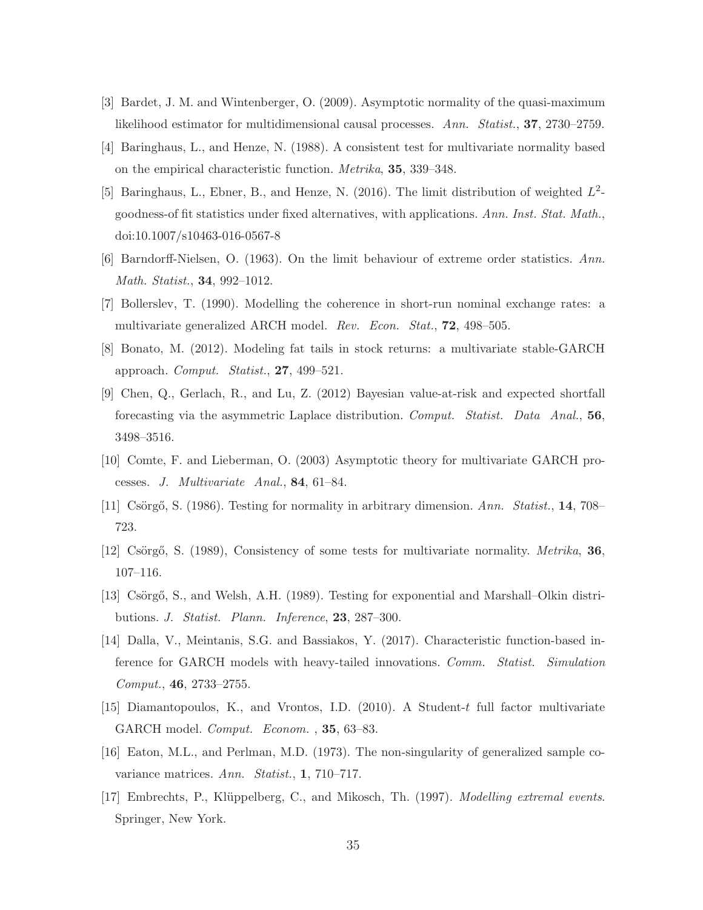[3] Bardet, J. M. and Wintenberger, O. (2009). Asymptotic normality of the quasi-maximum likelihood estimator for multidimensional causal processes. *Ann. Statist.*, **37**, 2730–2759.

[4] Baringhaus, L., and Henze, N. (1988). A consistent test for multivariate normality based on the empirical characteristic function. *Metrika*, **35**, 339–348.

[5] Baringhaus, L., Ebner, B., and Henze, N. (2016). The limit distribution of weighted $L^2$-goodness-of fit statistics under fixed alternatives, with applications. *Ann. Inst. Stat. Math.*, doi:10.1007/s10463-016-0567-8

[6] Barndorff-Nielsen, O. (1963). On the limit behaviour of extreme order statistics. *Ann. Math. Statist.*, **34**, 992–1012.

[7] Bollerslev, T. (1990). Modelling the coherence in short-run nominal exchange rates: a multivariate generalized ARCH model. *Rev. Econ. Stat.*, **72**, 498–505.

[8] Bonato, M. (2012). Modeling fat tails in stock returns: a multivariate stable-GARCH approach. *Comput. Statist.*, **27**, 499–521.

[9] Chen, Q., Gerlach, R., and Lu, Z. (2012) Bayesian value-at-risk and expected shortfall forecasting via the asymmetric Laplace distribution. *Comput. Statist. Data Anal.*, **56**, 3498–3516.

[10] Comte, F. and Lieberman, O. (2003) Asymptotic theory for multivariate GARCH processes. *J. Multivariate Anal.*, **84**, 61–84.

[11] Csörgő, S. (1986). Testing for normality in arbitrary dimension. *Ann. Statist.*, **14**, 708–723.

[12] Csörgő, S. (1989), Consistency of some tests for multivariate normality. *Metrika*, **36**, 107–116.

[13] Csörgő, S., and Welsh, A.H. (1989). Testing for exponential and Marshall–Olkin distributions. *J. Statist. Plann. Inference*, **23**, 287–300.

[14] Dalla, V., Meintanis, S.G. and Bassiakos, Y. (2017). Characteristic function-based inference for GARCH models with heavy-tailed innovations. *Comm. Statist. Simulation Comput.*, **46**, 2733–2755.

[15] Diamantopoulos, K., and Vrontos, I.D. (2010). A Student-$t$ full factor multivariate GARCH model. *Comput. Econom.* , **35**, 63–83.

[16] Eaton, M.L., and Perlman, M.D. (1973). The non-singularity of generalized sample covariance matrices. *Ann. Statist.*, **1**, 710–717.

[17] Embrechts, P., Klüppelberg, C., and Mikosch, Th. (1997). *Modelling extremal events*. Springer, New York.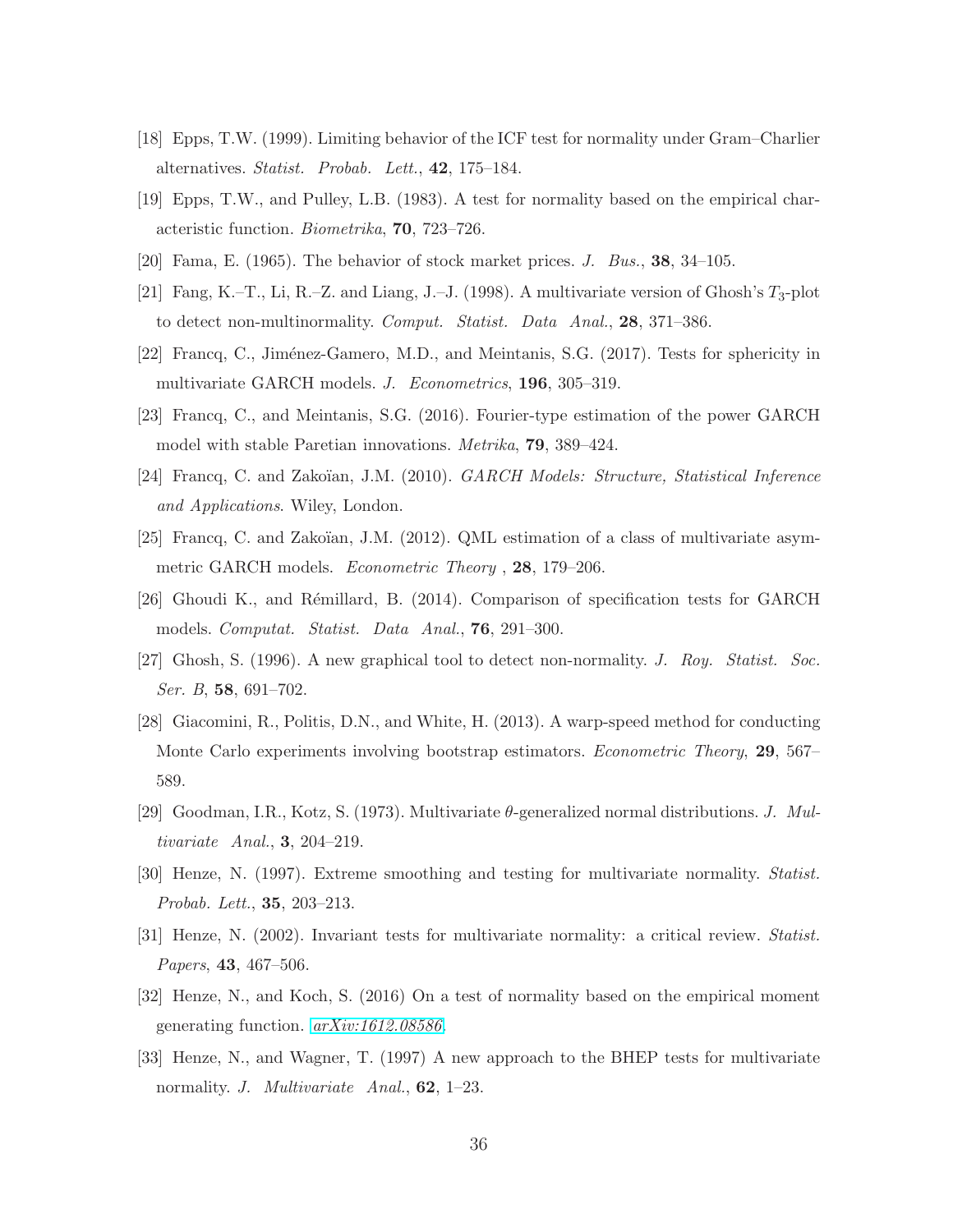[18] Epps, T.W. (1999). Limiting behavior of the ICF test for normality under Gram–Charlier alternatives. *Statist. Probab. Lett.*, **42**, 175–184.

[19] Epps, T.W., and Pulley, L.B. (1983). A test for normality based on the empirical characteristic function. *Biometrika*, **70**, 723–726.

[20] Fama, E. (1965). The behavior of stock market prices. *J. Bus.*, **38**, 34–105.

[21] Fang, K.–T., Li, R.–Z. and Liang, J.–J. (1998). A multivariate version of Ghosh's $T_3$-plot to detect non-multinormality. *Comput. Statist. Data Anal.*, **28**, 371–386.

[22] Francq, C., Jiménez-Gamero, M.D., and Meintanis, S.G. (2017). Tests for sphericity in multivariate GARCH models. *J. Econometrics*, **196**, 305–319.

[23] Francq, C., and Meintanis, S.G. (2016). Fourier-type estimation of the power GARCH model with stable Paretian innovations. *Metrika*, **79**, 389–424.

[24] Francq, C. and Zakoïan, J.M. (2010). *GARCH Models: Structure, Statistical Inference and Applications*. Wiley, London.

[25] Francq, C. and Zakoïan, J.M. (2012). QML estimation of a class of multivariate asymmetric GARCH models. *Econometric Theory* , **28**, 179–206.

[26] Ghoudi K., and Rémillard, B. (2014). Comparison of specification tests for GARCH models. *Computat. Statist. Data Anal.*, **76**, 291–300.

[27] Ghosh, S. (1996). A new graphical tool to detect non-normality. *J. Roy. Statist. Soc. Ser. B*, **58**, 691–702.

[28] Giacomini, R., Politis, D.N., and White, H. (2013). A warp-speed method for conducting Monte Carlo experiments involving bootstrap estimators. *Econometric Theory*, **29**, 567–589.

[29] Goodman, I.R., Kotz, S. (1973). Multivariate $\theta$-generalized normal distributions. *J. Multivariate Anal.*, **3**, 204–219.

[30] Henze, N. (1997). Extreme smoothing and testing for multivariate normality. *Statist. Probab. Lett.*, **35**, 203–213.

[31] Henze, N. (2002). Invariant tests for multivariate normality: a critical review. *Statist. Papers*, **43**, 467–506.

[32] Henze, N., and Koch, S. (2016) On a test of normality based on the empirical moment generating function. *arXiv:1612.08586*.

[33] Henze, N., and Wagner, T. (1997) A new approach to the BHEP tests for multivariate normality. *J. Multivariate Anal.*, **62**, 1–23.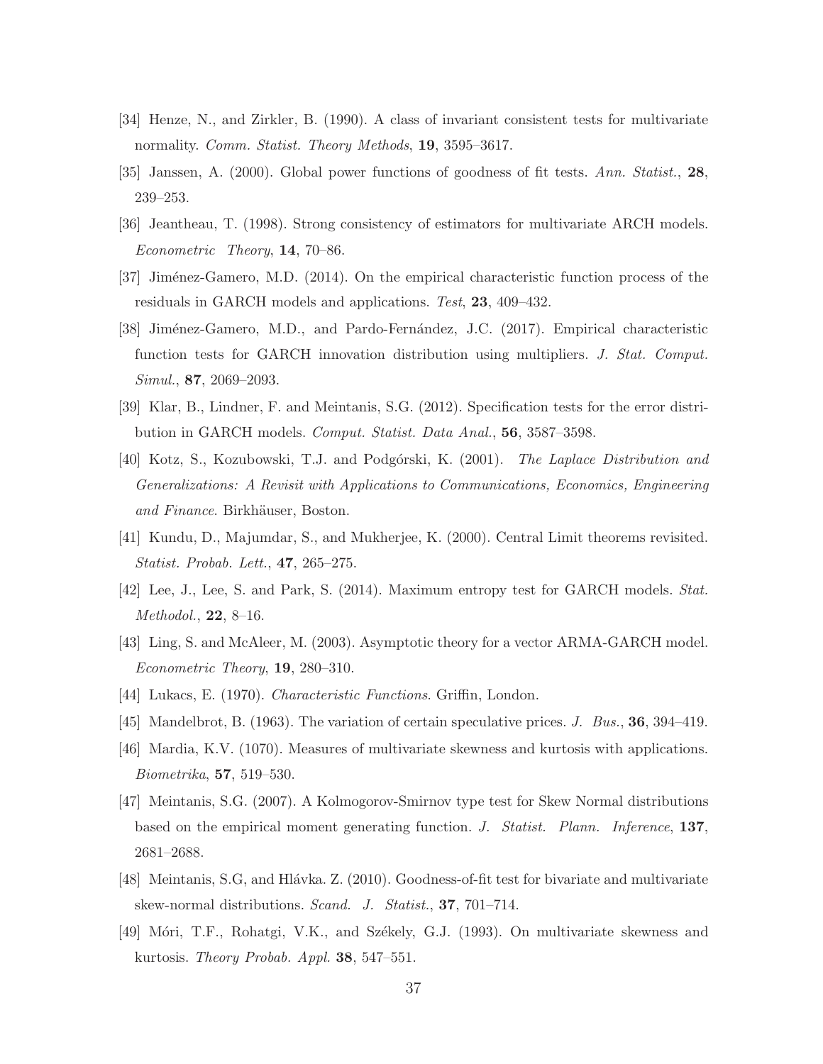[34] Henze, N., and Zirkler, B. (1990). A class of invariant consistent tests for multivariate normality. *Comm. Statist. Theory Methods*, **19**, 3595–3617.

[35] Janssen, A. (2000). Global power functions of goodness of fit tests. *Ann. Statist.*, **28**, 239–253.

[36] Jeantheau, T. (1998). Strong consistency of estimators for multivariate ARCH models. *Econometric Theory*, **14**, 70–86.

[37] Jiménez-Gamero, M.D. (2014). On the empirical characteristic function process of the residuals in GARCH models and applications. *Test*, **23**, 409–432.

[38] Jiménez-Gamero, M.D., and Pardo-Fernández, J.C. (2017). Empirical characteristic function tests for GARCH innovation distribution using multipliers. *J. Stat. Comput. Simul.*, **87**, 2069–2093.

[39] Klar, B., Lindner, F. and Meintanis, S.G. (2012). Specification tests for the error distribution in GARCH models. *Comput. Statist. Data Anal.*, **56**, 3587–3598.

[40] Kotz, S., Kozubowski, T.J. and Podgórski, K. (2001). *The Laplace Distribution and Generalizations: A Revisit with Applications to Communications, Economics, Engineering and Finance*. Birkhäuser, Boston.

[41] Kundu, D., Majumdar, S., and Mukherjee, K. (2000). Central Limit theorems revisited. *Statist. Probab. Lett.*, **47**, 265–275.

[42] Lee, J., Lee, S. and Park, S. (2014). Maximum entropy test for GARCH models. *Stat. Methodol.*, **22**, 8–16.

[43] Ling, S. and McAleer, M. (2003). Asymptotic theory for a vector ARMA-GARCH model. *Econometric Theory*, **19**, 280–310.

[44] Lukacs, E. (1970). *Characteristic Functions*. Griffin, London.

[45] Mandelbrot, B. (1963). The variation of certain speculative prices. *J. Bus.*, **36**, 394–419.

[46] Mardia, K.V. (1070). Measures of multivariate skewness and kurtosis with applications. *Biometrika*, **57**, 519–530.

[47] Meintanis, S.G. (2007). A Kolmogorov-Smirnov type test for Skew Normal distributions based on the empirical moment generating function. *J. Statist. Plann. Inference*, **137**, 2681–2688.

[48] Meintanis, S.G, and Hlávka. Z. (2010). Goodness-of-fit test for bivariate and multivariate skew-normal distributions. *Scand. J. Statist.*, **37**, 701–714.

[49] Móri, T.F., Rohatgi, V.K., and Székely, G.J. (1993). On multivariate skewness and kurtosis. *Theory Probab. Appl.* **38**, 547–551.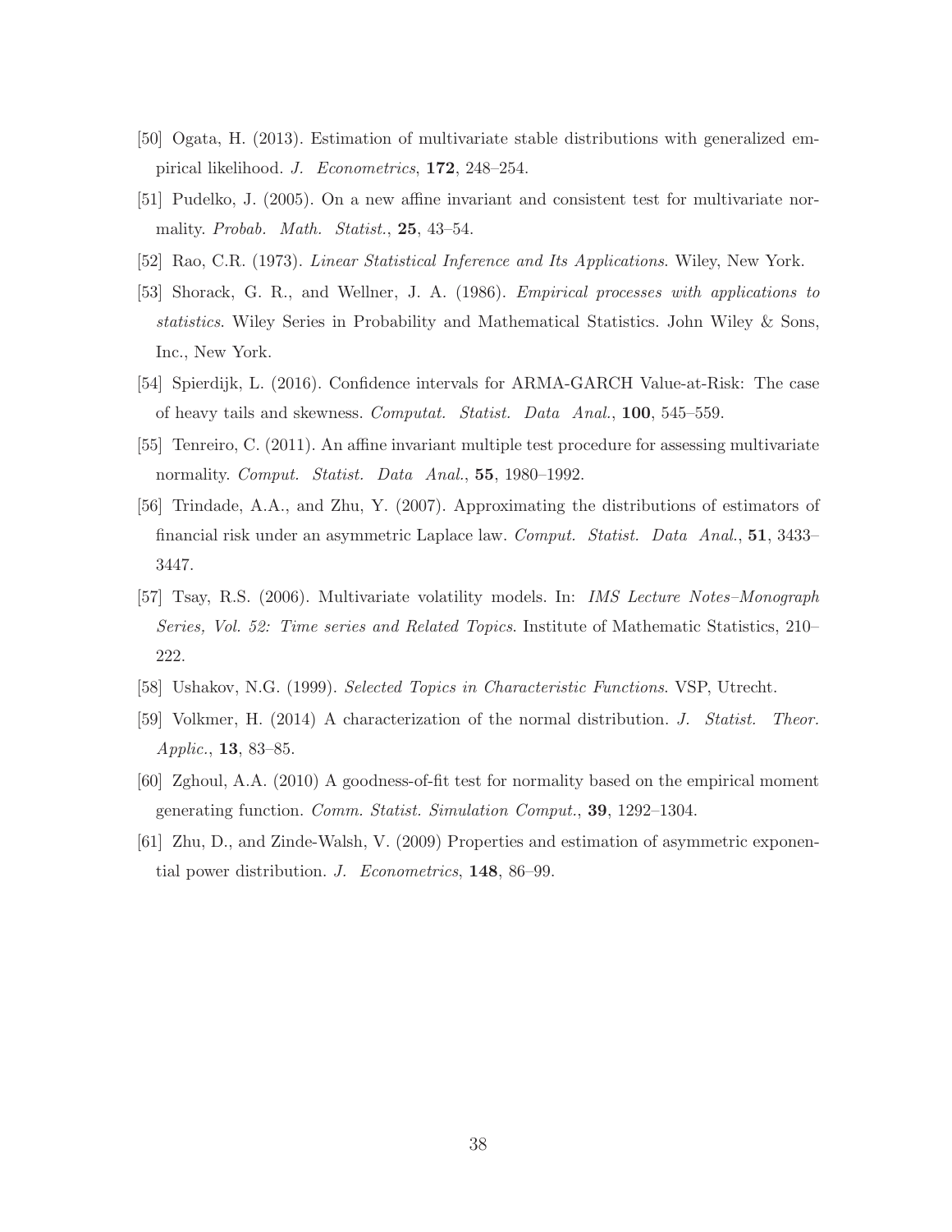[50] Ogata, H. (2013). Estimation of multivariate stable distributions with generalized empirical likelihood. *J. Econometrics*, **172**, 248–254.

[51] Pudelko, J. (2005). On a new affine invariant and consistent test for multivariate normality. *Probab. Math. Statist.*, **25**, 43–54.

[52] Rao, C.R. (1973). *Linear Statistical Inference and Its Applications*. Wiley, New York.

[53] Shorack, G. R., and Wellner, J. A. (1986). *Empirical processes with applications to statistics*. Wiley Series in Probability and Mathematical Statistics. John Wiley & Sons, Inc., New York.

[54] Spierdijk, L. (2016). Confidence intervals for ARMA-GARCH Value-at-Risk: The case of heavy tails and skewness. *Computat. Statist. Data Anal.*, **100**, 545–559.

[55] Tenreiro, C. (2011). An affine invariant multiple test procedure for assessing multivariate normality. *Comput. Statist. Data Anal.*, **55**, 1980–1992.

[56] Trindade, A.A., and Zhu, Y. (2007). Approximating the distributions of estimators of financial risk under an asymmetric Laplace law. *Comput. Statist. Data Anal.*, **51**, 3433–3447.

[57] Tsay, R.S. (2006). Multivariate volatility models. In: *IMS Lecture Notes–Monograph Series, Vol. 52: Time series and Related Topics*. Institute of Mathematic Statistics, 210–222.

[58] Ushakov, N.G. (1999). *Selected Topics in Characteristic Functions*. VSP, Utrecht.

[59] Volkmer, H. (2014) A characterization of the normal distribution. *J. Statist. Theor. Applic.*, **13**, 83–85.

[60] Zghoul, A.A. (2010) A goodness-of-fit test for normality based on the empirical moment generating function. *Comm. Statist. Simulation Comput.*, **39**, 1292–1304.

[61] Zhu, D., and Zinde-Walsh, V. (2009) Properties and estimation of asymmetric exponential power distribution. *J. Econometrics*, **148**, 86–99.